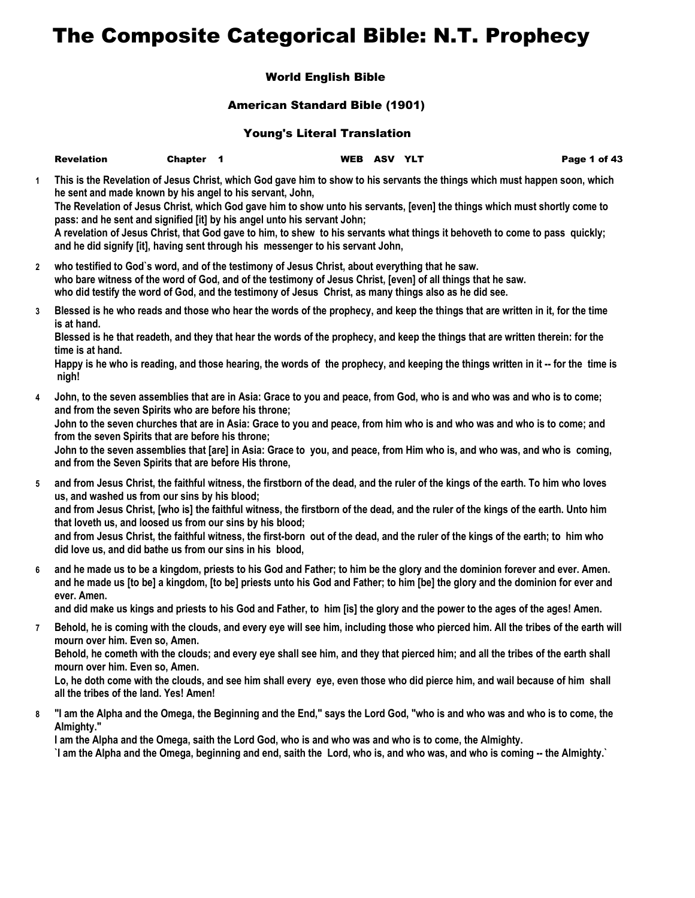# The Composite Categorical Bible: N.T. Prophecy

### World English Bible

### American Standard Bible (1901)

### Young's Literal Translation

**Revelation** **Chapter 1** **WEB ASV YLT**

**1** This is the Revelation of Jesus Christ, which God gave him to show to his servants the things which must happen soon, which he sent and made known by his angel to his servant, John,
The Revelation of Jesus Christ, which God gave him to show unto his servants, [even] the things which must shortly come to pass: and he sent and signified [it] by his angel unto his servant John;
A revelation of Jesus Christ, that God gave to him, to shew to his servants what things it behoveth to come to pass quickly; and he did signify [it], having sent through his messenger to his servant John,

**2** who testified to God`s word, and of the testimony of Jesus Christ, about everything that he saw.
who bare witness of the word of God, and of the testimony of Jesus Christ, [even] of all things that he saw.
who did testify the word of God, and the testimony of Jesus Christ, as many things also as he did see.

**3** Blessed is he who reads and those who hear the words of the prophecy, and keep the things that are written in it, for the time is at hand.
Blessed is he that readeth, and they that hear the words of the prophecy, and keep the things that are written therein: for the time is at hand.
Happy is he who is reading, and those hearing, the words of the prophecy, and keeping the things written in it -- for the time is nigh!

**4** John, to the seven assemblies that are in Asia: Grace to you and peace, from God, who is and who was and who is to come; and from the seven Spirits who are before his throne;
John to the seven churches that are in Asia: Grace to you and peace, from him who is and who was and who is to come; and from the seven Spirits that are before his throne;
John to the seven assemblies that [are] in Asia: Grace to you, and peace, from Him who is, and who was, and who is coming, and from the Seven Spirits that are before His throne,

**5** and from Jesus Christ, the faithful witness, the firstborn of the dead, and the ruler of the kings of the earth. To him who loves us, and washed us from our sins by his blood;
and from Jesus Christ, [who is] the faithful witness, the firstborn of the dead, and the ruler of the kings of the earth. Unto him that loveth us, and loosed us from our sins by his blood;
and from Jesus Christ, the faithful witness, the first-born out of the dead, and the ruler of the kings of the earth; to him who did love us, and did bathe us from our sins in his blood,

**6** and he made us to be a kingdom, priests to his God and Father; to him be the glory and the dominion forever and ever. Amen.
and he made us [to be] a kingdom, [to be] priests unto his God and Father; to him [be] the glory and the dominion for ever and ever. Amen.
and did make us kings and priests to his God and Father, to him [is] the glory and the power to the ages of the ages! Amen.

**7** Behold, he is coming with the clouds, and every eye will see him, including those who pierced him. All the tribes of the earth will mourn over him. Even so, Amen.
Behold, he cometh with the clouds; and every eye shall see him, and they that pierced him; and all the tribes of the earth shall mourn over him. Even so, Amen.
Lo, he doth come with the clouds, and see him shall every eye, even those who did pierce him, and wail because of him shall all the tribes of the land. Yes! Amen!

**8** "I am the Alpha and the Omega, the Beginning and the End," says the Lord God, "who is and who was and who is to come, the Almighty."
I am the Alpha and the Omega, saith the Lord God, who is and who was and who is to come, the Almighty.
`I am the Alpha and the Omega, beginning and end, saith the Lord, who is, and who was, and who is coming -- the Almighty.`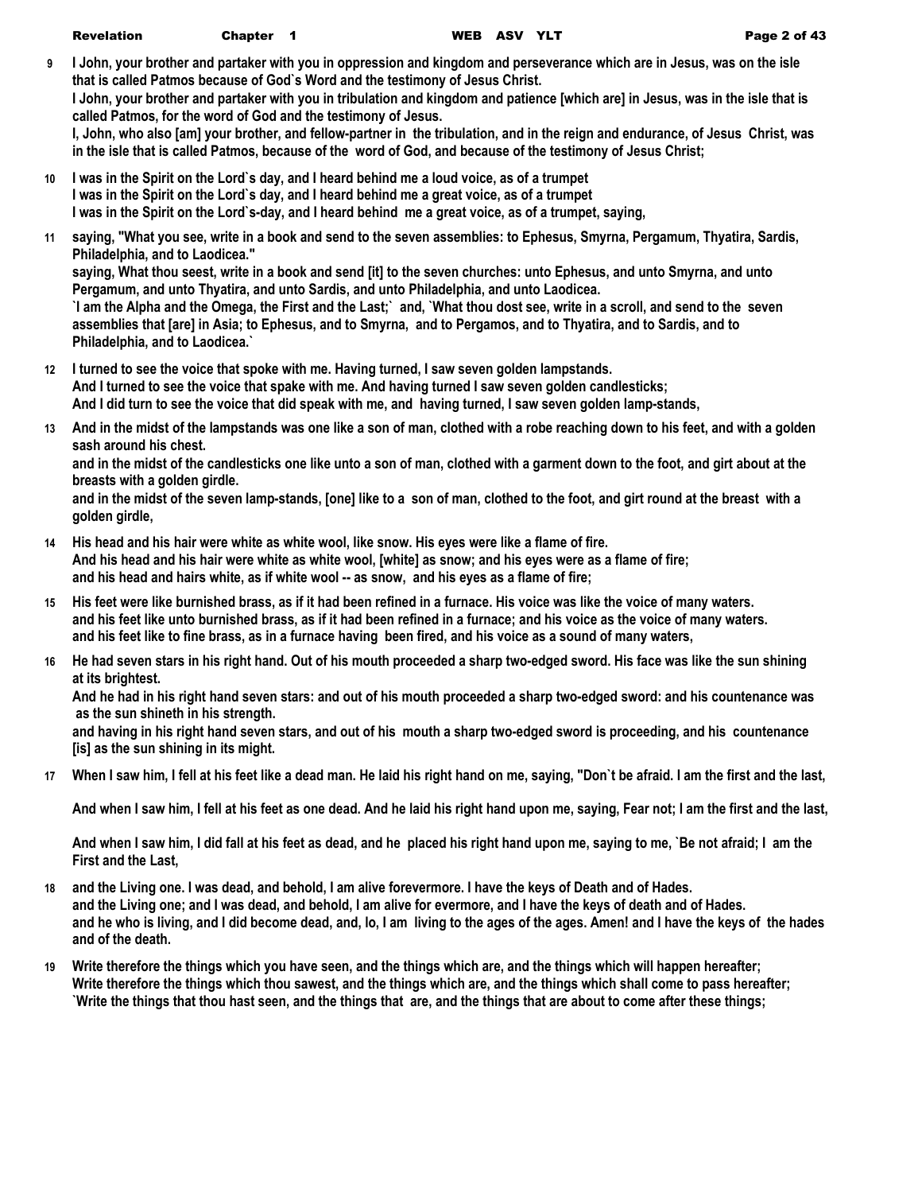**9** **I John, your brother and partaker with you in oppression and kingdom and perseverance which are in Jesus, was on the isle that is called Patmos because of God`s Word and the testimony of Jesus Christ.**
**I John, your brother and partaker with you in tribulation and kingdom and patience [which are] in Jesus, was in the isle that is called Patmos, for the word of God and the testimony of Jesus.**
**I, John, who also [am] your brother, and fellow-partner in the tribulation, and in the reign and endurance, of Jesus Christ, was in the isle that is called Patmos, because of the word of God, and because of the testimony of Jesus Christ;**

**10** **I was in the Spirit on the Lord`s day, and I heard behind me a loud voice, as of a trumpet**
**I was in the Spirit on the Lord`s day, and I heard behind me a great voice, as of a trumpet**
**I was in the Spirit on the Lord`s-day, and I heard behind me a great voice, as of a trumpet, saying,**

**11** **saying, "What you see, write in a book and send to the seven assemblies: to Ephesus, Smyrna, Pergamum, Thyatira, Sardis, Philadelphia, and to Laodicea."**
**saying, What thou seest, write in a book and send [it] to the seven churches: unto Ephesus, and unto Smyrna, and unto Pergamum, and unto Thyatira, and unto Sardis, and unto Philadelphia, and unto Laodicea.**
**`I am the Alpha and the Omega, the First and the Last;` and, `What thou dost see, write in a scroll, and send to the seven assemblies that [are] in Asia; to Ephesus, and to Smyrna, and to Pergamos, and to Thyatira, and to Sardis, and to Philadelphia, and to Laodicea.`**

**12** **I turned to see the voice that spoke with me. Having turned, I saw seven golden lampstands.**
**And I turned to see the voice that spake with me. And having turned I saw seven golden candlesticks;**
**And I did turn to see the voice that did speak with me, and having turned, I saw seven golden lamp-stands,**

**13** **And in the midst of the lampstands was one like a son of man, clothed with a robe reaching down to his feet, and with a golden sash around his chest.**
**and in the midst of the candlesticks one like unto a son of man, clothed with a garment down to the foot, and girt about at the breasts with a golden girdle.**
**and in the midst of the seven lamp-stands, [one] like to a son of man, clothed to the foot, and girt round at the breast with a golden girdle,**

**14** **His head and his hair were white as white wool, like snow. His eyes were like a flame of fire.**
**And his head and his hair were white as white wool, [white] as snow; and his eyes were as a flame of fire;**
**and his head and hairs white, as if white wool -- as snow, and his eyes as a flame of fire;**

**15** **His feet were like burnished brass, as if it had been refined in a furnace. His voice was like the voice of many waters.**
**and his feet like unto burnished brass, as if it had been refined in a furnace; and his voice as the voice of many waters.**
**and his feet like to fine brass, as in a furnace having been fired, and his voice as a sound of many waters,**

**16** **He had seven stars in his right hand. Out of his mouth proceeded a sharp two-edged sword. His face was like the sun shining at its brightest.**
**And he had in his right hand seven stars: and out of his mouth proceeded a sharp two-edged sword: and his countenance was as the sun shineth in his strength.**
**and having in his right hand seven stars, and out of his mouth a sharp two-edged sword is proceeding, and his countenance [is] as the sun shining in its might.**

**17** **When I saw him, I fell at his feet like a dead man. He laid his right hand on me, saying, "Don`t be afraid. I am the first and the last,**
**And when I saw him, I fell at his feet as one dead. And he laid his right hand upon me, saying, Fear not; I am the first and the last,**
**And when I saw him, I did fall at his feet as dead, and he placed his right hand upon me, saying to me, `Be not afraid; I am the First and the Last,**

**18** **and the Living one. I was dead, and behold, I am alive forevermore. I have the keys of Death and of Hades.**
**and the Living one; and I was dead, and behold, I am alive for evermore, and I have the keys of death and of Hades.**
**and he who is living, and I did become dead, and, lo, I am living to the ages of the ages. Amen! and I have the keys of the hades and of the death.**

**19** **Write therefore the things which you have seen, and the things which are, and the things which will happen hereafter;**
**Write therefore the things which thou sawest, and the things which are, and the things which shall come to pass hereafter;**
**`Write the things that thou hast seen, and the things that are, and the things that are about to come after these things;**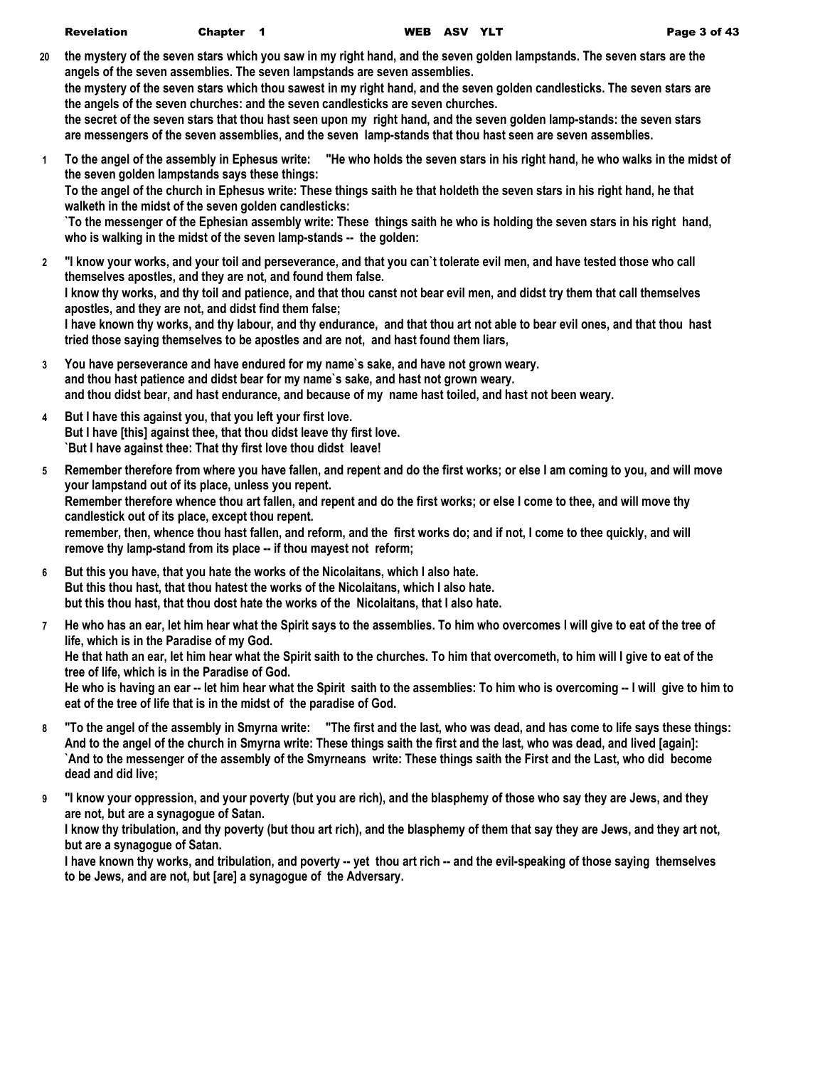**20** the mystery of the seven stars which you saw in my right hand, and the seven golden lampstands. The seven stars are the angels of the seven assemblies. The seven lampstands are seven assemblies.
the mystery of the seven stars which thou sawest in my right hand, and the seven golden candlesticks. The seven stars are the angels of the seven churches: and the seven candlesticks are seven churches.
the secret of the seven stars that thou hast seen upon my right hand, and the seven golden lamp-stands: the seven stars are messengers of the seven assemblies, and the seven lamp-stands that thou hast seen are seven assemblies.

**1** To the angel of the assembly in Ephesus write: "He who holds the seven stars in his right hand, he who walks in the midst of the seven golden lampstands says these things:
To the angel of the church in Ephesus write: These things saith he that holdeth the seven stars in his right hand, he that walketh in the midst of the seven golden candlesticks:
`To the messenger of the Ephesian assembly write: These things saith he who is holding the seven stars in his right hand, who is walking in the midst of the seven lamp-stands -- the golden:

**2** "I know your works, and your toil and perseverance, and that you can`t tolerate evil men, and have tested those who call themselves apostles, and they are not, and found them false.
I know thy works, and thy toil and patience, and that thou canst not bear evil men, and didst try them that call themselves apostles, and they are not, and didst find them false;
I have known thy works, and thy labour, and thy endurance, and that thou art not able to bear evil ones, and that thou hast tried those saying themselves to be apostles and are not, and hast found them liars,

**3** You have perseverance and have endured for my name`s sake, and have not grown weary.
and thou hast patience and didst bear for my name`s sake, and hast not grown weary.
and thou didst bear, and hast endurance, and because of my name hast toiled, and hast not been weary.

**4** But I have this against you, that you left your first love.
But I have [this] against thee, that thou didst leave thy first love.
`But I have against thee: That thy first love thou didst leave!

**5** Remember therefore from where you have fallen, and repent and do the first works; or else I am coming to you, and will move your lampstand out of its place, unless you repent.
Remember therefore whence thou art fallen, and repent and do the first works; or else I come to thee, and will move thy candlestick out of its place, except thou repent.
remember, then, whence thou hast fallen, and reform, and the first works do; and if not, I come to thee quickly, and will remove thy lamp-stand from its place -- if thou mayest not reform;

**6** But this you have, that you hate the works of the Nicolaitans, which I also hate.
But this thou hast, that thou hatest the works of the Nicolaitans, which I also hate.
but this thou hast, that thou dost hate the works of the Nicolaitans, that I also hate.

**7** He who has an ear, let him hear what the Spirit says to the assemblies. To him who overcomes I will give to eat of the tree of life, which is in the Paradise of my God.
He that hath an ear, let him hear what the Spirit saith to the churches. To him that overcometh, to him will I give to eat of the tree of life, which is in the Paradise of God.
He who is having an ear -- let him hear what the Spirit saith to the assemblies: To him who is overcoming -- I will give to him to eat of the tree of life that is in the midst of the paradise of God.

**8** "To the angel of the assembly in Smyrna write: "The first and the last, who was dead, and has come to life says these things:
And to the angel of the church in Smyrna write: These things saith the first and the last, who was dead, and lived [again]:
`And to the messenger of the assembly of the Smyrneans write: These things saith the First and the Last, who did become dead and did live;

**9** "I know your oppression, and your poverty (but you are rich), and the blasphemy of those who say they are Jews, and they are not, but are a synagogue of Satan.
I know thy tribulation, and thy poverty (but thou art rich), and the blasphemy of them that say they are Jews, and they art not, but are a synagogue of Satan.
I have known thy works, and tribulation, and poverty -- yet thou art rich -- and the evil-speaking of those saying themselves to be Jews, and are not, but [are] a synagogue of the Adversary.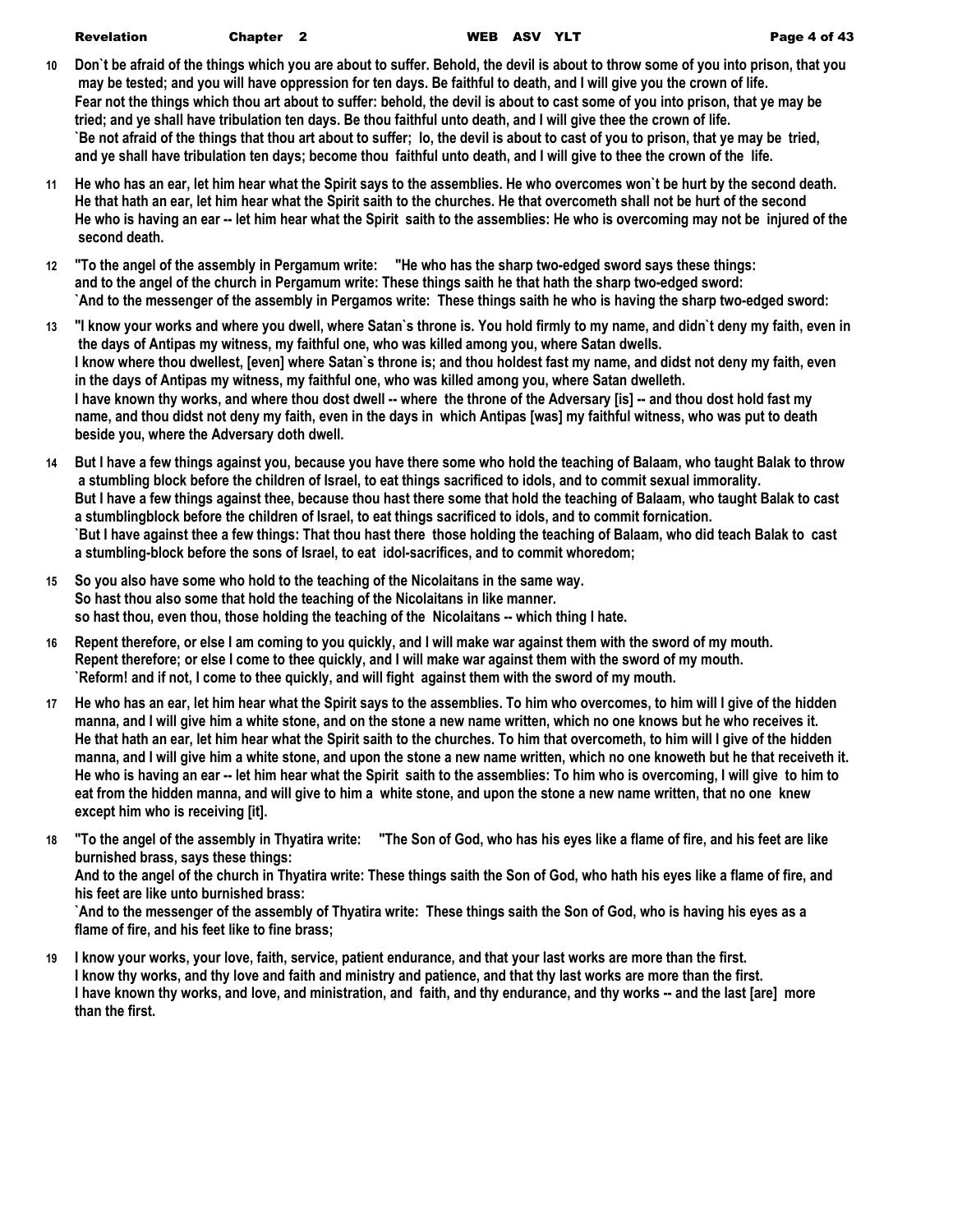**10** Don`t be afraid of the things which you are about to suffer. Behold, the devil is about to throw some of you into prison, that you may be tested; and you will have oppression for ten days. Be faithful to death, and I will give you the crown of life.
Fear not the things which thou art about to suffer: behold, the devil is about to cast some of you into prison, that ye may be tried; and ye shall have tribulation ten days. Be thou faithful unto death, and I will give thee the crown of life.
`Be not afraid of the things that thou art about to suffer; lo, the devil is about to cast of you to prison, that ye may be tried, and ye shall have tribulation ten days; become thou faithful unto death, and I will give to thee the crown of the life.

**11** He who has an ear, let him hear what the Spirit says to the assemblies. He who overcomes won`t be hurt by the second death.
He that hath an ear, let him hear what the Spirit saith to the churches. He that overcometh shall not be hurt of the second
He who is having an ear -- let him hear what the Spirit saith to the assemblies: He who is overcoming may not be injured of the second death.

**12** "To the angel of the assembly in Pergamum write: "He who has the sharp two-edged sword says these things:
and to the angel of the church in Pergamum write: These things saith he that hath the sharp two-edged sword:
`And to the messenger of the assembly in Pergamos write: These things saith he who is having the sharp two-edged sword:

**13** "I know your works and where you dwell, where Satan`s throne is. You hold firmly to my name, and didn`t deny my faith, even in the days of Antipas my witness, my faithful one, who was killed among you, where Satan dwells.
I know where thou dwellest, [even] where Satan`s throne is; and thou holdest fast my name, and didst not deny my faith, even in the days of Antipas my witness, my faithful one, who was killed among you, where Satan dwelleth.
I have known thy works, and where thou dost dwell -- where the throne of the Adversary [is] -- and thou dost hold fast my name, and thou didst not deny my faith, even in the days in which Antipas [was] my faithful witness, who was put to death beside you, where the Adversary doth dwell.

**14** But I have a few things against you, because you have there some who hold the teaching of Balaam, who taught Balak to throw a stumbling block before the children of Israel, to eat things sacrificed to idols, and to commit sexual immorality.
But I have a few things against thee, because thou hast there some that hold the teaching of Balaam, who taught Balak to cast a stumblingblock before the children of Israel, to eat things sacrificed to idols, and to commit fornication.
`But I have against thee a few things: That thou hast there those holding the teaching of Balaam, who did teach Balak to cast a stumbling-block before the sons of Israel, to eat idol-sacrifices, and to commit whoredom;

**15** So you also have some who hold to the teaching of the Nicolaitans in the same way.
So hast thou also some that hold the teaching of the Nicolaitans in like manner.
so hast thou, even thou, those holding the teaching of the Nicolaitans -- which thing I hate.

**16** Repent therefore, or else I am coming to you quickly, and I will make war against them with the sword of my mouth.
Repent therefore; or else I come to thee quickly, and I will make war against them with the sword of my mouth.
`Reform! and if not, I come to thee quickly, and will fight against them with the sword of my mouth.

**17** He who has an ear, let him hear what the Spirit says to the assemblies. To him who overcomes, to him will I give of the hidden manna, and I will give him a white stone, and on the stone a new name written, which no one knows but he who receives it.
He that hath an ear, let him hear what the Spirit saith to the churches. To him that overcometh, to him will I give of the hidden manna, and I will give him a white stone, and upon the stone a new name written, which no one knoweth but he that receiveth it.
He who is having an ear -- let him hear what the Spirit saith to the assemblies: To him who is overcoming, I will give to him to eat from the hidden manna, and will give to him a white stone, and upon the stone a new name written, that no one knew except him who is receiving [it].

**18** "To the angel of the assembly in Thyatira write: "The Son of God, who has his eyes like a flame of fire, and his feet are like burnished brass, says these things:
And to the angel of the church in Thyatira write: These things saith the Son of God, who hath his eyes like a flame of fire, and his feet are like unto burnished brass:
`And to the messenger of the assembly of Thyatira write: These things saith the Son of God, who is having his eyes as a flame of fire, and his feet like to fine brass;

**19** I know your works, your love, faith, service, patient endurance, and that your last works are more than the first.
I know thy works, and thy love and faith and ministry and patience, and that thy last works are more than the first.
I have known thy works, and love, and ministration, and faith, and thy endurance, and thy works -- and the last [are] more than the first.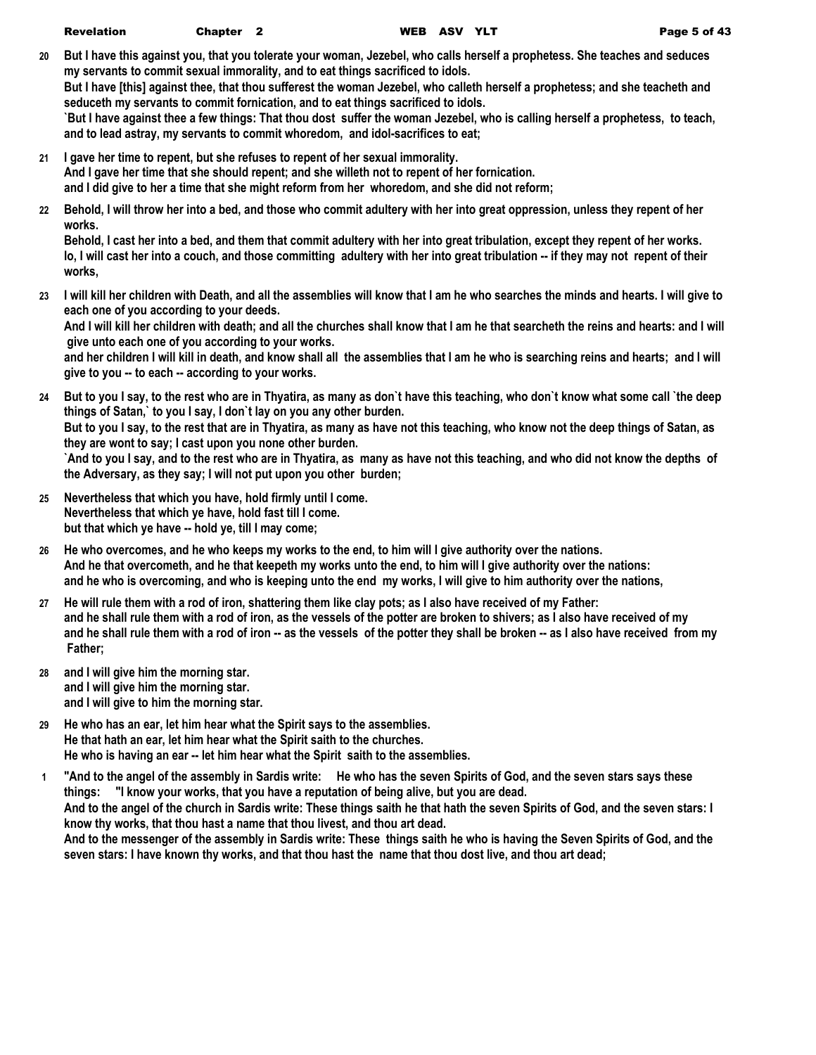**20** But I have this against you, that you tolerate your woman, Jezebel, who calls herself a prophetess. She teaches and seduces my servants to commit sexual immorality, and to eat things sacrificed to idols.
But I have [this] against thee, that thou sufferest the woman Jezebel, who calleth herself a prophetess; and she teacheth and seduceth my servants to commit fornication, and to eat things sacrificed to idols.
`But I have against thee a few things: That thou dost suffer the woman Jezebel, who is calling herself a prophetess, to teach, and to lead astray, my servants to commit whoredom, and idol-sacrifices to eat;

**21** I gave her time to repent, but she refuses to repent of her sexual immorality.
And I gave her time that she should repent; and she willeth not to repent of her fornication.
and I did give to her a time that she might reform from her whoredom, and she did not reform;

**22** Behold, I will throw her into a bed, and those who commit adultery with her into great oppression, unless they repent of her works.
Behold, I cast her into a bed, and them that commit adultery with her into great tribulation, except they repent of her works.
lo, I will cast her into a couch, and those committing adultery with her into great tribulation -- if they may not repent of their works,

**23** I will kill her children with Death, and all the assemblies will know that I am he who searches the minds and hearts. I will give to each one of you according to your deeds.
And I will kill her children with death; and all the churches shall know that I am he that searcheth the reins and hearts: and I will give unto each one of you according to your works.
and her children I will kill in death, and know shall all the assemblies that I am he who is searching reins and hearts; and I will give to you -- to each -- according to your works.

**24** But to you I say, to the rest who are in Thyatira, as many as don`t have this teaching, who don`t know what some call `the deep things of Satan,` to you I say, I don`t lay on you any other burden.
But to you I say, to the rest that are in Thyatira, as many as have not this teaching, who know not the deep things of Satan, as they are wont to say; I cast upon you none other burden.
`And to you I say, and to the rest who are in Thyatira, as many as have not this teaching, and who did not know the depths of the Adversary, as they say; I will not put upon you other burden;

**25** Nevertheless that which you have, hold firmly until I come.
Nevertheless that which ye have, hold fast till I come.
but that which ye have -- hold ye, till I may come;

**26** He who overcomes, and he who keeps my works to the end, to him will I give authority over the nations.
And he that overcometh, and he that keepeth my works unto the end, to him will I give authority over the nations:
and he who is overcoming, and who is keeping unto the end my works, I will give to him authority over the nations,

**27** He will rule them with a rod of iron, shattering them like clay pots; as I also have received of my Father:
and he shall rule them with a rod of iron, as the vessels of the potter are broken to shivers; as I also have received of my
and he shall rule them with a rod of iron -- as the vessels of the potter they shall be broken -- as I also have received from my Father;

**28** and I will give him the morning star.
and I will give him the morning star.
and I will give to him the morning star.

**29** He who has an ear, let him hear what the Spirit says to the assemblies.
He that hath an ear, let him hear what the Spirit saith to the churches.
He who is having an ear -- let him hear what the Spirit saith to the assemblies.

**1** "And to the angel of the assembly in Sardis write: He who has the seven Spirits of God, and the seven stars says these things: "I know your works, that you have a reputation of being alive, but you are dead.
And to the angel of the church in Sardis write: These things saith he that hath the seven Spirits of God, and the seven stars: I know thy works, that thou hast a name that thou livest, and thou art dead.
And to the messenger of the assembly in Sardis write: These things saith he who is having the Seven Spirits of God, and the seven stars: I have known thy works, and that thou hast the name that thou dost live, and thou art dead;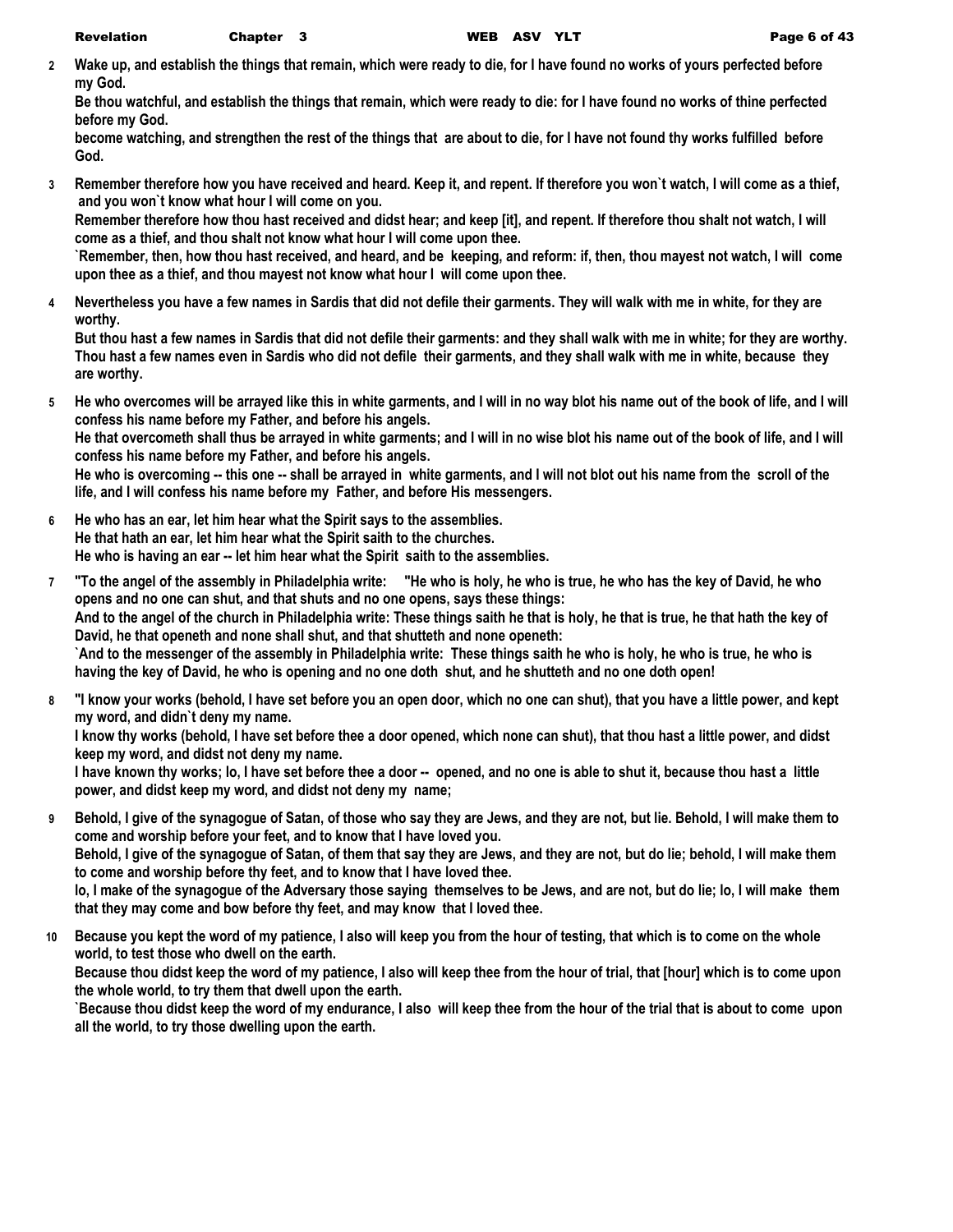**2** Wake up, and establish the things that remain, which were ready to die, for I have found no works of yours perfected before my God.
Be thou watchful, and establish the things that remain, which were ready to die: for I have found no works of thine perfected before my God.
become watching, and strengthen the rest of the things that are about to die, for I have not found thy works fulfilled before God.

**3** Remember therefore how you have received and heard. Keep it, and repent. If therefore you won`t watch, I will come as a thief, and you won`t know what hour I will come on you.
Remember therefore how thou hast received and didst hear; and keep [it], and repent. If therefore thou shalt not watch, I will come as a thief, and thou shalt not know what hour I will come upon thee.
`Remember, then, how thou hast received, and heard, and be keeping, and reform: if, then, thou mayest not watch, I will come upon thee as a thief, and thou mayest not know what hour I will come upon thee.

**4** Nevertheless you have a few names in Sardis that did not defile their garments. They will walk with me in white, for they are worthy.
But thou hast a few names in Sardis that did not defile their garments: and they shall walk with me in white; for they are worthy.
Thou hast a few names even in Sardis who did not defile their garments, and they shall walk with me in white, because they are worthy.

**5** He who overcomes will be arrayed like this in white garments, and I will in no way blot his name out of the book of life, and I will confess his name before my Father, and before his angels.
He that overcometh shall thus be arrayed in white garments; and I will in no wise blot his name out of the book of life, and I will confess his name before my Father, and before his angels.
He who is overcoming -- this one -- shall be arrayed in white garments, and I will not blot out his name from the scroll of the life, and I will confess his name before my Father, and before His messengers.

**6** He who has an ear, let him hear what the Spirit says to the assemblies.
He that hath an ear, let him hear what the Spirit saith to the churches.
He who is having an ear -- let him hear what the Spirit saith to the assemblies.

**7** "To the angel of the assembly in Philadelphia write: "He who is holy, he who is true, he who has the key of David, he who opens and no one can shut, and that shuts and no one opens, says these things:
And to the angel of the church in Philadelphia write: These things saith he that is holy, he that is true, he that hath the key of David, he that openeth and none shall shut, and that shutteth and none openeth:
`And to the messenger of the assembly in Philadelphia write: These things saith he who is holy, he who is true, he who is having the key of David, he who is opening and no one doth shut, and he shutteth and no one doth open!

**8** "I know your works (behold, I have set before you an open door, which no one can shut), that you have a little power, and kept my word, and didn`t deny my name.
I know thy works (behold, I have set before thee a door opened, which none can shut), that thou hast a little power, and didst keep my word, and didst not deny my name.
I have known thy works; lo, I have set before thee a door -- opened, and no one is able to shut it, because thou hast a little power, and didst keep my word, and didst not deny my name;

**9** Behold, I give of the synagogue of Satan, of those who say they are Jews, and they are not, but lie. Behold, I will make them to come and worship before your feet, and to know that I have loved you.
Behold, I give of the synagogue of Satan, of them that say they are Jews, and they are not, but do lie; behold, I will make them to come and worship before thy feet, and to know that I have loved thee.
lo, I make of the synagogue of the Adversary those saying themselves to be Jews, and are not, but do lie; lo, I will make them that they may come and bow before thy feet, and may know that I loved thee.

**10** Because you kept the word of my patience, I also will keep you from the hour of testing, that which is to come on the whole world, to test those who dwell on the earth.
Because thou didst keep the word of my patience, I also will keep thee from the hour of trial, that [hour] which is to come upon the whole world, to try them that dwell upon the earth.
`Because thou didst keep the word of my endurance, I also will keep thee from the hour of the trial that is about to come upon all the world, to try those dwelling upon the earth.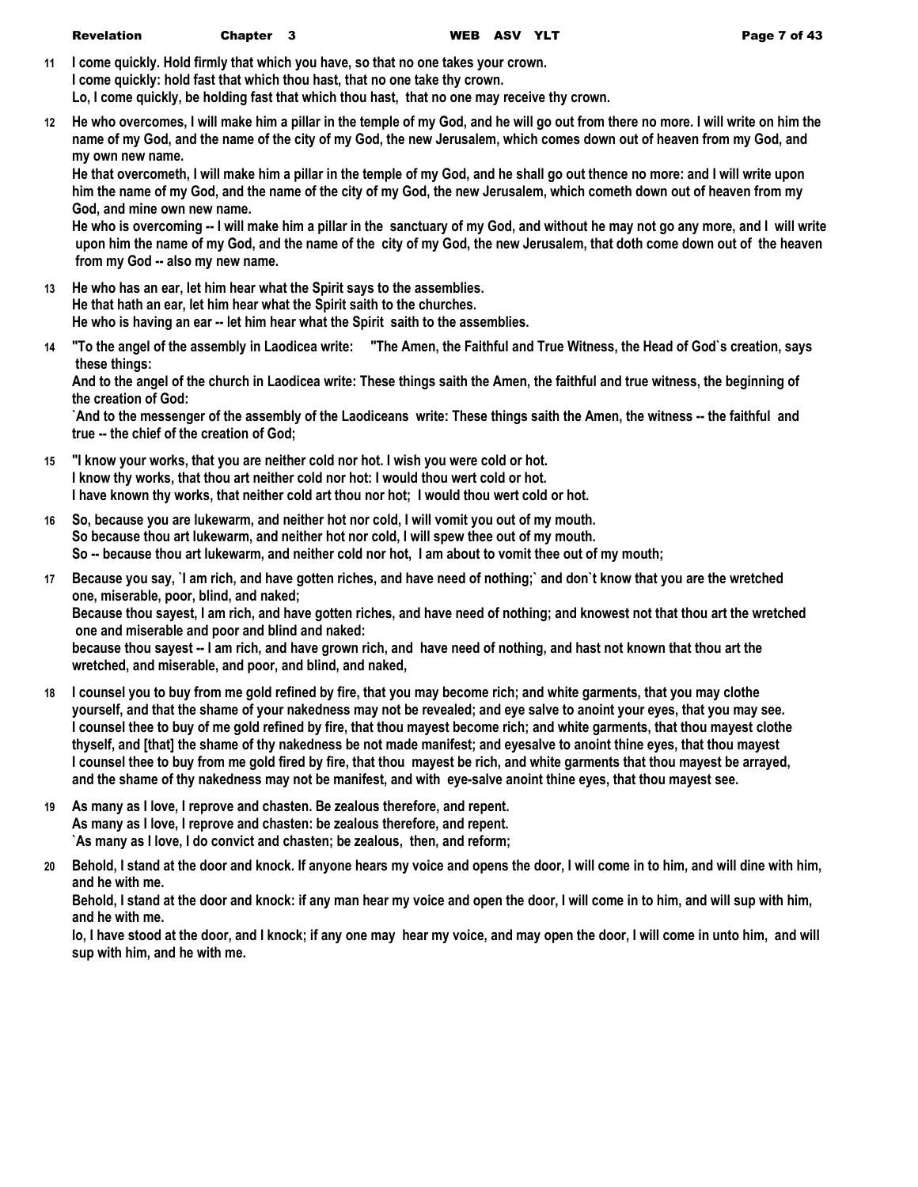**11** I come quickly. Hold firmly that which you have, so that no one takes your crown.
I come quickly: hold fast that which thou hast, that no one take thy crown.
Lo, I come quickly, be holding fast that which thou hast, that no one may receive thy crown.

**12** He who overcomes, I will make him a pillar in the temple of my God, and he will go out from there no more. I will write on him the name of my God, and the name of the city of my God, the new Jerusalem, which comes down out of heaven from my God, and my own new name.
He that overcometh, I will make him a pillar in the temple of my God, and he shall go out thence no more: and I will write upon him the name of my God, and the name of the city of my God, the new Jerusalem, which cometh down out of heaven from my God, and mine own new name.
He who is overcoming -- I will make him a pillar in the sanctuary of my God, and without he may not go any more, and I will write upon him the name of my God, and the name of the city of my God, the new Jerusalem, that doth come down out of the heaven from my God -- also my new name.

**13** He who has an ear, let him hear what the Spirit says to the assemblies.
He that hath an ear, let him hear what the Spirit saith to the churches.
He who is having an ear -- let him hear what the Spirit saith to the assemblies.

**14** "To the angel of the assembly in Laodicea write: "The Amen, the Faithful and True Witness, the Head of God`s creation, says these things:
And to the angel of the church in Laodicea write: These things saith the Amen, the faithful and true witness, the beginning of the creation of God:
`And to the messenger of the assembly of the Laodiceans write: These things saith the Amen, the witness -- the faithful and true -- the chief of the creation of God;

**15** "I know your works, that you are neither cold nor hot. I wish you were cold or hot.
I know thy works, that thou art neither cold nor hot: I would thou wert cold or hot.
I have known thy works, that neither cold art thou nor hot; I would thou wert cold or hot.

**16** So, because you are lukewarm, and neither hot nor cold, I will vomit you out of my mouth.
So because thou art lukewarm, and neither hot nor cold, I will spew thee out of my mouth.
So -- because thou art lukewarm, and neither cold nor hot, I am about to vomit thee out of my mouth;

**17** Because you say, `I am rich, and have gotten riches, and have need of nothing;` and don`t know that you are the wretched one, miserable, poor, blind, and naked;
Because thou sayest, I am rich, and have gotten riches, and have need of nothing; and knowest not that thou art the wretched one and miserable and poor and blind and naked:
because thou sayest -- I am rich, and have grown rich, and have need of nothing, and hast not known that thou art the wretched, and miserable, and poor, and blind, and naked,

**18** I counsel you to buy from me gold refined by fire, that you may become rich; and white garments, that you may clothe yourself, and that the shame of your nakedness may not be revealed; and eye salve to anoint your eyes, that you may see.
I counsel thee to buy of me gold refined by fire, that thou mayest become rich; and white garments, that thou mayest clothe thyself, and [that] the shame of thy nakedness be not made manifest; and eyesalve to anoint thine eyes, that thou mayest
I counsel thee to buy from me gold fired by fire, that thou mayest be rich, and white garments that thou mayest be arrayed, and the shame of thy nakedness may not be manifest, and with eye-salve anoint thine eyes, that thou mayest see.

**19** As many as I love, I reprove and chasten. Be zealous therefore, and repent.
As many as I love, I reprove and chasten: be zealous therefore, and repent.
`As many as I love, I do convict and chasten; be zealous, then, and reform;

**20** Behold, I stand at the door and knock. If anyone hears my voice and opens the door, I will come in to him, and will dine with him, and he with me.
Behold, I stand at the door and knock: if any man hear my voice and open the door, I will come in to him, and will sup with him, and he with me.
lo, I have stood at the door, and I knock; if any one may hear my voice, and may open the door, I will come in unto him, and will sup with him, and he with me.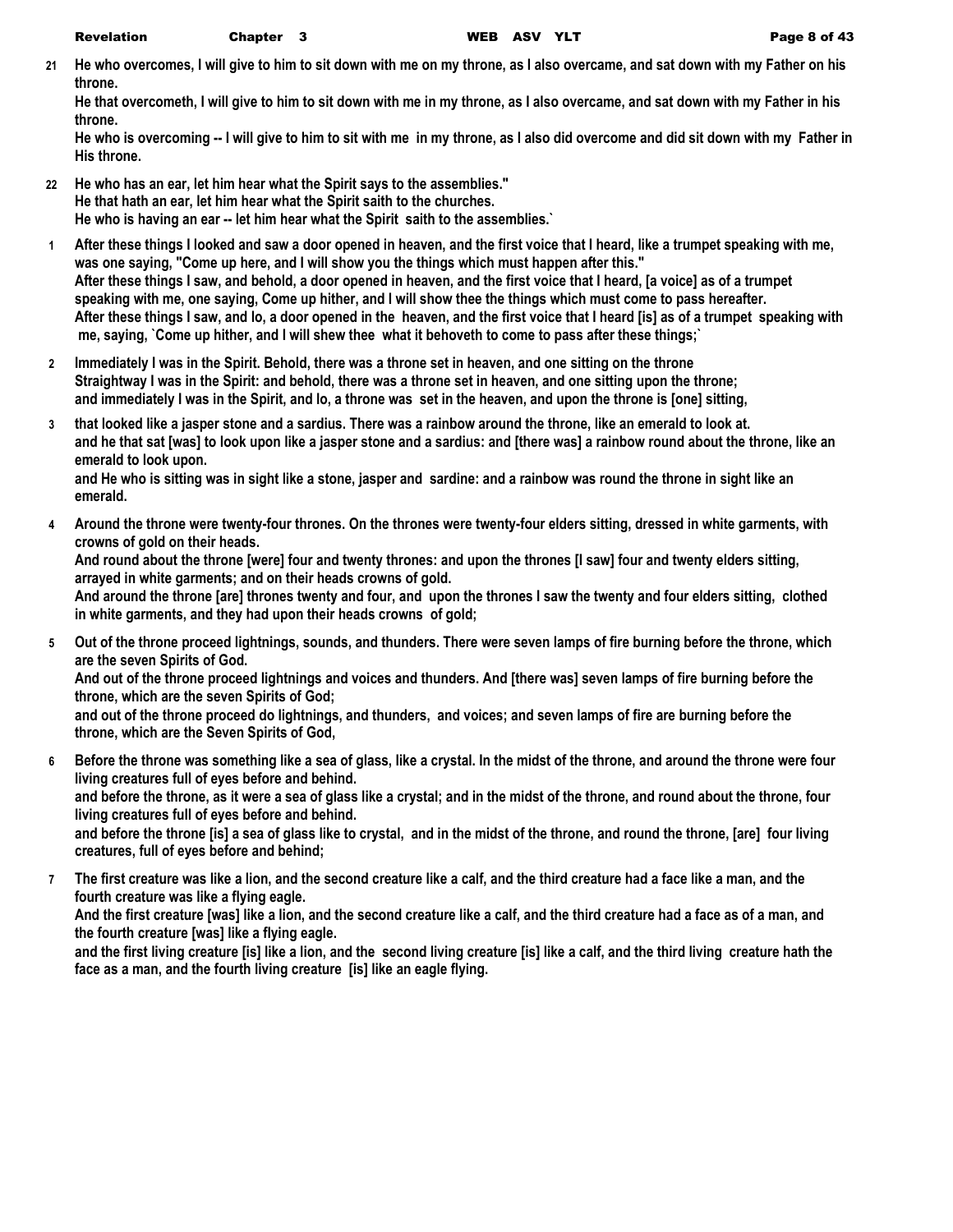**21** **He who overcomes, I will give to him to sit down with me on my throne, as I also overcame, and sat down with my Father on his throne.**
**He that overcometh, I will give to him to sit down with me in my throne, as I also overcame, and sat down with my Father in his throne.**
**He who is overcoming -- I will give to him to sit with me in my throne, as I also did overcome and did sit down with my Father in His throne.**

**22** **He who has an ear, let him hear what the Spirit says to the assemblies."**
**He that hath an ear, let him hear what the Spirit saith to the churches.**
**He who is having an ear -- let him hear what the Spirit saith to the assemblies.`**

**1** **After these things I looked and saw a door opened in heaven, and the first voice that I heard, like a trumpet speaking with me, was one saying, "Come up here, and I will show you the things which must happen after this."**
**After these things I saw, and behold, a door opened in heaven, and the first voice that I heard, [a voice] as of a trumpet speaking with me, one saying, Come up hither, and I will show thee the things which must come to pass hereafter.**
**After these things I saw, and lo, a door opened in the heaven, and the first voice that I heard [is] as of a trumpet speaking with me, saying, `Come up hither, and I will shew thee what it behoveth to come to pass after these things;`**

**2** **Immediately I was in the Spirit. Behold, there was a throne set in heaven, and one sitting on the throne**
**Straightway I was in the Spirit: and behold, there was a throne set in heaven, and one sitting upon the throne;**
**and immediately I was in the Spirit, and lo, a throne was set in the heaven, and upon the throne is [one] sitting,**

**3** **that looked like a jasper stone and a sardius. There was a rainbow around the throne, like an emerald to look at.**
**and he that sat [was] to look upon like a jasper stone and a sardius: and [there was] a rainbow round about the throne, like an emerald to look upon.**
**and He who is sitting was in sight like a stone, jasper and sardine: and a rainbow was round the throne in sight like an emerald.**

**4** **Around the throne were twenty-four thrones. On the thrones were twenty-four elders sitting, dressed in white garments, with crowns of gold on their heads.**
**And round about the throne [were] four and twenty thrones: and upon the thrones [I saw] four and twenty elders sitting, arrayed in white garments; and on their heads crowns of gold.**
**And around the throne [are] thrones twenty and four, and upon the thrones I saw the twenty and four elders sitting, clothed in white garments, and they had upon their heads crowns of gold;**

**5** **Out of the throne proceed lightnings, sounds, and thunders. There were seven lamps of fire burning before the throne, which are the seven Spirits of God.**
**And out of the throne proceed lightnings and voices and thunders. And [there was] seven lamps of fire burning before the throne, which are the seven Spirits of God;**
**and out of the throne proceed do lightnings, and thunders, and voices; and seven lamps of fire are burning before the throne, which are the Seven Spirits of God,**

**6** **Before the throne was something like a sea of glass, like a crystal. In the midst of the throne, and around the throne were four living creatures full of eyes before and behind.**
**and before the throne, as it were a sea of glass like a crystal; and in the midst of the throne, and round about the throne, four living creatures full of eyes before and behind.**
**and before the throne [is] a sea of glass like to crystal, and in the midst of the throne, and round the throne, [are] four living creatures, full of eyes before and behind;**

**7** **The first creature was like a lion, and the second creature like a calf, and the third creature had a face like a man, and the fourth creature was like a flying eagle.**
**And the first creature [was] like a lion, and the second creature like a calf, and the third creature had a face as of a man, and the fourth creature [was] like a flying eagle.**
**and the first living creature [is] like a lion, and the second living creature [is] like a calf, and the third living creature hath the face as a man, and the fourth living creature [is] like an eagle flying.**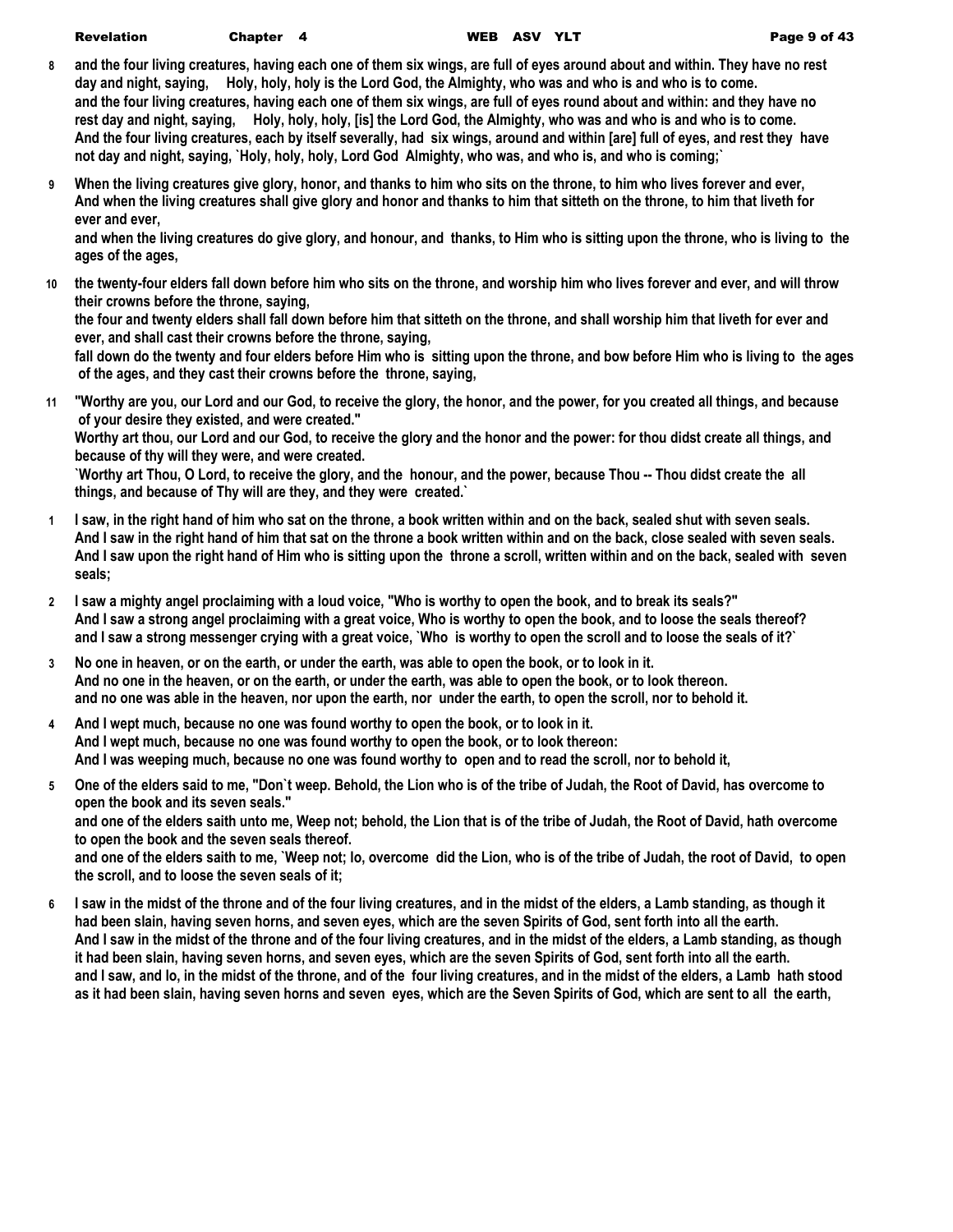**8** **and the four living creatures, having each one of them six wings, are full of eyes around about and within. They have no rest day and night, saying, Holy, holy, holy is the Lord God, the Almighty, who was and who is and who is to come.**
**and the four living creatures, having each one of them six wings, are full of eyes round about and within: and they have no rest day and night, saying, Holy, holy, holy, [is] the Lord God, the Almighty, who was and who is and who is to come.**
**And the four living creatures, each by itself severally, had six wings, around and within [are] full of eyes, and rest they have not day and night, saying, `Holy, holy, holy, Lord God Almighty, who was, and who is, and who is coming;`**

**9** **When the living creatures give glory, honor, and thanks to him who sits on the throne, to him who lives forever and ever,**
**And when the living creatures shall give glory and honor and thanks to him that sitteth on the throne, to him that liveth for ever and ever,**
**and when the living creatures do give glory, and honour, and thanks, to Him who is sitting upon the throne, who is living to the ages of the ages,**

**10** **the twenty-four elders fall down before him who sits on the throne, and worship him who lives forever and ever, and will throw their crowns before the throne, saying,**
**the four and twenty elders shall fall down before him that sitteth on the throne, and shall worship him that liveth for ever and ever, and shall cast their crowns before the throne, saying,**
**fall down do the twenty and four elders before Him who is sitting upon the throne, and bow before Him who is living to the ages of the ages, and they cast their crowns before the throne, saying,**

**11** **"Worthy are you, our Lord and our God, to receive the glory, the honor, and the power, for you created all things, and because of your desire they existed, and were created."**
**Worthy art thou, our Lord and our God, to receive the glory and the honor and the power: for thou didst create all things, and because of thy will they were, and were created.**
**`Worthy art Thou, O Lord, to receive the glory, and the honour, and the power, because Thou -- Thou didst create the all things, and because of Thy will are they, and they were created.`**

**1** **I saw, in the right hand of him who sat on the throne, a book written within and on the back, sealed shut with seven seals.**
**And I saw in the right hand of him that sat on the throne a book written within and on the back, close sealed with seven seals.**
**And I saw upon the right hand of Him who is sitting upon the throne a scroll, written within and on the back, sealed with seven seals;**

**2** **I saw a mighty angel proclaiming with a loud voice, "Who is worthy to open the book, and to break its seals?"**
**And I saw a strong angel proclaiming with a great voice, Who is worthy to open the book, and to loose the seals thereof?**
**and I saw a strong messenger crying with a great voice, `Who is worthy to open the scroll and to loose the seals of it?`**

**3** **No one in heaven, or on the earth, or under the earth, was able to open the book, or to look in it.**
**And no one in the heaven, or on the earth, or under the earth, was able to open the book, or to look thereon.**
**and no one was able in the heaven, nor upon the earth, nor under the earth, to open the scroll, nor to behold it.**

**4** **And I wept much, because no one was found worthy to open the book, or to look in it.**
**And I wept much, because no one was found worthy to open the book, or to look thereon:**
**And I was weeping much, because no one was found worthy to open and to read the scroll, nor to behold it,**

**5** **One of the elders said to me, "Don`t weep. Behold, the Lion who is of the tribe of Judah, the Root of David, has overcome to open the book and its seven seals."**
**and one of the elders saith unto me, Weep not; behold, the Lion that is of the tribe of Judah, the Root of David, hath overcome to open the book and the seven seals thereof.**
**and one of the elders saith to me, `Weep not; lo, overcome did the Lion, who is of the tribe of Judah, the root of David, to open the scroll, and to loose the seven seals of it;**

**6** **I saw in the midst of the throne and of the four living creatures, and in the midst of the elders, a Lamb standing, as though it had been slain, having seven horns, and seven eyes, which are the seven Spirits of God, sent forth into all the earth.**
**And I saw in the midst of the throne and of the four living creatures, and in the midst of the elders, a Lamb standing, as though it had been slain, having seven horns, and seven eyes, which are the seven Spirits of God, sent forth into all the earth.**
**and I saw, and lo, in the midst of the throne, and of the four living creatures, and in the midst of the elders, a Lamb hath stood as it had been slain, having seven horns and seven eyes, which are the Seven Spirits of God, which are sent to all the earth,**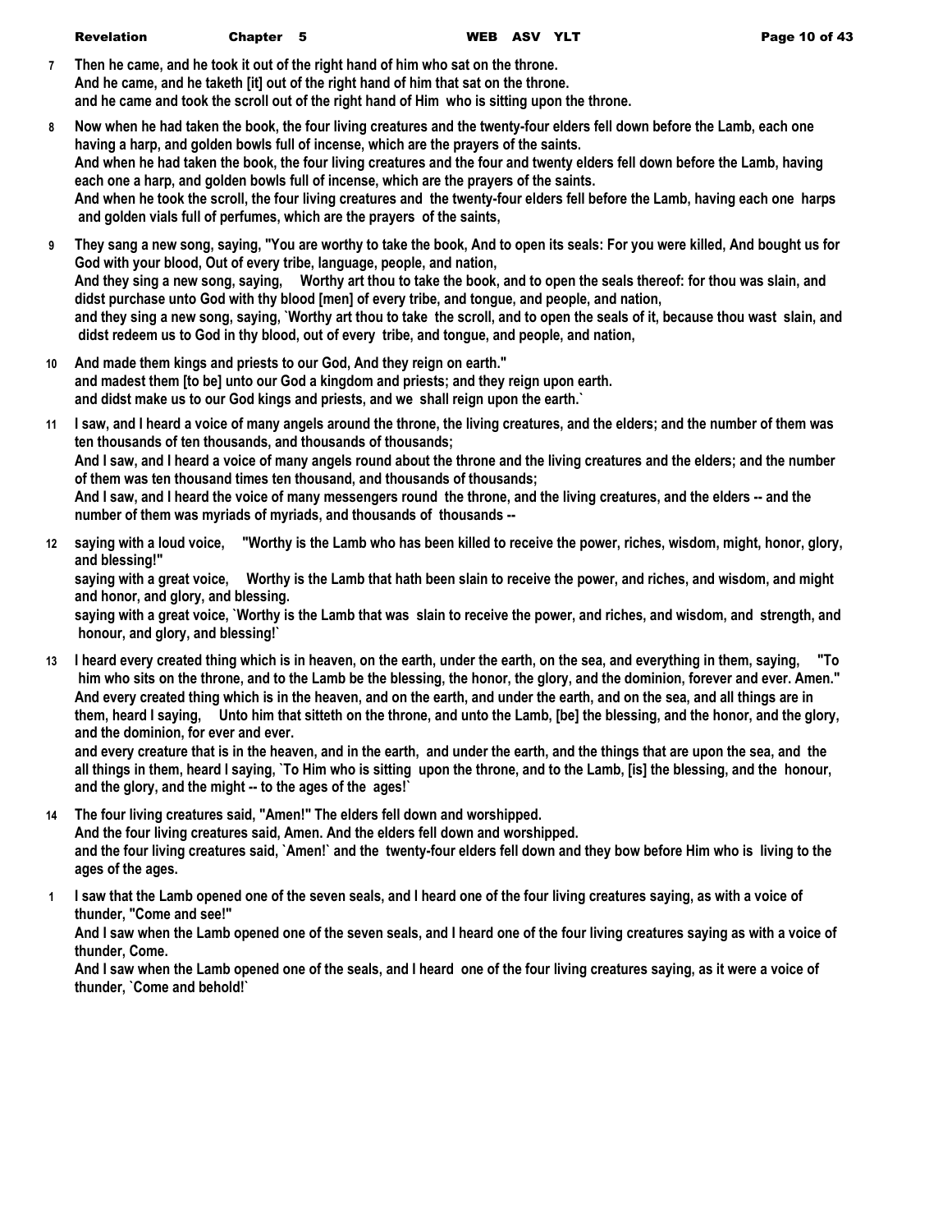**7** Then he came, and he took it out of the right hand of him who sat on the throne.
And he came, and he taketh [it] out of the right hand of him that sat on the throne.
and he came and took the scroll out of the right hand of Him who is sitting upon the throne.

**8** Now when he had taken the book, the four living creatures and the twenty-four elders fell down before the Lamb, each one having a harp, and golden bowls full of incense, which are the prayers of the saints.
And when he had taken the book, the four living creatures and the four and twenty elders fell down before the Lamb, having each one a harp, and golden bowls full of incense, which are the prayers of the saints.
And when he took the scroll, the four living creatures and the twenty-four elders fell before the Lamb, having each one harps and golden vials full of perfumes, which are the prayers of the saints,

**9** They sang a new song, saying, "You are worthy to take the book, And to open its seals: For you were killed, And bought us for God with your blood, Out of every tribe, language, people, and nation,
And they sing a new song, saying, Worthy art thou to take the book, and to open the seals thereof: for thou was slain, and didst purchase unto God with thy blood [men] of every tribe, and tongue, and people, and nation,
and they sing a new song, saying, `Worthy art thou to take the scroll, and to open the seals of it, because thou wast slain, and didst redeem us to God in thy blood, out of every tribe, and tongue, and people, and nation,

**10** And made them kings and priests to our God, And they reign on earth."
and madest them [to be] unto our God a kingdom and priests; and they reign upon earth.
and didst make us to our God kings and priests, and we shall reign upon the earth.`

**11** I saw, and I heard a voice of many angels around the throne, the living creatures, and the elders; and the number of them was ten thousands of ten thousands, and thousands of thousands;
And I saw, and I heard a voice of many angels round about the throne and the living creatures and the elders; and the number of them was ten thousand times ten thousand, and thousands of thousands;
And I saw, and I heard the voice of many messengers round the throne, and the living creatures, and the elders -- and the number of them was myriads of myriads, and thousands of thousands --

**12** saying with a loud voice, "Worthy is the Lamb who has been killed to receive the power, riches, wisdom, might, honor, glory, and blessing!"
saying with a great voice, Worthy is the Lamb that hath been slain to receive the power, and riches, and wisdom, and might and honor, and glory, and blessing.
saying with a great voice, `Worthy is the Lamb that was slain to receive the power, and riches, and wisdom, and strength, and honour, and glory, and blessing!`

**13** I heard every created thing which is in heaven, on the earth, under the earth, on the sea, and everything in them, saying, "To him who sits on the throne, and to the Lamb be the blessing, the honor, the glory, and the dominion, forever and ever. Amen."
And every created thing which is in the heaven, and on the earth, and under the earth, and on the sea, and all things are in them, heard I saying, Unto him that sitteth on the throne, and unto the Lamb, [be] the blessing, and the honor, and the glory, and the dominion, for ever and ever.
and every creature that is in the heaven, and in the earth, and under the earth, and the things that are upon the sea, and the all things in them, heard I saying, `To Him who is sitting upon the throne, and to the Lamb, [is] the blessing, and the honour, and the glory, and the might -- to the ages of the ages!`

**14** The four living creatures said, "Amen!" The elders fell down and worshipped.
And the four living creatures said, Amen. And the elders fell down and worshipped.
and the four living creatures said, `Amen!` and the twenty-four elders fell down and they bow before Him who is living to the ages of the ages.

**1** I saw that the Lamb opened one of the seven seals, and I heard one of the four living creatures saying, as with a voice of thunder, "Come and see!"
And I saw when the Lamb opened one of the seven seals, and I heard one of the four living creatures saying as with a voice of thunder, Come.
And I saw when the Lamb opened one of the seals, and I heard one of the four living creatures saying, as it were a voice of thunder, `Come and behold!`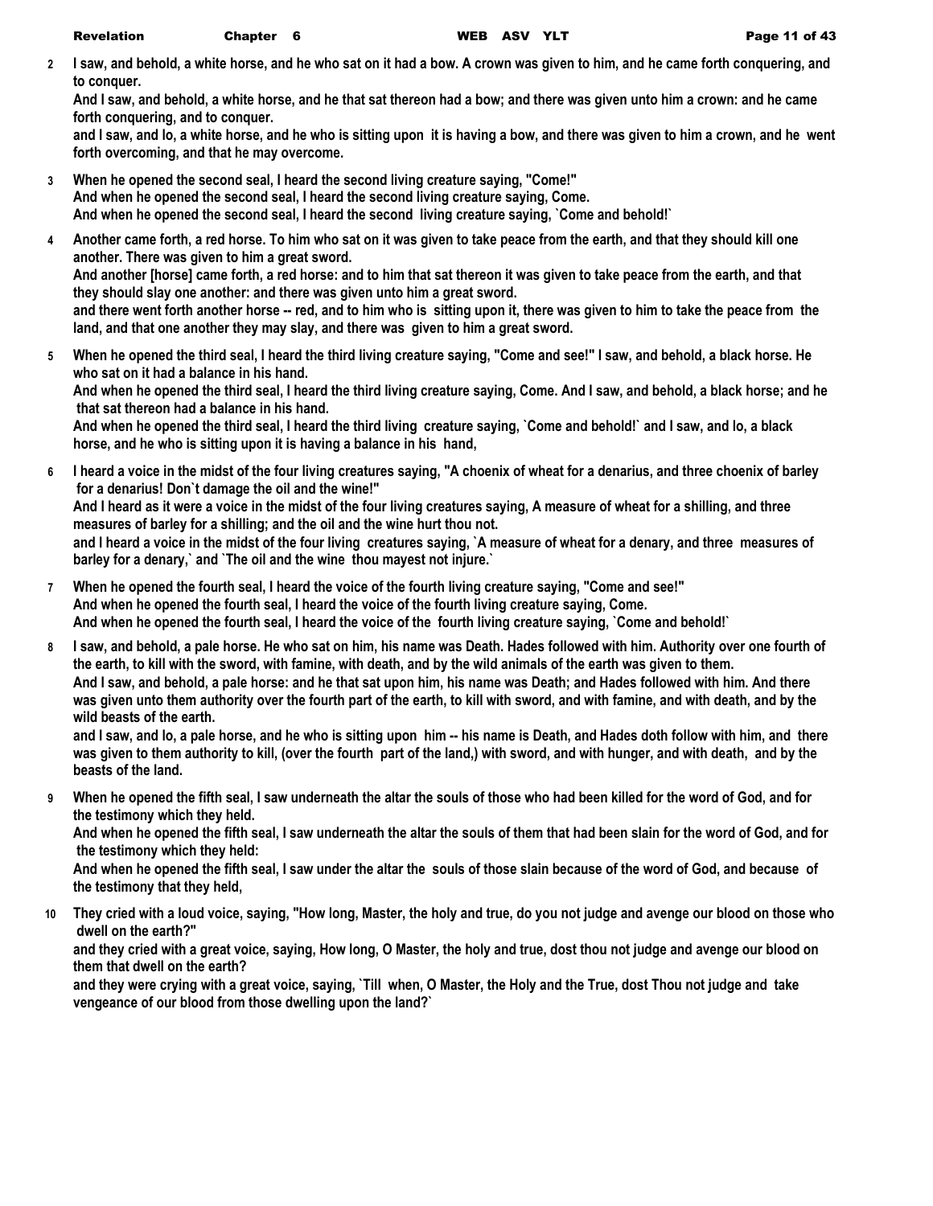**2** I saw, and behold, a white horse, and he who sat on it had a bow. A crown was given to him, and he came forth conquering, and to conquer.
And I saw, and behold, a white horse, and he that sat thereon had a bow; and there was given unto him a crown: and he came forth conquering, and to conquer.
and I saw, and lo, a white horse, and he who is sitting upon it is having a bow, and there was given to him a crown, and he went forth overcoming, and that he may overcome.

**3** When he opened the second seal, I heard the second living creature saying, "Come!"
And when he opened the second seal, I heard the second living creature saying, Come.
And when he opened the second seal, I heard the second living creature saying, `Come and behold!`

**4** Another came forth, a red horse. To him who sat on it was given to take peace from the earth, and that they should kill one another. There was given to him a great sword.
And another [horse] came forth, a red horse: and to him that sat thereon it was given to take peace from the earth, and that they should slay one another: and there was given unto him a great sword.
and there went forth another horse -- red, and to him who is sitting upon it, there was given to him to take the peace from the land, and that one another they may slay, and there was given to him a great sword.

**5** When he opened the third seal, I heard the third living creature saying, "Come and see!" I saw, and behold, a black horse. He who sat on it had a balance in his hand.
And when he opened the third seal, I heard the third living creature saying, Come. And I saw, and behold, a black horse; and he that sat thereon had a balance in his hand.
And when he opened the third seal, I heard the third living creature saying, `Come and behold!` and I saw, and lo, a black horse, and he who is sitting upon it is having a balance in his hand,

**6** I heard a voice in the midst of the four living creatures saying, "A choenix of wheat for a denarius, and three choenix of barley for a denarius! Don`t damage the oil and the wine!"
And I heard as it were a voice in the midst of the four living creatures saying, A measure of wheat for a shilling, and three measures of barley for a shilling; and the oil and the wine hurt thou not.
and I heard a voice in the midst of the four living creatures saying, `A measure of wheat for a denary, and three measures of barley for a denary,` and `The oil and the wine thou mayest not injure.`

**7** When he opened the fourth seal, I heard the voice of the fourth living creature saying, "Come and see!"
And when he opened the fourth seal, I heard the voice of the fourth living creature saying, Come.
And when he opened the fourth seal, I heard the voice of the fourth living creature saying, `Come and behold!`

**8** I saw, and behold, a pale horse. He who sat on him, his name was Death. Hades followed with him. Authority over one fourth of the earth, to kill with the sword, with famine, with death, and by the wild animals of the earth was given to them.
And I saw, and behold, a pale horse: and he that sat upon him, his name was Death; and Hades followed with him. And there was given unto them authority over the fourth part of the earth, to kill with sword, and with famine, and with death, and by the wild beasts of the earth.
and I saw, and lo, a pale horse, and he who is sitting upon him -- his name is Death, and Hades doth follow with him, and there was given to them authority to kill, (over the fourth part of the land,) with sword, and with hunger, and with death, and by the beasts of the land.

**9** When he opened the fifth seal, I saw underneath the altar the souls of those who had been killed for the word of God, and for the testimony which they held.
And when he opened the fifth seal, I saw underneath the altar the souls of them that had been slain for the word of God, and for the testimony which they held:
And when he opened the fifth seal, I saw under the altar the souls of those slain because of the word of God, and because of the testimony that they held,

**10** They cried with a loud voice, saying, "How long, Master, the holy and true, do you not judge and avenge our blood on those who dwell on the earth?"
and they cried with a great voice, saying, How long, O Master, the holy and true, dost thou not judge and avenge our blood on them that dwell on the earth?
and they were crying with a great voice, saying, `Till when, O Master, the Holy and the True, dost Thou not judge and take vengeance of our blood from those dwelling upon the land?`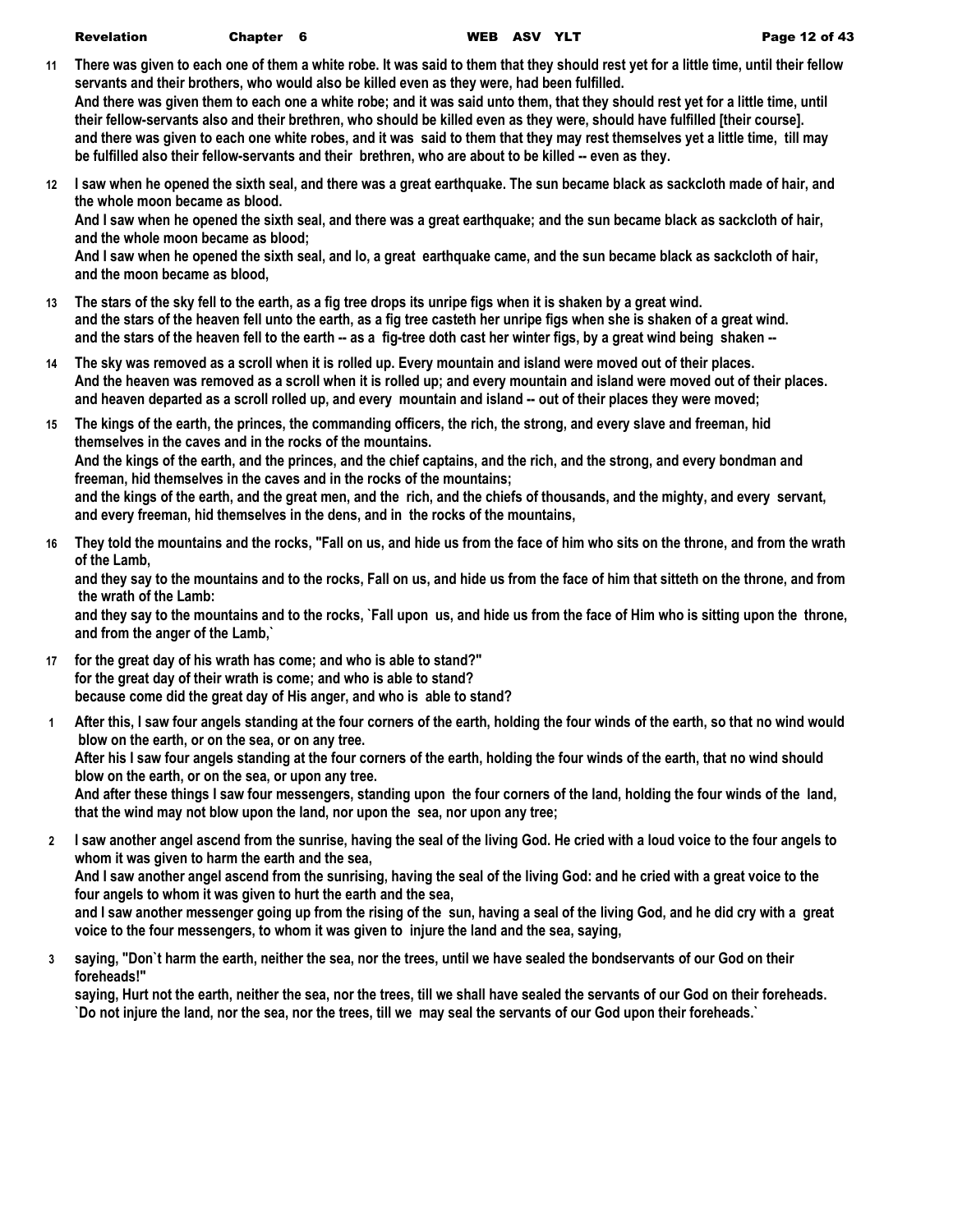11 There was given to each one of them a white robe. It was said to them that they should rest yet for a little time, until their fellow servants and their brothers, who would also be killed even as they were, had been fulfilled.
And there was given them to each one a white robe; and it was said unto them, that they should rest yet for a little time, until their fellow-servants also and their brethren, who should be killed even as they were, should have fulfilled [their course].
and there was given to each one white robes, and it was said to them that they may rest themselves yet a little time, till may be fulfilled also their fellow-servants and their brethren, who are about to be killed -- even as they.

12 I saw when he opened the sixth seal, and there was a great earthquake. The sun became black as sackcloth made of hair, and the whole moon became as blood.
And I saw when he opened the sixth seal, and there was a great earthquake; and the sun became black as sackcloth of hair, and the whole moon became as blood;
And I saw when he opened the sixth seal, and lo, a great earthquake came, and the sun became black as sackcloth of hair, and the moon became as blood,

13 The stars of the sky fell to the earth, as a fig tree drops its unripe figs when it is shaken by a great wind.
and the stars of the heaven fell unto the earth, as a fig tree casteth her unripe figs when she is shaken of a great wind.
and the stars of the heaven fell to the earth -- as a fig-tree doth cast her winter figs, by a great wind being shaken --

14 The sky was removed as a scroll when it is rolled up. Every mountain and island were moved out of their places.
And the heaven was removed as a scroll when it is rolled up; and every mountain and island were moved out of their places.
and heaven departed as a scroll rolled up, and every mountain and island -- out of their places they were moved;

15 The kings of the earth, the princes, the commanding officers, the rich, the strong, and every slave and freeman, hid themselves in the caves and in the rocks of the mountains.
And the kings of the earth, and the princes, and the chief captains, and the rich, and the strong, and every bondman and freeman, hid themselves in the caves and in the rocks of the mountains;
and the kings of the earth, and the great men, and the rich, and the chiefs of thousands, and the mighty, and every servant, and every freeman, hid themselves in the dens, and in the rocks of the mountains,

16 They told the mountains and the rocks, "Fall on us, and hide us from the face of him who sits on the throne, and from the wrath of the Lamb,
and they say to the mountains and to the rocks, Fall on us, and hide us from the face of him that sitteth on the throne, and from the wrath of the Lamb:
and they say to the mountains and to the rocks, `Fall upon us, and hide us from the face of Him who is sitting upon the throne, and from the anger of the Lamb,`

17 for the great day of his wrath has come; and who is able to stand?"
for the great day of their wrath is come; and who is able to stand?
because come did the great day of His anger, and who is able to stand?

1 After this, I saw four angels standing at the four corners of the earth, holding the four winds of the earth, so that no wind would blow on the earth, or on the sea, or on any tree.
After his I saw four angels standing at the four corners of the earth, holding the four winds of the earth, that no wind should blow on the earth, or on the sea, or upon any tree.
And after these things I saw four messengers, standing upon the four corners of the land, holding the four winds of the land, that the wind may not blow upon the land, nor upon the sea, nor upon any tree;

2 I saw another angel ascend from the sunrise, having the seal of the living God. He cried with a loud voice to the four angels to whom it was given to harm the earth and the sea,
And I saw another angel ascend from the sunrising, having the seal of the living God: and he cried with a great voice to the four angels to whom it was given to hurt the earth and the sea,
and I saw another messenger going up from the rising of the sun, having a seal of the living God, and he did cry with a great voice to the four messengers, to whom it was given to injure the land and the sea, saying,

3 saying, "Don`t harm the earth, neither the sea, nor the trees, until we have sealed the bondservants of our God on their foreheads!"
saying, Hurt not the earth, neither the sea, nor the trees, till we shall have sealed the servants of our God on their foreheads.
`Do not injure the land, nor the sea, nor the trees, till we may seal the servants of our God upon their foreheads.`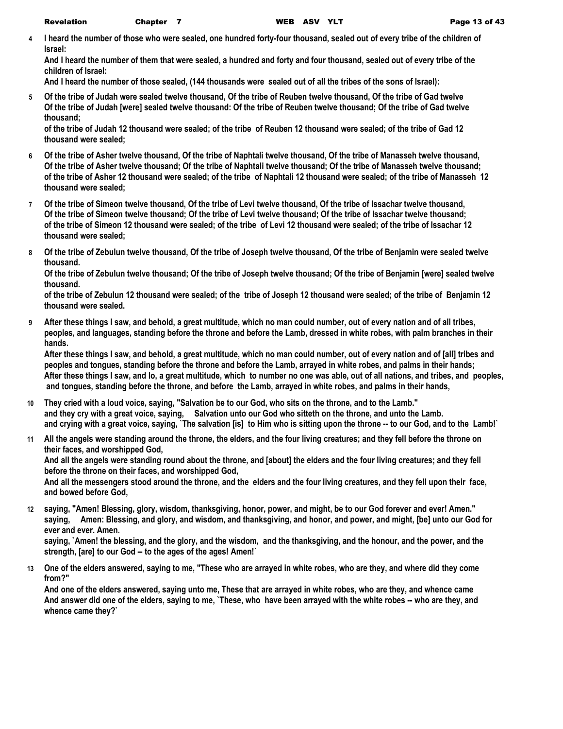4 I heard the number of those who were sealed, one hundred forty-four thousand, sealed out of every tribe of the children of Israel:
And I heard the number of them that were sealed, a hundred and forty and four thousand, sealed out of every tribe of the children of Israel:
And I heard the number of those sealed, (144 thousands were sealed out of all the tribes of the sons of Israel):

5 Of the tribe of Judah were sealed twelve thousand, Of the tribe of Reuben twelve thousand, Of the tribe of Gad twelve
Of the tribe of Judah [were] sealed twelve thousand: Of the tribe of Reuben twelve thousand; Of the tribe of Gad twelve thousand;
of the tribe of Judah 12 thousand were sealed; of the tribe of Reuben 12 thousand were sealed; of the tribe of Gad 12 thousand were sealed;

6 Of the tribe of Asher twelve thousand, Of the tribe of Naphtali twelve thousand, Of the tribe of Manasseh twelve thousand,
Of the tribe of Asher twelve thousand; Of the tribe of Naphtali twelve thousand; Of the tribe of Manasseh twelve thousand;
of the tribe of Asher 12 thousand were sealed; of the tribe of Naphtali 12 thousand were sealed; of the tribe of Manasseh 12 thousand were sealed;

7 Of the tribe of Simeon twelve thousand, Of the tribe of Levi twelve thousand, Of the tribe of Issachar twelve thousand,
Of the tribe of Simeon twelve thousand; Of the tribe of Levi twelve thousand; Of the tribe of Issachar twelve thousand;
of the tribe of Simeon 12 thousand were sealed; of the tribe of Levi 12 thousand were sealed; of the tribe of Issachar 12 thousand were sealed;

8 Of the tribe of Zebulun twelve thousand, Of the tribe of Joseph twelve thousand, Of the tribe of Benjamin were sealed twelve thousand.
Of the tribe of Zebulun twelve thousand; Of the tribe of Joseph twelve thousand; Of the tribe of Benjamin [were] sealed twelve thousand.
of the tribe of Zebulun 12 thousand were sealed; of the tribe of Joseph 12 thousand were sealed; of the tribe of Benjamin 12 thousand were sealed.

9 After these things I saw, and behold, a great multitude, which no man could number, out of every nation and of all tribes, peoples, and languages, standing before the throne and before the Lamb, dressed in white robes, with palm branches in their hands.
After these things I saw, and behold, a great multitude, which no man could number, out of every nation and of [all] tribes and peoples and tongues, standing before the throne and before the Lamb, arrayed in white robes, and palms in their hands;
After these things I saw, and lo, a great multitude, which to number no one was able, out of all nations, and tribes, and peoples, and tongues, standing before the throne, and before the Lamb, arrayed in white robes, and palms in their hands,

10 They cried with a loud voice, saying, "Salvation be to our God, who sits on the throne, and to the Lamb."
and they cry with a great voice, saying, Salvation unto our God who sitteth on the throne, and unto the Lamb.
and crying with a great voice, saying, `The salvation [is] to Him who is sitting upon the throne -- to our God, and to the Lamb!`

11 All the angels were standing around the throne, the elders, and the four living creatures; and they fell before the throne on their faces, and worshipped God,
And all the angels were standing round about the throne, and [about] the elders and the four living creatures; and they fell before the throne on their faces, and worshipped God,
And all the messengers stood around the throne, and the elders and the four living creatures, and they fell upon their face, and bowed before God,

12 saying, "Amen! Blessing, glory, wisdom, thanksgiving, honor, power, and might, be to our God forever and ever! Amen."
saying, Amen: Blessing, and glory, and wisdom, and thanksgiving, and honor, and power, and might, [be] unto our God for ever and ever. Amen.
saying, `Amen! the blessing, and the glory, and the wisdom, and the thanksgiving, and the honour, and the power, and the strength, [are] to our God -- to the ages of the ages! Amen!`

13 One of the elders answered, saying to me, "These who are arrayed in white robes, who are they, and where did they come from?"
And one of the elders answered, saying unto me, These that are arrayed in white robes, who are they, and whence came
And answer did one of the elders, saying to me, `These, who have been arrayed with the white robes -- who are they, and whence came they?`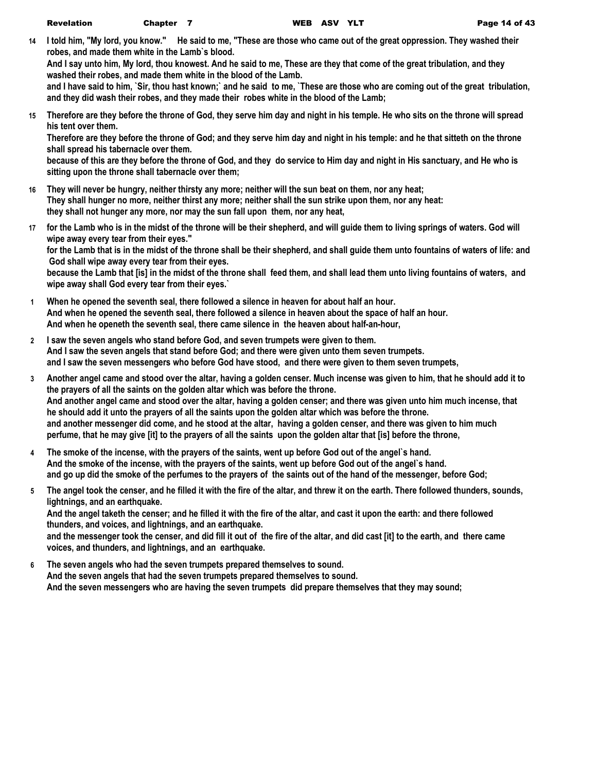**14** **I told him, "My lord, you know."     He said to me, "These are those who came out of the great oppression. They washed their robes, and made them white in the Lamb`s blood.**
**And I say unto him, My lord, thou knowest. And he said to me, These are they that come of the great tribulation, and they washed their robes, and made them white in the blood of the Lamb.**
**and I have said to him, `Sir, thou hast known;` and he said to me, `These are those who are coming out of the great tribulation, and they did wash their robes, and they made their robes white in the blood of the Lamb;**

**15** **Therefore are they before the throne of God, they serve him day and night in his temple. He who sits on the throne will spread his tent over them.**
**Therefore are they before the throne of God; and they serve him day and night in his temple: and he that sitteth on the throne shall spread his tabernacle over them.**
**because of this are they before the throne of God, and they do service to Him day and night in His sanctuary, and He who is sitting upon the throne shall tabernacle over them;**

**16** **They will never be hungry, neither thirsty any more; neither will the sun beat on them, nor any heat;**
**They shall hunger no more, neither thirst any more; neither shall the sun strike upon them, nor any heat:**
**they shall not hunger any more, nor may the sun fall upon them, nor any heat,**

**17** **for the Lamb who is in the midst of the throne will be their shepherd, and will guide them to living springs of waters. God will wipe away every tear from their eyes."**
**for the Lamb that is in the midst of the throne shall be their shepherd, and shall guide them unto fountains of waters of life: and God shall wipe away every tear from their eyes.**
**because the Lamb that [is] in the midst of the throne shall feed them, and shall lead them unto living fountains of waters, and wipe away shall God every tear from their eyes.`**

**1** **When he opened the seventh seal, there followed a silence in heaven for about half an hour.**
**And when he opened the seventh seal, there followed a silence in heaven about the space of half an hour.**
**And when he openeth the seventh seal, there came silence in the heaven about half-an-hour,**

**2** **I saw the seven angels who stand before God, and seven trumpets were given to them.**
**And I saw the seven angels that stand before God; and there were given unto them seven trumpets.**
**and I saw the seven messengers who before God have stood, and there were given to them seven trumpets,**

**3** **Another angel came and stood over the altar, having a golden censer. Much incense was given to him, that he should add it to the prayers of all the saints on the golden altar which was before the throne.**
**And another angel came and stood over the altar, having a golden censer; and there was given unto him much incense, that he should add it unto the prayers of all the saints upon the golden altar which was before the throne.**
**and another messenger did come, and he stood at the altar, having a golden censer, and there was given to him much perfume, that he may give [it] to the prayers of all the saints upon the golden altar that [is] before the throne,**

**4** **The smoke of the incense, with the prayers of the saints, went up before God out of the angel`s hand.**
**And the smoke of the incense, with the prayers of the saints, went up before God out of the angel`s hand.**
**and go up did the smoke of the perfumes to the prayers of the saints out of the hand of the messenger, before God;**

**5** **The angel took the censer, and he filled it with the fire of the altar, and threw it on the earth. There followed thunders, sounds, lightnings, and an earthquake.**
**And the angel taketh the censer; and he filled it with the fire of the altar, and cast it upon the earth: and there followed thunders, and voices, and lightnings, and an earthquake.**
**and the messenger took the censer, and did fill it out of the fire of the altar, and did cast [it] to the earth, and there came voices, and thunders, and lightnings, and an earthquake.**

**6** **The seven angels who had the seven trumpets prepared themselves to sound.**
**And the seven angels that had the seven trumpets prepared themselves to sound.**
**And the seven messengers who are having the seven trumpets did prepare themselves that they may sound;**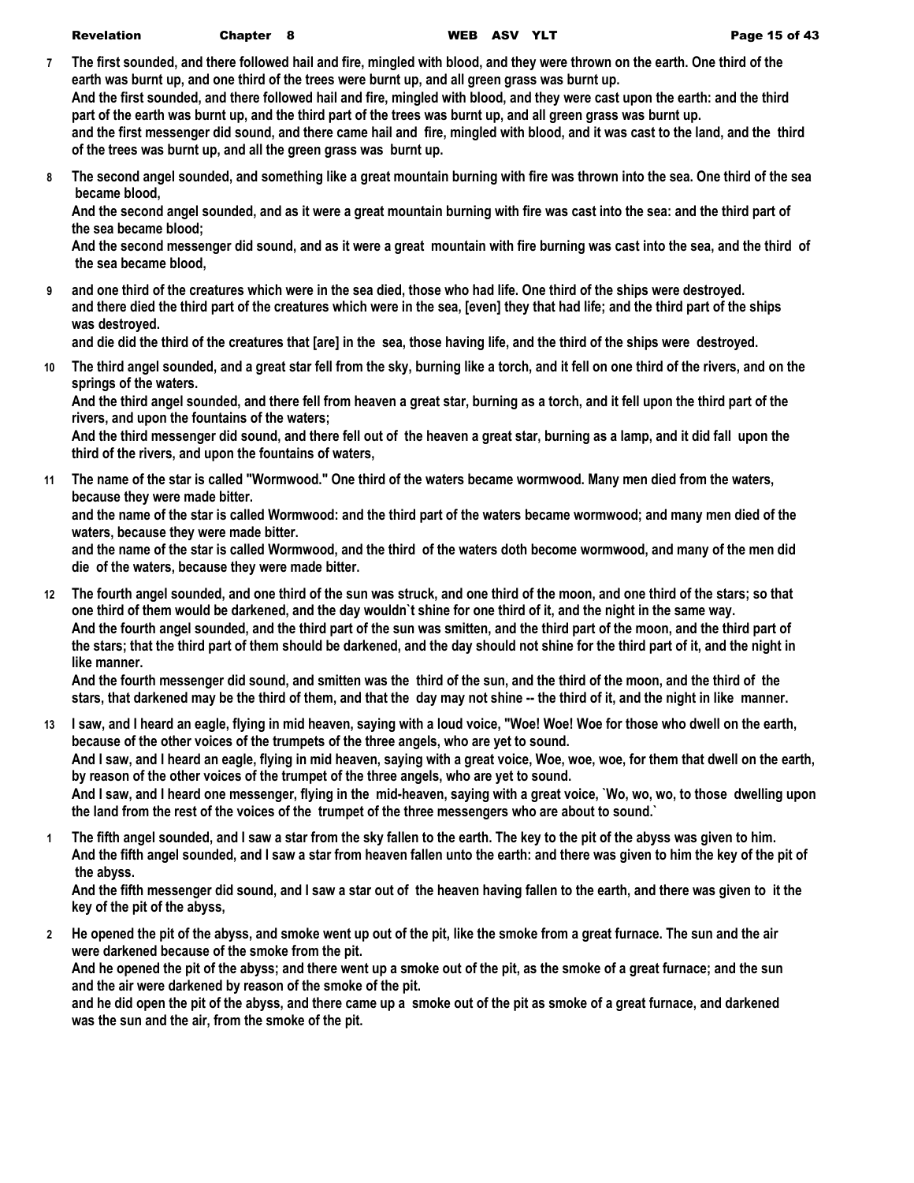**7** **The first sounded, and there followed hail and fire, mingled with blood, and they were thrown on the earth. One third of the earth was burnt up, and one third of the trees were burnt up, and all green grass was burnt up.**
**And the first sounded, and there followed hail and fire, mingled with blood, and they were cast upon the earth: and the third part of the earth was burnt up, and the third part of the trees was burnt up, and all green grass was burnt up.**
**and the first messenger did sound, and there came hail and fire, mingled with blood, and it was cast to the land, and the third of the trees was burnt up, and all the green grass was burnt up.**

**8** **The second angel sounded, and something like a great mountain burning with fire was thrown into the sea. One third of the sea became blood,**
**And the second angel sounded, and as it were a great mountain burning with fire was cast into the sea: and the third part of the sea became blood;**
**And the second messenger did sound, and as it were a great mountain with fire burning was cast into the sea, and the third of the sea became blood,**

**9** **and one third of the creatures which were in the sea died, those who had life. One third of the ships were destroyed.**
**and there died the third part of the creatures which were in the sea, [even] they that had life; and the third part of the ships was destroyed.**
**and die did the third of the creatures that [are] in the sea, those having life, and the third of the ships were destroyed.**

**10** **The third angel sounded, and a great star fell from the sky, burning like a torch, and it fell on one third of the rivers, and on the springs of the waters.**
**And the third angel sounded, and there fell from heaven a great star, burning as a torch, and it fell upon the third part of the rivers, and upon the fountains of the waters;**
**And the third messenger did sound, and there fell out of the heaven a great star, burning as a lamp, and it did fall upon the third of the rivers, and upon the fountains of waters,**

**11** **The name of the star is called "Wormwood." One third of the waters became wormwood. Many men died from the waters, because they were made bitter.**
**and the name of the star is called Wormwood: and the third part of the waters became wormwood; and many men died of the waters, because they were made bitter.**
**and the name of the star is called Wormwood, and the third of the waters doth become wormwood, and many of the men did die of the waters, because they were made bitter.**

**12** **The fourth angel sounded, and one third of the sun was struck, and one third of the moon, and one third of the stars; so that one third of them would be darkened, and the day wouldn`t shine for one third of it, and the night in the same way.**
**And the fourth angel sounded, and the third part of the sun was smitten, and the third part of the moon, and the third part of the stars; that the third part of them should be darkened, and the day should not shine for the third part of it, and the night in like manner.**
**And the fourth messenger did sound, and smitten was the third of the sun, and the third of the moon, and the third of the stars, that darkened may be the third of them, and that the day may not shine -- the third of it, and the night in like manner.**

**13** **I saw, and I heard an eagle, flying in mid heaven, saying with a loud voice, "Woe! Woe! Woe for those who dwell on the earth, because of the other voices of the trumpets of the three angels, who are yet to sound.**
**And I saw, and I heard an eagle, flying in mid heaven, saying with a great voice, Woe, woe, woe, for them that dwell on the earth, by reason of the other voices of the trumpet of the three angels, who are yet to sound.**
**And I saw, and I heard one messenger, flying in the mid-heaven, saying with a great voice, `Wo, wo, wo, to those dwelling upon the land from the rest of the voices of the trumpet of the three messengers who are about to sound.`**

**1** **The fifth angel sounded, and I saw a star from the sky fallen to the earth. The key to the pit of the abyss was given to him.**
**And the fifth angel sounded, and I saw a star from heaven fallen unto the earth: and there was given to him the key of the pit of the abyss.**
**And the fifth messenger did sound, and I saw a star out of the heaven having fallen to the earth, and there was given to it the key of the pit of the abyss,**

**2** **He opened the pit of the abyss, and smoke went up out of the pit, like the smoke from a great furnace. The sun and the air were darkened because of the smoke from the pit.**
**And he opened the pit of the abyss; and there went up a smoke out of the pit, as the smoke of a great furnace; and the sun and the air were darkened by reason of the smoke of the pit.**
**and he did open the pit of the abyss, and there came up a smoke out of the pit as smoke of a great furnace, and darkened was the sun and the air, from the smoke of the pit.**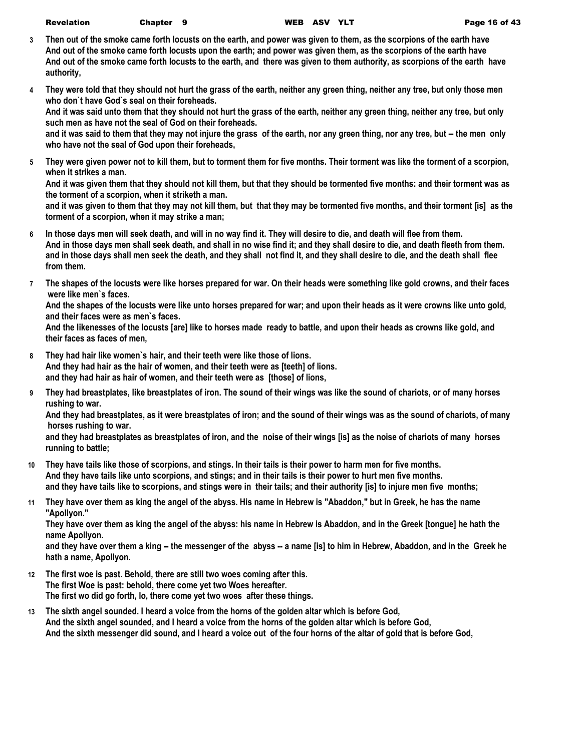**3** **Then out of the smoke came forth locusts on the earth, and power was given to them, as the scorpions of the earth have**
**And out of the smoke came forth locusts upon the earth; and power was given them, as the scorpions of the earth have**
**And out of the smoke came forth locusts to the earth, and there was given to them authority, as scorpions of the earth have authority,**

**4** **They were told that they should not hurt the grass of the earth, neither any green thing, neither any tree, but only those men who don`t have God`s seal on their foreheads.**
**And it was said unto them that they should not hurt the grass of the earth, neither any green thing, neither any tree, but only such men as have not the seal of God on their foreheads.**
**and it was said to them that they may not injure the grass of the earth, nor any green thing, nor any tree, but -- the men only who have not the seal of God upon their foreheads,**

**5** **They were given power not to kill them, but to torment them for five months. Their torment was like the torment of a scorpion, when it strikes a man.**
**And it was given them that they should not kill them, but that they should be tormented five months: and their torment was as the torment of a scorpion, when it striketh a man.**
**and it was given to them that they may not kill them, but that they may be tormented five months, and their torment [is] as the torment of a scorpion, when it may strike a man;**

**6** **In those days men will seek death, and will in no way find it. They will desire to die, and death will flee from them.**
**And in those days men shall seek death, and shall in no wise find it; and they shall desire to die, and death fleeth from them.**
**and in those days shall men seek the death, and they shall not find it, and they shall desire to die, and the death shall flee from them.**

**7** **The shapes of the locusts were like horses prepared for war. On their heads were something like gold crowns, and their faces were like men`s faces.**
**And the shapes of the locusts were like unto horses prepared for war; and upon their heads as it were crowns like unto gold, and their faces were as men`s faces.**
**And the likenesses of the locusts [are] like to horses made ready to battle, and upon their heads as crowns like gold, and their faces as faces of men,**

**8** **They had hair like women`s hair, and their teeth were like those of lions.**
**And they had hair as the hair of women, and their teeth were as [teeth] of lions.**
**and they had hair as hair of women, and their teeth were as [those] of lions,**

**9** **They had breastplates, like breastplates of iron. The sound of their wings was like the sound of chariots, or of many horses rushing to war.**
**And they had breastplates, as it were breastplates of iron; and the sound of their wings was as the sound of chariots, of many horses rushing to war.**
**and they had breastplates as breastplates of iron, and the noise of their wings [is] as the noise of chariots of many horses running to battle;**

**10** **They have tails like those of scorpions, and stings. In their tails is their power to harm men for five months.**
**And they have tails like unto scorpions, and stings; and in their tails is their power to hurt men five months.**
**and they have tails like to scorpions, and stings were in their tails; and their authority [is] to injure men five months;**

**11** **They have over them as king the angel of the abyss. His name in Hebrew is "Abaddon," but in Greek, he has the name "Apollyon."**
**They have over them as king the angel of the abyss: his name in Hebrew is Abaddon, and in the Greek [tongue] he hath the name Apollyon.**
**and they have over them a king -- the messenger of the abyss -- a name [is] to him in Hebrew, Abaddon, and in the Greek he hath a name, Apollyon.**

**12** **The first woe is past. Behold, there are still two woes coming after this.**
**The first Woe is past: behold, there come yet two Woes hereafter.**
**The first wo did go forth, lo, there come yet two woes after these things.**

**13** **The sixth angel sounded. I heard a voice from the horns of the golden altar which is before God,**
**And the sixth angel sounded, and I heard a voice from the horns of the golden altar which is before God,**
**And the sixth messenger did sound, and I heard a voice out of the four horns of the altar of gold that is before God,**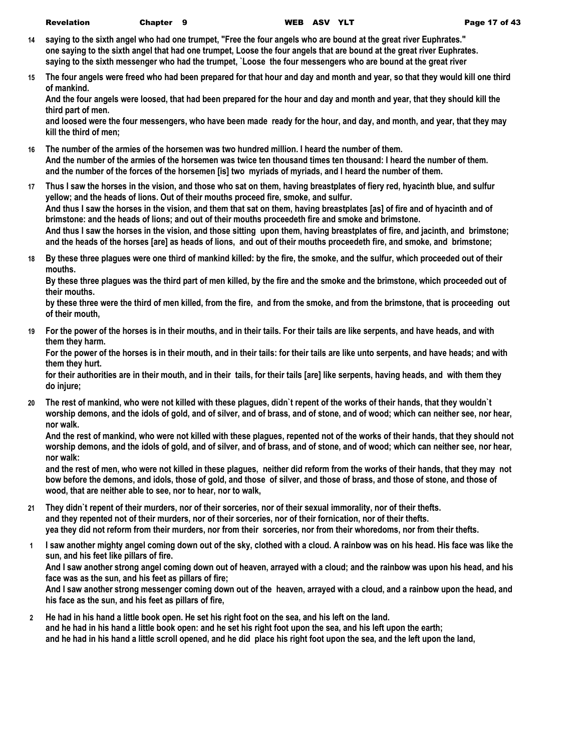14 **saying to the sixth angel who had one trumpet, "Free the four angels who are bound at the great river Euphrates."**
**one saying to the sixth angel that had one trumpet, Loose the four angels that are bound at the great river Euphrates.**
**saying to the sixth messenger who had the trumpet, `Loose the four messengers who are bound at the great river**

15 **The four angels were freed who had been prepared for that hour and day and month and year, so that they would kill one third of mankind.**
**And the four angels were loosed, that had been prepared for the hour and day and month and year, that they should kill the third part of men.**
**and loosed were the four messengers, who have been made ready for the hour, and day, and month, and year, that they may kill the third of men;**

16 **The number of the armies of the horsemen was two hundred million. I heard the number of them.**
**And the number of the armies of the horsemen was twice ten thousand times ten thousand: I heard the number of them.**
**and the number of the forces of the horsemen [is] two myriads of myriads, and I heard the number of them.**

17 **Thus I saw the horses in the vision, and those who sat on them, having breastplates of fiery red, hyacinth blue, and sulfur yellow; and the heads of lions. Out of their mouths proceed fire, smoke, and sulfur.**
**And thus I saw the horses in the vision, and them that sat on them, having breastplates [as] of fire and of hyacinth and of brimstone: and the heads of lions; and out of their mouths proceedeth fire and smoke and brimstone.**
**And thus I saw the horses in the vision, and those sitting upon them, having breastplates of fire, and jacinth, and brimstone; and the heads of the horses [are] as heads of lions, and out of their mouths proceedeth fire, and smoke, and brimstone;**

18 **By these three plagues were one third of mankind killed: by the fire, the smoke, and the sulfur, which proceeded out of their mouths.**
**By these three plagues was the third part of men killed, by the fire and the smoke and the brimstone, which proceeded out of their mouths.**
**by these three were the third of men killed, from the fire, and from the smoke, and from the brimstone, that is proceeding out of their mouth,**

19 **For the power of the horses is in their mouths, and in their tails. For their tails are like serpents, and have heads, and with them they harm.**
**For the power of the horses is in their mouth, and in their tails: for their tails are like unto serpents, and have heads; and with them they hurt.**
**for their authorities are in their mouth, and in their tails, for their tails [are] like serpents, having heads, and with them they do injure;**

20 **The rest of mankind, who were not killed with these plagues, didn`t repent of the works of their hands, that they wouldn`t worship demons, and the idols of gold, and of silver, and of brass, and of stone, and of wood; which can neither see, nor hear, nor walk.**
**And the rest of mankind, who were not killed with these plagues, repented not of the works of their hands, that they should not worship demons, and the idols of gold, and of silver, and of brass, and of stone, and of wood; which can neither see, nor hear, nor walk:**
**and the rest of men, who were not killed in these plagues, neither did reform from the works of their hands, that they may not bow before the demons, and idols, those of gold, and those of silver, and those of brass, and those of stone, and those of wood, that are neither able to see, nor to hear, nor to walk,**

21 **They didn`t repent of their murders, nor of their sorceries, nor of their sexual immorality, nor of their thefts.**
**and they repented not of their murders, nor of their sorceries, nor of their fornication, nor of their thefts.**
**yea they did not reform from their murders, nor from their sorceries, nor from their whoredoms, nor from their thefts.**

1 **I saw another mighty angel coming down out of the sky, clothed with a cloud. A rainbow was on his head. His face was like the sun, and his feet like pillars of fire.**
**And I saw another strong angel coming down out of heaven, arrayed with a cloud; and the rainbow was upon his head, and his face was as the sun, and his feet as pillars of fire;**
**And I saw another strong messenger coming down out of the heaven, arrayed with a cloud, and a rainbow upon the head, and his face as the sun, and his feet as pillars of fire,**

2 **He had in his hand a little book open. He set his right foot on the sea, and his left on the land.**
**and he had in his hand a little book open: and he set his right foot upon the sea, and his left upon the earth;**
**and he had in his hand a little scroll opened, and he did place his right foot upon the sea, and the left upon the land,**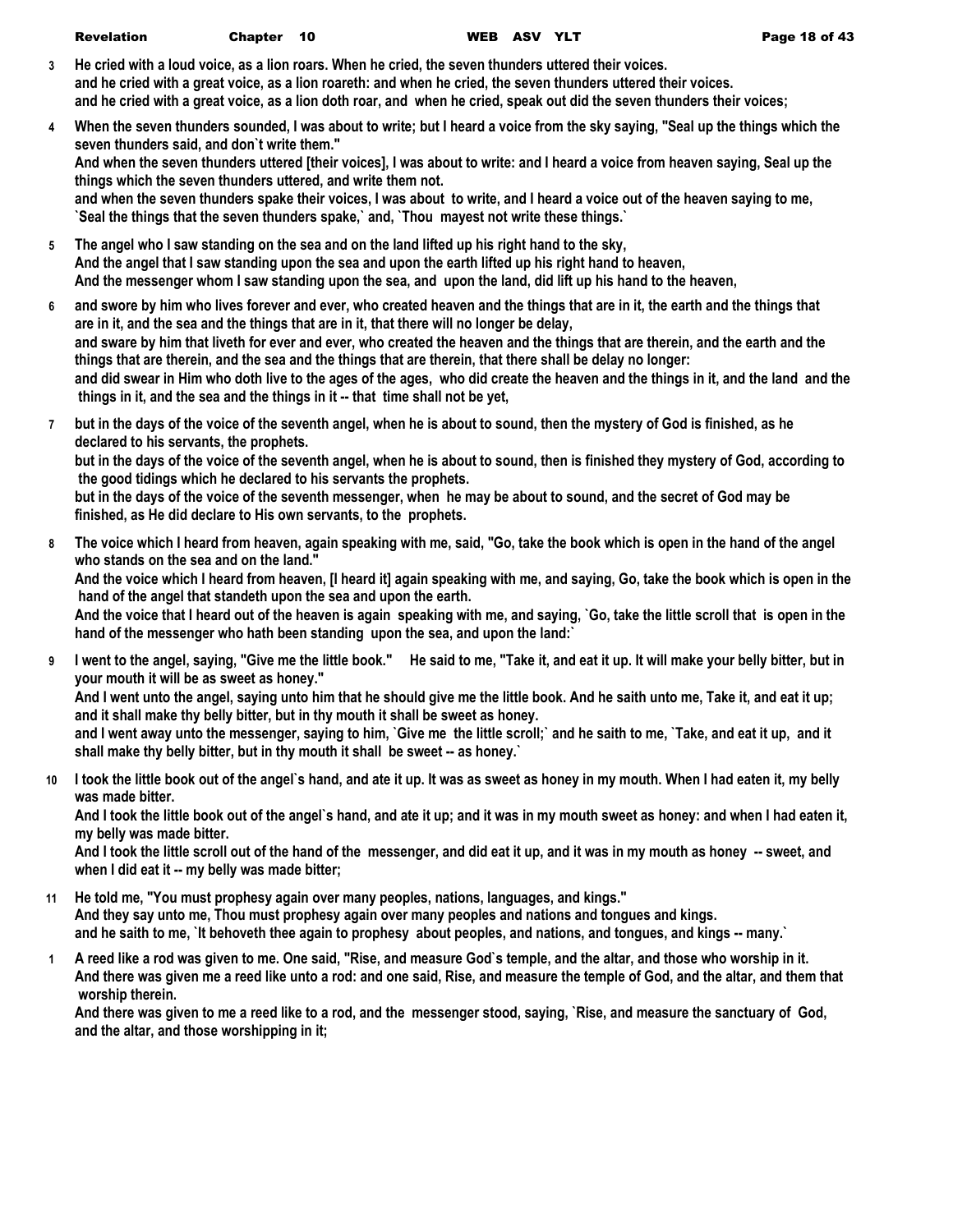**3** He cried with a loud voice, as a lion roars. When he cried, the seven thunders uttered their voices.
and he cried with a great voice, as a lion roareth: and when he cried, the seven thunders uttered their voices.
and he cried with a great voice, as a lion doth roar, and when he cried, speak out did the seven thunders their voices;

**4** When the seven thunders sounded, I was about to write; but I heard a voice from the sky saying, "Seal up the things which the seven thunders said, and don`t write them."
And when the seven thunders uttered [their voices], I was about to write: and I heard a voice from heaven saying, Seal up the things which the seven thunders uttered, and write them not.
and when the seven thunders spake their voices, I was about to write, and I heard a voice out of the heaven saying to me, `Seal the things that the seven thunders spake,` and, `Thou mayest not write these things.`

**5** The angel who I saw standing on the sea and on the land lifted up his right hand to the sky,
And the angel that I saw standing upon the sea and upon the earth lifted up his right hand to heaven,
And the messenger whom I saw standing upon the sea, and upon the land, did lift up his hand to the heaven,

**6** and swore by him who lives forever and ever, who created heaven and the things that are in it, the earth and the things that are in it, and the sea and the things that are in it, that there will no longer be delay,
and sware by him that liveth for ever and ever, who created the heaven and the things that are therein, and the earth and the things that are therein, and the sea and the things that are therein, that there shall be delay no longer:
and did swear in Him who doth live to the ages of the ages, who did create the heaven and the things in it, and the land and the things in it, and the sea and the things in it -- that time shall not be yet,

**7** but in the days of the voice of the seventh angel, when he is about to sound, then the mystery of God is finished, as he declared to his servants, the prophets.
but in the days of the voice of the seventh angel, when he is about to sound, then is finished they mystery of God, according to the good tidings which he declared to his servants the prophets.
but in the days of the voice of the seventh messenger, when he may be about to sound, and the secret of God may be finished, as He did declare to His own servants, to the prophets.

**8** The voice which I heard from heaven, again speaking with me, said, "Go, take the book which is open in the hand of the angel who stands on the sea and on the land."
And the voice which I heard from heaven, [I heard it] again speaking with me, and saying, Go, take the book which is open in the hand of the angel that standeth upon the sea and upon the earth.
And the voice that I heard out of the heaven is again speaking with me, and saying, `Go, take the little scroll that is open in the hand of the messenger who hath been standing upon the sea, and upon the land:`

**9** I went to the angel, saying, "Give me the little book." He said to me, "Take it, and eat it up. It will make your belly bitter, but in your mouth it will be as sweet as honey."
And I went unto the angel, saying unto him that he should give me the little book. And he saith unto me, Take it, and eat it up; and it shall make thy belly bitter, but in thy mouth it shall be sweet as honey.
and I went away unto the messenger, saying to him, `Give me the little scroll;` and he saith to me, `Take, and eat it up, and it shall make thy belly bitter, but in thy mouth it shall be sweet -- as honey.`

**10** I took the little book out of the angel`s hand, and ate it up. It was as sweet as honey in my mouth. When I had eaten it, my belly was made bitter.
And I took the little book out of the angel`s hand, and ate it up; and it was in my mouth sweet as honey: and when I had eaten it, my belly was made bitter.
And I took the little scroll out of the hand of the messenger, and did eat it up, and it was in my mouth as honey -- sweet, and when I did eat it -- my belly was made bitter;

**11** He told me, "You must prophesy again over many peoples, nations, languages, and kings."
And they say unto me, Thou must prophesy again over many peoples and nations and tongues and kings.
and he saith to me, `It behoveth thee again to prophesy about peoples, and nations, and tongues, and kings -- many.`

**1** A reed like a rod was given to me. One said, "Rise, and measure God`s temple, and the altar, and those who worship in it.
And there was given me a reed like unto a rod: and one said, Rise, and measure the temple of God, and the altar, and them that worship therein.
And there was given to me a reed like to a rod, and the messenger stood, saying, `Rise, and measure the sanctuary of God, and the altar, and those worshipping in it;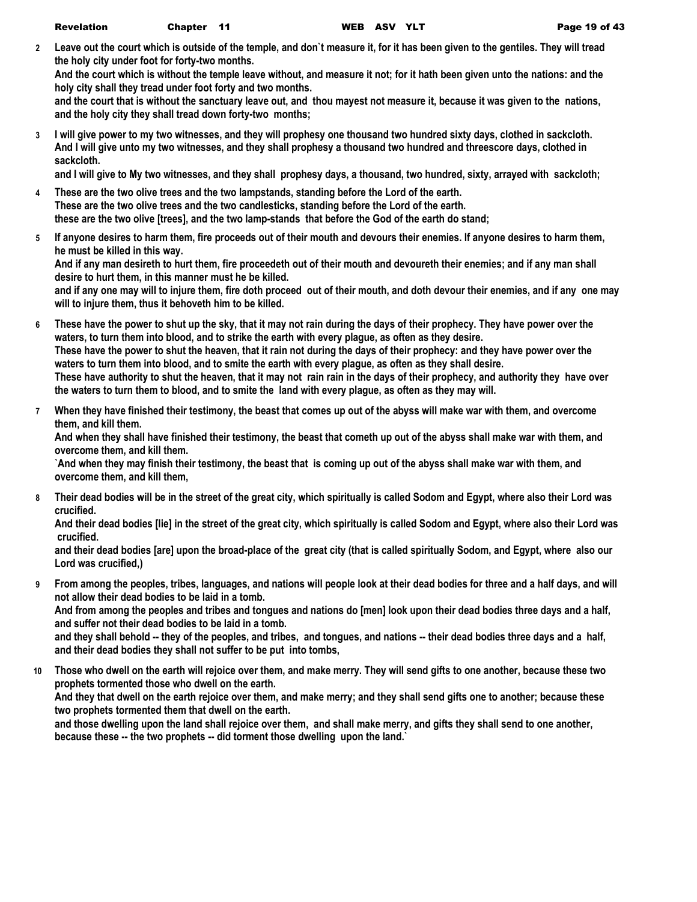**2** **Leave out the court which is outside of the temple, and don`t measure it, for it has been given to the gentiles. They will tread the holy city under foot for forty-two months.**
**And the court which is without the temple leave without, and measure it not; for it hath been given unto the nations: and the holy city shall they tread under foot forty and two months.**
**and the court that is without the sanctuary leave out, and thou mayest not measure it, because it was given to the nations, and the holy city they shall tread down forty-two months;**

**3** **I will give power to my two witnesses, and they will prophesy one thousand two hundred sixty days, clothed in sackcloth.**
**And I will give unto my two witnesses, and they shall prophesy a thousand two hundred and threescore days, clothed in sackcloth.**
**and I will give to My two witnesses, and they shall prophesy days, a thousand, two hundred, sixty, arrayed with sackcloth;**

**4** **These are the two olive trees and the two lampstands, standing before the Lord of the earth.**
**These are the two olive trees and the two candlesticks, standing before the Lord of the earth.**
**these are the two olive [trees], and the two lamp-stands that before the God of the earth do stand;**

**5** **If anyone desires to harm them, fire proceeds out of their mouth and devours their enemies. If anyone desires to harm them, he must be killed in this way.**
**And if any man desireth to hurt them, fire proceedeth out of their mouth and devoureth their enemies; and if any man shall desire to hurt them, in this manner must he be killed.**
**and if any one may will to injure them, fire doth proceed out of their mouth, and doth devour their enemies, and if any one may will to injure them, thus it behoveth him to be killed.**

**6** **These have the power to shut up the sky, that it may not rain during the days of their prophecy. They have power over the waters, to turn them into blood, and to strike the earth with every plague, as often as they desire.**
**These have the power to shut the heaven, that it rain not during the days of their prophecy: and they have power over the waters to turn them into blood, and to smite the earth with every plague, as often as they shall desire.**
**These have authority to shut the heaven, that it may not rain rain in the days of their prophecy, and authority they have over the waters to turn them to blood, and to smite the land with every plague, as often as they may will.**

**7** **When they have finished their testimony, the beast that comes up out of the abyss will make war with them, and overcome them, and kill them.**
**And when they shall have finished their testimony, the beast that cometh up out of the abyss shall make war with them, and overcome them, and kill them.**
**`And when they may finish their testimony, the beast that is coming up out of the abyss shall make war with them, and overcome them, and kill them,**

**8** **Their dead bodies will be in the street of the great city, which spiritually is called Sodom and Egypt, where also their Lord was crucified.**
**And their dead bodies [lie] in the street of the great city, which spiritually is called Sodom and Egypt, where also their Lord was crucified.**
**and their dead bodies [are] upon the broad-place of the great city (that is called spiritually Sodom, and Egypt, where also our Lord was crucified,)**

**9** **From among the peoples, tribes, languages, and nations will people look at their dead bodies for three and a half days, and will not allow their dead bodies to be laid in a tomb.**
**And from among the peoples and tribes and tongues and nations do [men] look upon their dead bodies three days and a half, and suffer not their dead bodies to be laid in a tomb.**
**and they shall behold -- they of the peoples, and tribes, and tongues, and nations -- their dead bodies three days and a half, and their dead bodies they shall not suffer to be put into tombs,**

**10** **Those who dwell on the earth will rejoice over them, and make merry. They will send gifts to one another, because these two prophets tormented those who dwell on the earth.**
**And they that dwell on the earth rejoice over them, and make merry; and they shall send gifts one to another; because these two prophets tormented them that dwell on the earth.**
**and those dwelling upon the land shall rejoice over them, and shall make merry, and gifts they shall send to one another, because these -- the two prophets -- did torment those dwelling upon the land.`**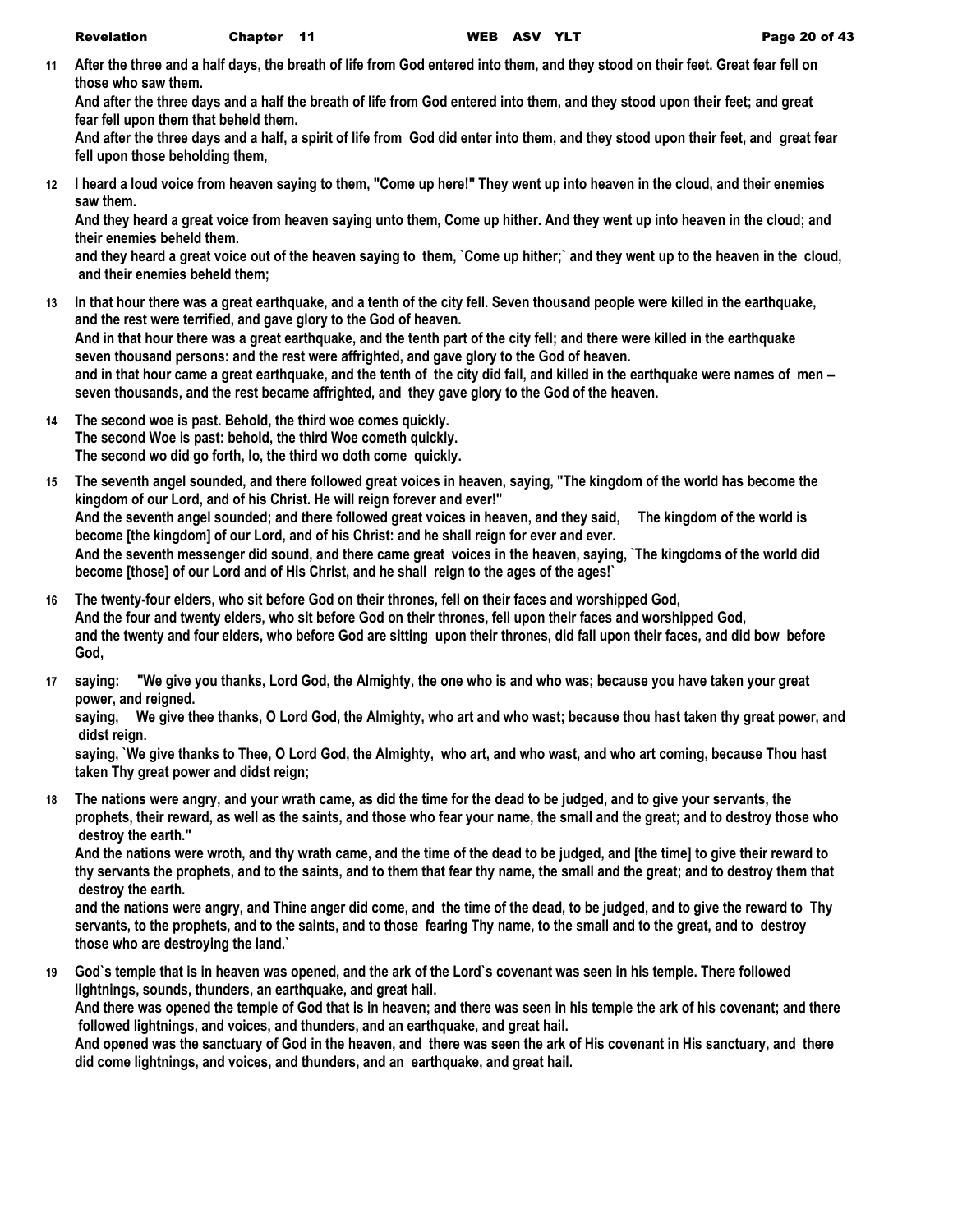**11** **After the three and a half days, the breath of life from God entered into them, and they stood on their feet. Great fear fell on those who saw them.**
**And after the three days and a half the breath of life from God entered into them, and they stood upon their feet; and great fear fell upon them that beheld them.**
**And after the three days and a half, a spirit of life from God did enter into them, and they stood upon their feet, and great fear fell upon those beholding them,**

**12** **I heard a loud voice from heaven saying to them, "Come up here!" They went up into heaven in the cloud, and their enemies saw them.**
**And they heard a great voice from heaven saying unto them, Come up hither. And they went up into heaven in the cloud; and their enemies beheld them.**
**and they heard a great voice out of the heaven saying to them, `Come up hither;` and they went up to the heaven in the cloud, and their enemies beheld them;**

**13** **In that hour there was a great earthquake, and a tenth of the city fell. Seven thousand people were killed in the earthquake, and the rest were terrified, and gave glory to the God of heaven.**
**And in that hour there was a great earthquake, and the tenth part of the city fell; and there were killed in the earthquake seven thousand persons: and the rest were affrighted, and gave glory to the God of heaven.**
**and in that hour came a great earthquake, and the tenth of the city did fall, and killed in the earthquake were names of men -- seven thousands, and the rest became affrighted, and they gave glory to the God of the heaven.**

**14** **The second woe is past. Behold, the third woe comes quickly.**
**The second Woe is past: behold, the third Woe cometh quickly.**
**The second wo did go forth, lo, the third wo doth come quickly.**

**15** **The seventh angel sounded, and there followed great voices in heaven, saying, "The kingdom of the world has become the kingdom of our Lord, and of his Christ. He will reign forever and ever!"**
**And the seventh angel sounded; and there followed great voices in heaven, and they said, The kingdom of the world is become [the kingdom] of our Lord, and of his Christ: and he shall reign for ever and ever.**
**And the seventh messenger did sound, and there came great voices in the heaven, saying, `The kingdoms of the world did become [those] of our Lord and of His Christ, and he shall reign to the ages of the ages!`**

**16** **The twenty-four elders, who sit before God on their thrones, fell on their faces and worshipped God,**
**And the four and twenty elders, who sit before God on their thrones, fell upon their faces and worshipped God,**
**and the twenty and four elders, who before God are sitting upon their thrones, did fall upon their faces, and did bow before God,**

**17** **saying: "We give you thanks, Lord God, the Almighty, the one who is and who was; because you have taken your great power, and reigned.**
**saying, We give thee thanks, O Lord God, the Almighty, who art and who wast; because thou hast taken thy great power, and didst reign.**
**saying, `We give thanks to Thee, O Lord God, the Almighty, who art, and who wast, and who art coming, because Thou hast taken Thy great power and didst reign;**

**18** **The nations were angry, and your wrath came, as did the time for the dead to be judged, and to give your servants, the prophets, their reward, as well as the saints, and those who fear your name, the small and the great; and to destroy those who destroy the earth."**
**And the nations were wroth, and thy wrath came, and the time of the dead to be judged, and [the time] to give their reward to thy servants the prophets, and to the saints, and to them that fear thy name, the small and the great; and to destroy them that destroy the earth.**
**and the nations were angry, and Thine anger did come, and the time of the dead, to be judged, and to give the reward to Thy servants, to the prophets, and to the saints, and to those fearing Thy name, to the small and to the great, and to destroy those who are destroying the land.`**

**19** **God`s temple that is in heaven was opened, and the ark of the Lord`s covenant was seen in his temple. There followed lightnings, sounds, thunders, an earthquake, and great hail.**
**And there was opened the temple of God that is in heaven; and there was seen in his temple the ark of his covenant; and there followed lightnings, and voices, and thunders, and an earthquake, and great hail.**
**And opened was the sanctuary of God in the heaven, and there was seen the ark of His covenant in His sanctuary, and there did come lightnings, and voices, and thunders, and an earthquake, and great hail.**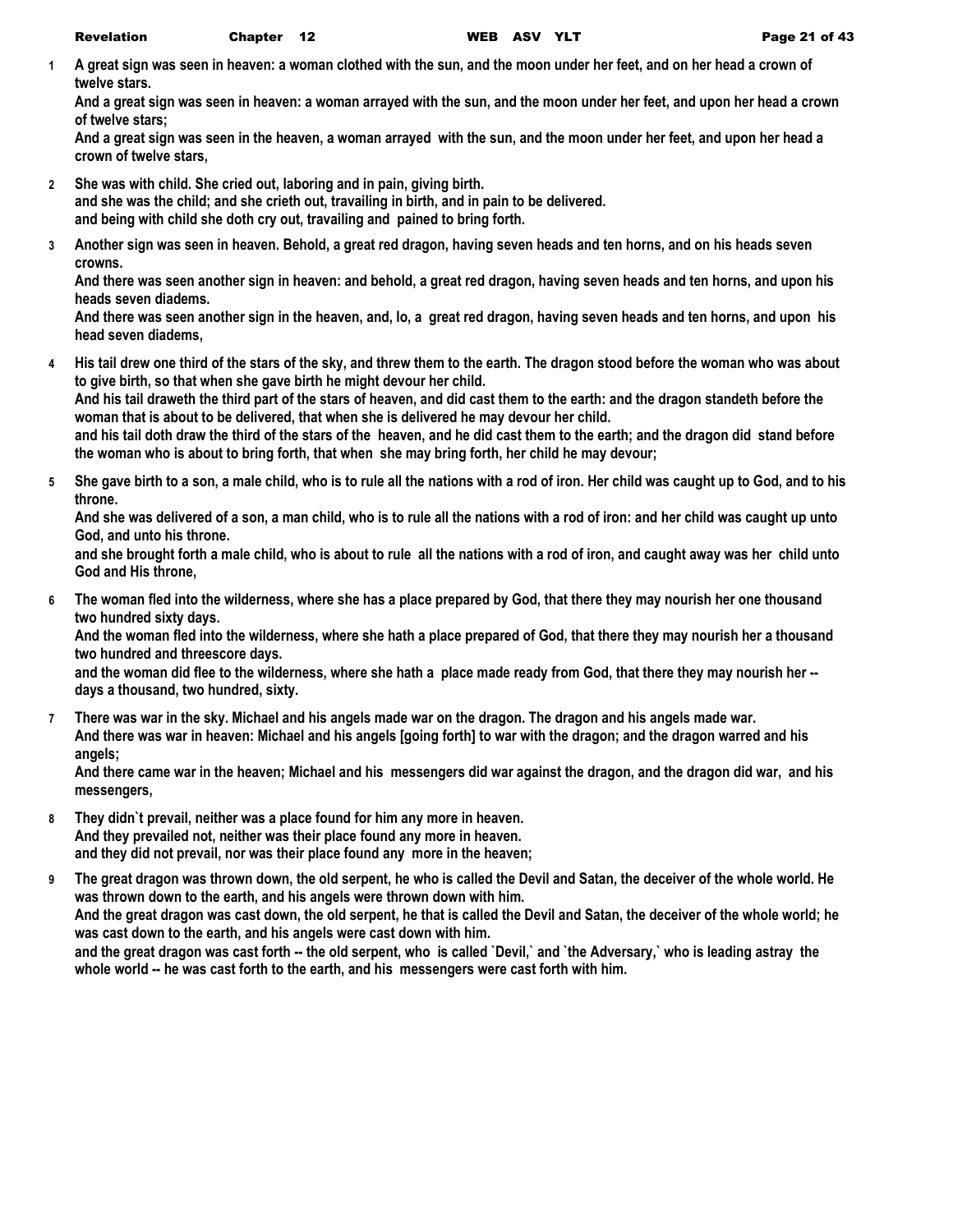1 A great sign was seen in heaven: a woman clothed with the sun, and the moon under her feet, and on her head a crown of twelve stars.
And a great sign was seen in heaven: a woman arrayed with the sun, and the moon under her feet, and upon her head a crown of twelve stars;
And a great sign was seen in the heaven, a woman arrayed with the sun, and the moon under her feet, and upon her head a crown of twelve stars,

2 She was with child. She cried out, laboring and in pain, giving birth.
and she was the child; and she crieth out, travailing in birth, and in pain to be delivered.
and being with child she doth cry out, travailing and pained to bring forth.

3 Another sign was seen in heaven. Behold, a great red dragon, having seven heads and ten horns, and on his heads seven crowns.
And there was seen another sign in heaven: and behold, a great red dragon, having seven heads and ten horns, and upon his heads seven diadems.
And there was seen another sign in the heaven, and, lo, a great red dragon, having seven heads and ten horns, and upon his head seven diadems,

4 His tail drew one third of the stars of the sky, and threw them to the earth. The dragon stood before the woman who was about to give birth, so that when she gave birth he might devour her child.
And his tail draweth the third part of the stars of heaven, and did cast them to the earth: and the dragon standeth before the woman that is about to be delivered, that when she is delivered he may devour her child.
and his tail doth draw the third of the stars of the heaven, and he did cast them to the earth; and the dragon did stand before the woman who is about to bring forth, that when she may bring forth, her child he may devour;

5 She gave birth to a son, a male child, who is to rule all the nations with a rod of iron. Her child was caught up to God, and to his throne.
And she was delivered of a son, a man child, who is to rule all the nations with a rod of iron: and her child was caught up unto God, and unto his throne.
and she brought forth a male child, who is about to rule all the nations with a rod of iron, and caught away was her child unto God and His throne,

6 The woman fled into the wilderness, where she has a place prepared by God, that there they may nourish her one thousand two hundred sixty days.
And the woman fled into the wilderness, where she hath a place prepared of God, that there they may nourish her a thousand two hundred and threescore days.
and the woman did flee to the wilderness, where she hath a place made ready from God, that there they may nourish her -- days a thousand, two hundred, sixty.

7 There was war in the sky. Michael and his angels made war on the dragon. The dragon and his angels made war.
And there was war in heaven: Michael and his angels [going forth] to war with the dragon; and the dragon warred and his angels;
And there came war in the heaven; Michael and his messengers did war against the dragon, and the dragon did war, and his messengers,

8 They didn`t prevail, neither was a place found for him any more in heaven.
And they prevailed not, neither was their place found any more in heaven.
and they did not prevail, nor was their place found any more in the heaven;

9 The great dragon was thrown down, the old serpent, he who is called the Devil and Satan, the deceiver of the whole world. He was thrown down to the earth, and his angels were thrown down with him.
And the great dragon was cast down, the old serpent, he that is called the Devil and Satan, the deceiver of the whole world; he was cast down to the earth, and his angels were cast down with him.
and the great dragon was cast forth -- the old serpent, who is called `Devil,` and `the Adversary,` who is leading astray the whole world -- he was cast forth to the earth, and his messengers were cast forth with him.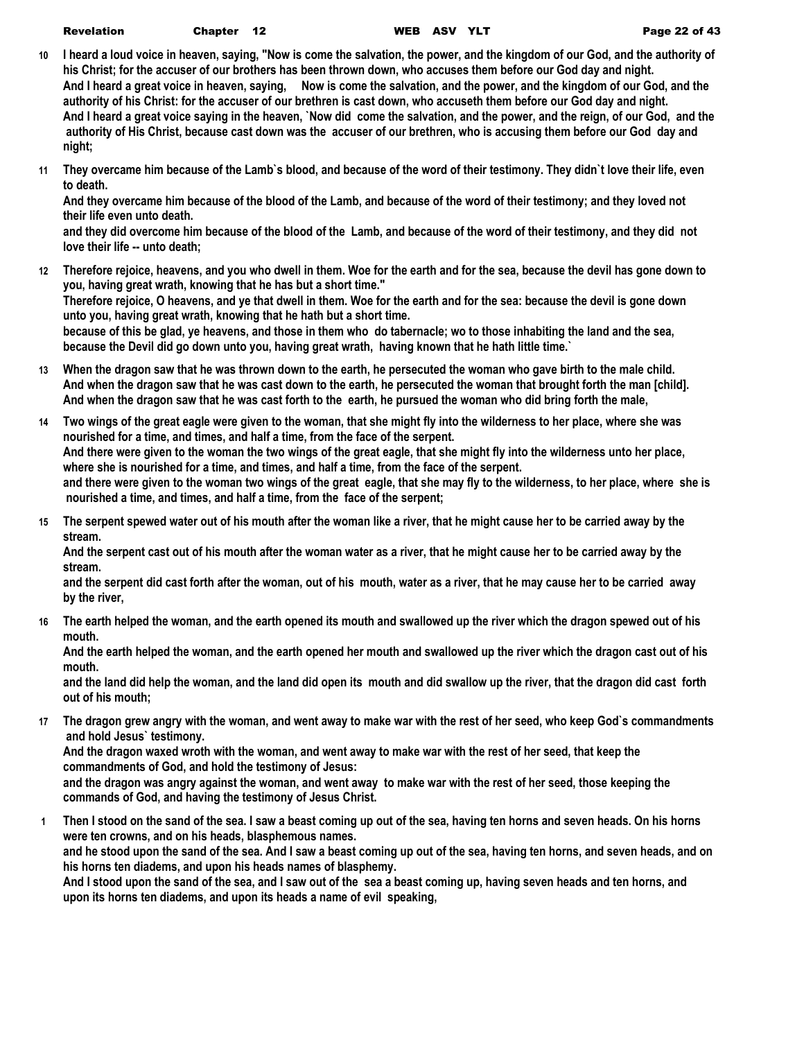**10** I heard a loud voice in heaven, saying, "Now is come the salvation, the power, and the kingdom of our God, and the authority of his Christ; for the accuser of our brothers has been thrown down, who accuses them before our God day and night.
And I heard a great voice in heaven, saying, Now is come the salvation, and the power, and the kingdom of our God, and the authority of his Christ: for the accuser of our brethren is cast down, who accuseth them before our God day and night.
And I heard a great voice saying in the heaven, `Now did come the salvation, and the power, and the reign, of our God, and the authority of His Christ, because cast down was the accuser of our brethren, who is accusing them before our God day and night;

**11** They overcame him because of the Lamb`s blood, and because of the word of their testimony. They didn`t love their life, even to death.
And they overcame him because of the blood of the Lamb, and because of the word of their testimony; and they loved not their life even unto death.
and they did overcome him because of the blood of the Lamb, and because of the word of their testimony, and they did not love their life -- unto death;

**12** Therefore rejoice, heavens, and you who dwell in them. Woe for the earth and for the sea, because the devil has gone down to you, having great wrath, knowing that he has but a short time."
Therefore rejoice, O heavens, and ye that dwell in them. Woe for the earth and for the sea: because the devil is gone down unto you, having great wrath, knowing that he hath but a short time.
because of this be glad, ye heavens, and those in them who do tabernacle; wo to those inhabiting the land and the sea, because the Devil did go down unto you, having great wrath, having known that he hath little time.`

**13** When the dragon saw that he was thrown down to the earth, he persecuted the woman who gave birth to the male child.
And when the dragon saw that he was cast down to the earth, he persecuted the woman that brought forth the man [child].
And when the dragon saw that he was cast forth to the earth, he pursued the woman who did bring forth the male,

**14** Two wings of the great eagle were given to the woman, that she might fly into the wilderness to her place, where she was nourished for a time, and times, and half a time, from the face of the serpent.
And there were given to the woman the two wings of the great eagle, that she might fly into the wilderness unto her place, where she is nourished for a time, and times, and half a time, from the face of the serpent.
and there were given to the woman two wings of the great eagle, that she may fly to the wilderness, to her place, where she is nourished a time, and times, and half a time, from the face of the serpent;

**15** The serpent spewed water out of his mouth after the woman like a river, that he might cause her to be carried away by the stream.
And the serpent cast out of his mouth after the woman water as a river, that he might cause her to be carried away by the stream.
and the serpent did cast forth after the woman, out of his mouth, water as a river, that he may cause her to be carried away by the river,

**16** The earth helped the woman, and the earth opened its mouth and swallowed up the river which the dragon spewed out of his mouth.
And the earth helped the woman, and the earth opened her mouth and swallowed up the river which the dragon cast out of his mouth.
and the land did help the woman, and the land did open its mouth and did swallow up the river, that the dragon did cast forth out of his mouth;

**17** The dragon grew angry with the woman, and went away to make war with the rest of her seed, who keep God`s commandments and hold Jesus` testimony.
And the dragon waxed wroth with the woman, and went away to make war with the rest of her seed, that keep the commandments of God, and hold the testimony of Jesus:
and the dragon was angry against the woman, and went away to make war with the rest of her seed, those keeping the commands of God, and having the testimony of Jesus Christ.

**1** Then I stood on the sand of the sea. I saw a beast coming up out of the sea, having ten horns and seven heads. On his horns were ten crowns, and on his heads, blasphemous names.
and he stood upon the sand of the sea. And I saw a beast coming up out of the sea, having ten horns, and seven heads, and on his horns ten diadems, and upon his heads names of blasphemy.
And I stood upon the sand of the sea, and I saw out of the sea a beast coming up, having seven heads and ten horns, and upon its horns ten diadems, and upon its heads a name of evil speaking,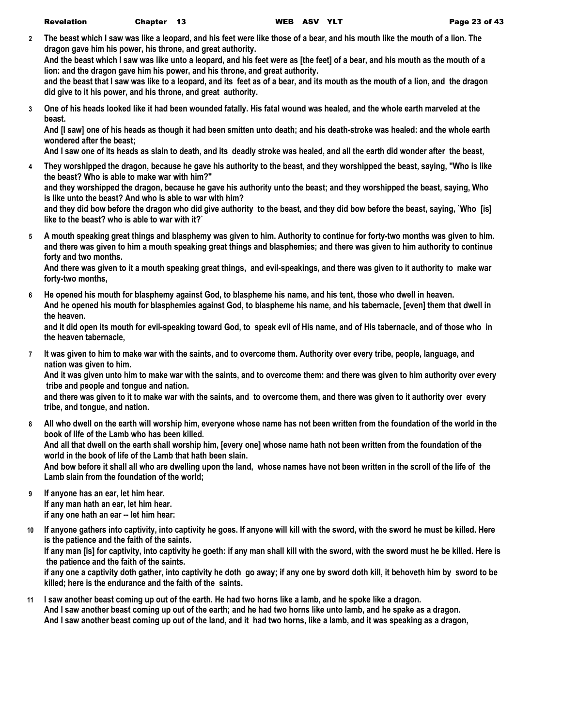**2** **The beast which I saw was like a leopard, and his feet were like those of a bear, and his mouth like the mouth of a lion. The dragon gave him his power, his throne, and great authority.**
**And the beast which I saw was like unto a leopard, and his feet were as [the feet] of a bear, and his mouth as the mouth of a lion: and the dragon gave him his power, and his throne, and great authority.**
**and the beast that I saw was like to a leopard, and its feet as of a bear, and its mouth as the mouth of a lion, and the dragon did give to it his power, and his throne, and great authority.**

**3** **One of his heads looked like it had been wounded fatally. His fatal wound was healed, and the whole earth marveled at the beast.**
**And [I saw] one of his heads as though it had been smitten unto death; and his death-stroke was healed: and the whole earth wondered after the beast;**
**And I saw one of its heads as slain to death, and its deadly stroke was healed, and all the earth did wonder after the beast,**

**4** **They worshipped the dragon, because he gave his authority to the beast, and they worshipped the beast, saying, "Who is like the beast? Who is able to make war with him?"**
**and they worshipped the dragon, because he gave his authority unto the beast; and they worshipped the beast, saying, Who is like unto the beast? And who is able to war with him?**
**and they did bow before the dragon who did give authority to the beast, and they did bow before the beast, saying, `Who [is] like to the beast? who is able to war with it?`**

**5** **A mouth speaking great things and blasphemy was given to him. Authority to continue for forty-two months was given to him.**
**and there was given to him a mouth speaking great things and blasphemies; and there was given to him authority to continue forty and two months.**
**And there was given to it a mouth speaking great things, and evil-speakings, and there was given to it authority to make war forty-two months,**

**6** **He opened his mouth for blasphemy against God, to blaspheme his name, and his tent, those who dwell in heaven.**
**And he opened his mouth for blasphemies against God, to blaspheme his name, and his tabernacle, [even] them that dwell in the heaven.**
**and it did open its mouth for evil-speaking toward God, to speak evil of His name, and of His tabernacle, and of those who in the heaven tabernacle,**

**7** **It was given to him to make war with the saints, and to overcome them. Authority over every tribe, people, language, and nation was given to him.**
**And it was given unto him to make war with the saints, and to overcome them: and there was given to him authority over every tribe and people and tongue and nation.**
**and there was given to it to make war with the saints, and to overcome them, and there was given to it authority over every tribe, and tongue, and nation.**

**8** **All who dwell on the earth will worship him, everyone whose name has not been written from the foundation of the world in the book of life of the Lamb who has been killed.**
**And all that dwell on the earth shall worship him, [every one] whose name hath not been written from the foundation of the world in the book of life of the Lamb that hath been slain.**
**And bow before it shall all who are dwelling upon the land, whose names have not been written in the scroll of the life of the Lamb slain from the foundation of the world;**

**9** **If anyone has an ear, let him hear.**
**If any man hath an ear, let him hear.**
**if any one hath an ear -- let him hear:**

**10** **If anyone gathers into captivity, into captivity he goes. If anyone will kill with the sword, with the sword he must be killed. Here is the patience and the faith of the saints.**
**If any man [is] for captivity, into captivity he goeth: if any man shall kill with the sword, with the sword must he be killed. Here is the patience and the faith of the saints.**
**if any one a captivity doth gather, into captivity he doth go away; if any one by sword doth kill, it behoveth him by sword to be killed; here is the endurance and the faith of the saints.**

**11** **I saw another beast coming up out of the earth. He had two horns like a lamb, and he spoke like a dragon.**
**And I saw another beast coming up out of the earth; and he had two horns like unto lamb, and he spake as a dragon.**
**And I saw another beast coming up out of the land, and it had two horns, like a lamb, and it was speaking as a dragon,**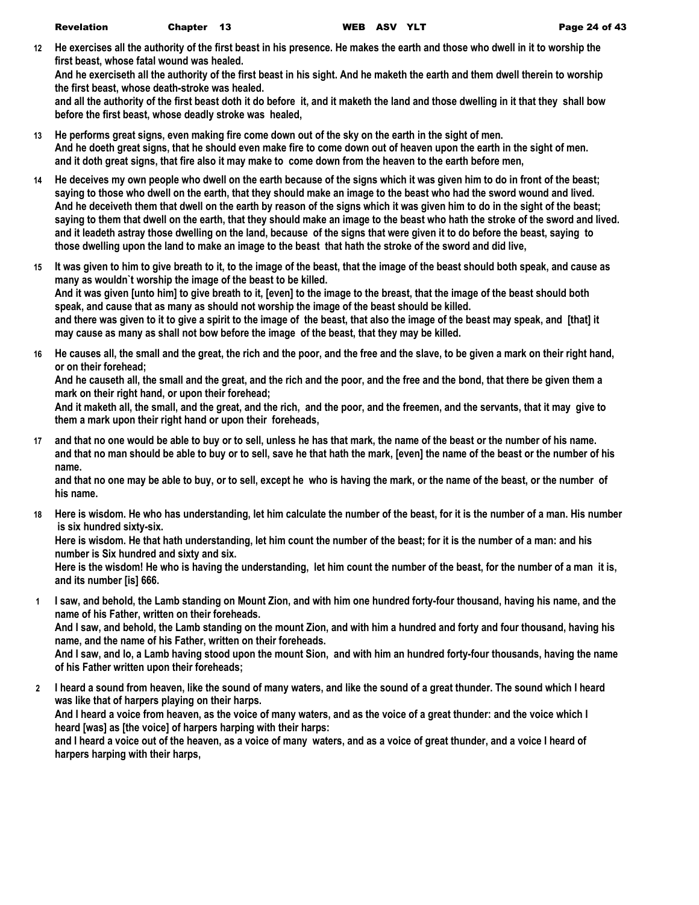**12** **He exercises all the authority of the first beast in his presence. He makes the earth and those who dwell in it to worship the first beast, whose fatal wound was healed.**
**And he exerciseth all the authority of the first beast in his sight. And he maketh the earth and them dwell therein to worship the first beast, whose death-stroke was healed.**
**and all the authority of the first beast doth it do before it, and it maketh the land and those dwelling in it that they shall bow before the first beast, whose deadly stroke was healed,**

**13** **He performs great signs, even making fire come down out of the sky on the earth in the sight of men.**
**And he doeth great signs, that he should even make fire to come down out of heaven upon the earth in the sight of men.**
**and it doth great signs, that fire also it may make to come down from the heaven to the earth before men,**

**14** **He deceives my own people who dwell on the earth because of the signs which it was given him to do in front of the beast; saying to those who dwell on the earth, that they should make an image to the beast who had the sword wound and lived.**
**And he deceiveth them that dwell on the earth by reason of the signs which it was given him to do in the sight of the beast; saying to them that dwell on the earth, that they should make an image to the beast who hath the stroke of the sword and lived.**
**and it leadeth astray those dwelling on the land, because of the signs that were given it to do before the beast, saying to those dwelling upon the land to make an image to the beast that hath the stroke of the sword and did live,**

**15** **It was given to him to give breath to it, to the image of the beast, that the image of the beast should both speak, and cause as many as wouldn`t worship the image of the beast to be killed.**
**And it was given [unto him] to give breath to it, [even] to the image to the breast, that the image of the beast should both speak, and cause that as many as should not worship the image of the beast should be killed.**
**and there was given to it to give a spirit to the image of the beast, that also the image of the beast may speak, and [that] it may cause as many as shall not bow before the image of the beast, that they may be killed.**

**16** **He causes all, the small and the great, the rich and the poor, and the free and the slave, to be given a mark on their right hand, or on their forehead;**
**And he causeth all, the small and the great, and the rich and the poor, and the free and the bond, that there be given them a mark on their right hand, or upon their forehead;**
**And it maketh all, the small, and the great, and the rich, and the poor, and the freemen, and the servants, that it may give to them a mark upon their right hand or upon their foreheads,**

**17** **and that no one would be able to buy or to sell, unless he has that mark, the name of the beast or the number of his name.**
**and that no man should be able to buy or to sell, save he that hath the mark, [even] the name of the beast or the number of his name.**
**and that no one may be able to buy, or to sell, except he who is having the mark, or the name of the beast, or the number of his name.**

**18** **Here is wisdom. He who has understanding, let him calculate the number of the beast, for it is the number of a man. His number is six hundred sixty-six.**
**Here is wisdom. He that hath understanding, let him count the number of the beast; for it is the number of a man: and his number is Six hundred and sixty and six.**
**Here is the wisdom! He who is having the understanding, let him count the number of the beast, for the number of a man it is, and its number [is] 666.**

**1** **I saw, and behold, the Lamb standing on Mount Zion, and with him one hundred forty-four thousand, having his name, and the name of his Father, written on their foreheads.**
**And I saw, and behold, the Lamb standing on the mount Zion, and with him a hundred and forty and four thousand, having his name, and the name of his Father, written on their foreheads.**
**And I saw, and lo, a Lamb having stood upon the mount Sion, and with him an hundred forty-four thousands, having the name of his Father written upon their foreheads;**

**2** **I heard a sound from heaven, like the sound of many waters, and like the sound of a great thunder. The sound which I heard was like that of harpers playing on their harps.**
**And I heard a voice from heaven, as the voice of many waters, and as the voice of a great thunder: and the voice which I heard [was] as [the voice] of harpers harping with their harps:**
**and I heard a voice out of the heaven, as a voice of many waters, and as a voice of great thunder, and a voice I heard of harpers harping with their harps,**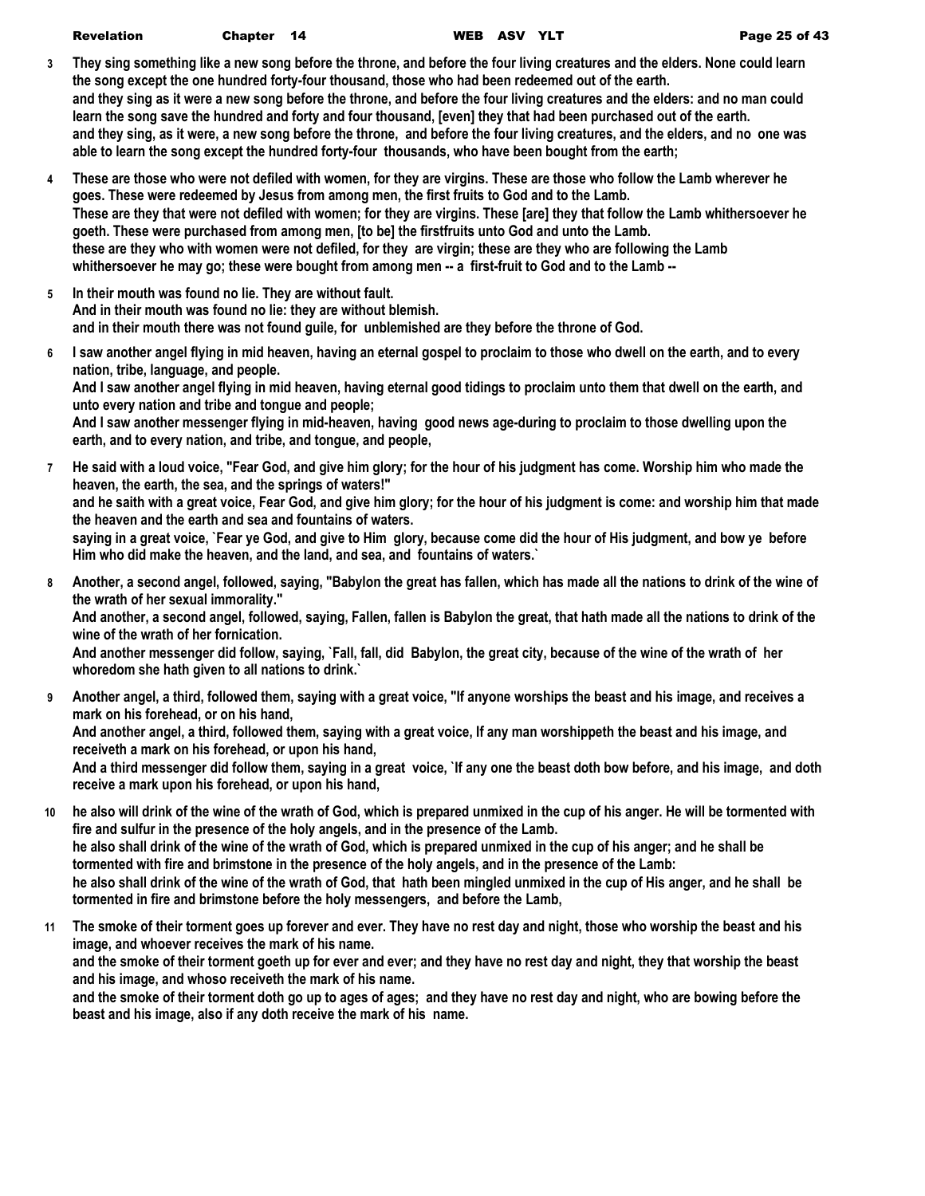**3** They sing something like a new song before the throne, and before the four living creatures and the elders. None could learn the song except the one hundred forty-four thousand, those who had been redeemed out of the earth.
and they sing as it were a new song before the throne, and before the four living creatures and the elders: and no man could learn the song save the hundred and forty and four thousand, [even] they that had been purchased out of the earth.
and they sing, as it were, a new song before the throne, and before the four living creatures, and the elders, and no one was able to learn the song except the hundred forty-four thousands, who have been bought from the earth;

**4** These are those who were not defiled with women, for they are virgins. These are those who follow the Lamb wherever he goes. These were redeemed by Jesus from among men, the first fruits to God and to the Lamb.
These are they that were not defiled with women; for they are virgins. These [are] they that follow the Lamb whithersoever he goeth. These were purchased from among men, [to be] the firstfruits unto God and unto the Lamb.
these are they who with women were not defiled, for they are virgin; these are they who are following the Lamb whithersoever he may go; these were bought from among men -- a first-fruit to God and to the Lamb --

**5** In their mouth was found no lie. They are without fault.
And in their mouth was found no lie: they are without blemish.
and in their mouth there was not found guile, for unblemished are they before the throne of God.

**6** I saw another angel flying in mid heaven, having an eternal gospel to proclaim to those who dwell on the earth, and to every nation, tribe, language, and people.
And I saw another angel flying in mid heaven, having eternal good tidings to proclaim unto them that dwell on the earth, and unto every nation and tribe and tongue and people;
And I saw another messenger flying in mid-heaven, having good news age-during to proclaim to those dwelling upon the earth, and to every nation, and tribe, and tongue, and people,

**7** He said with a loud voice, "Fear God, and give him glory; for the hour of his judgment has come. Worship him who made the heaven, the earth, the sea, and the springs of waters!"
and he saith with a great voice, Fear God, and give him glory; for the hour of his judgment is come: and worship him that made the heaven and the earth and sea and fountains of waters.
saying in a great voice, `Fear ye God, and give to Him glory, because come did the hour of His judgment, and bow ye before Him who did make the heaven, and the land, and sea, and fountains of waters.`

**8** Another, a second angel, followed, saying, "Babylon the great has fallen, which has made all the nations to drink of the wine of the wrath of her sexual immorality."
And another, a second angel, followed, saying, Fallen, fallen is Babylon the great, that hath made all the nations to drink of the wine of the wrath of her fornication.
And another messenger did follow, saying, `Fall, fall, did Babylon, the great city, because of the wine of the wrath of her whoredom she hath given to all nations to drink.`

**9** Another angel, a third, followed them, saying with a great voice, "If anyone worships the beast and his image, and receives a mark on his forehead, or on his hand,
And another angel, a third, followed them, saying with a great voice, If any man worshippeth the beast and his image, and receiveth a mark on his forehead, or upon his hand,
And a third messenger did follow them, saying in a great voice, `If any one the beast doth bow before, and his image, and doth receive a mark upon his forehead, or upon his hand,

**10** he also will drink of the wine of the wrath of God, which is prepared unmixed in the cup of his anger. He will be tormented with fire and sulfur in the presence of the holy angels, and in the presence of the Lamb.
he also shall drink of the wine of the wrath of God, which is prepared unmixed in the cup of his anger; and he shall be tormented with fire and brimstone in the presence of the holy angels, and in the presence of the Lamb:
he also shall drink of the wine of the wrath of God, that hath been mingled unmixed in the cup of His anger, and he shall be tormented in fire and brimstone before the holy messengers, and before the Lamb,

**11** The smoke of their torment goes up forever and ever. They have no rest day and night, those who worship the beast and his image, and whoever receives the mark of his name.
and the smoke of their torment goeth up for ever and ever; and they have no rest day and night, they that worship the beast and his image, and whoso receiveth the mark of his name.
and the smoke of their torment doth go up to ages of ages; and they have no rest day and night, who are bowing before the beast and his image, also if any doth receive the mark of his name.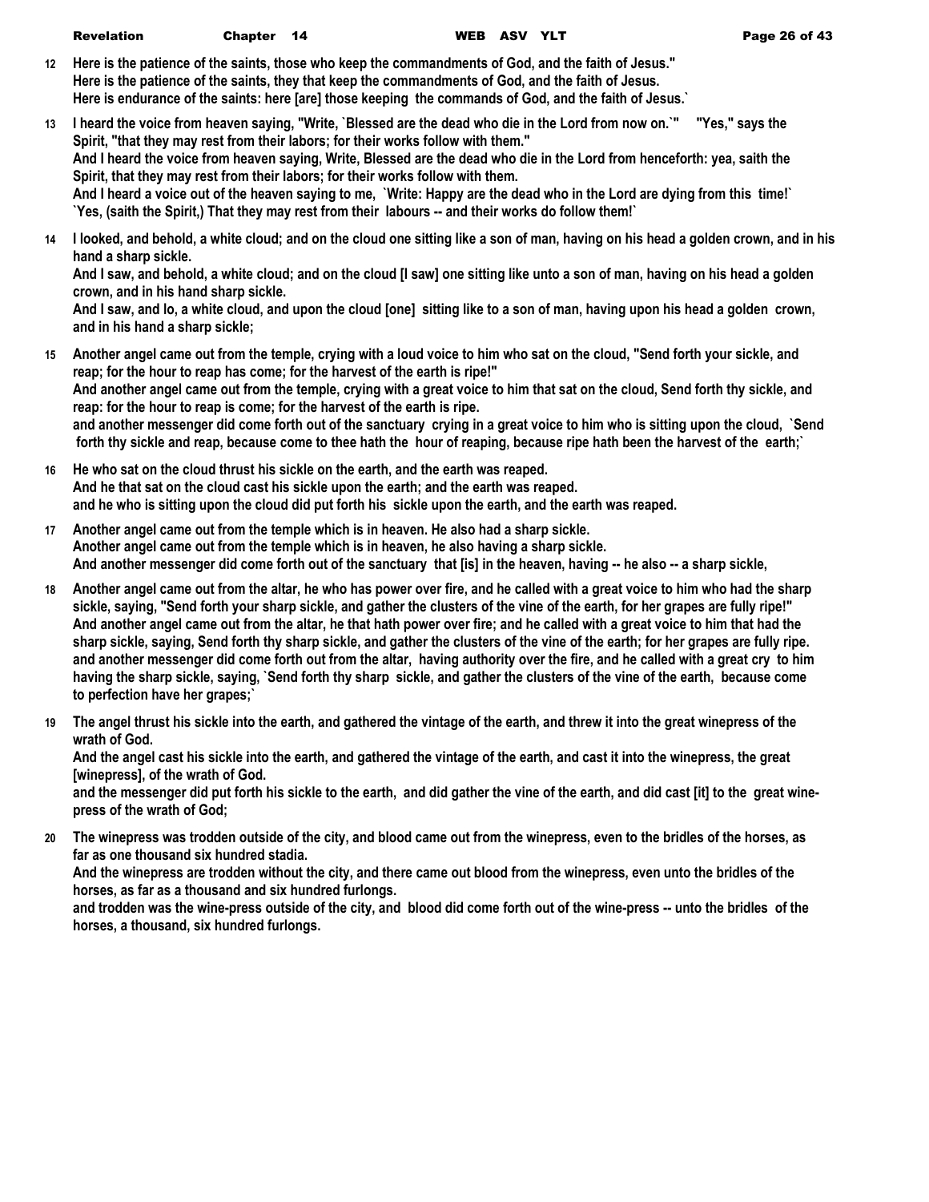**12** **Here is the patience of the saints, those who keep the commandments of God, and the faith of Jesus."**
**Here is the patience of the saints, they that keep the commandments of God, and the faith of Jesus.**
**Here is endurance of the saints: here [are] those keeping the commands of God, and the faith of Jesus.`**

**13** **I heard the voice from heaven saying, "Write, `Blessed are the dead who die in the Lord from now on.`" "Yes," says the Spirit, "that they may rest from their labors; for their works follow with them."**
**And I heard the voice from heaven saying, Write, Blessed are the dead who die in the Lord from henceforth: yea, saith the Spirit, that they may rest from their labors; for their works follow with them.**
**And I heard a voice out of the heaven saying to me, `Write: Happy are the dead who in the Lord are dying from this time!` `Yes, (saith the Spirit,) That they may rest from their labours -- and their works do follow them!`**

**14** **I looked, and behold, a white cloud; and on the cloud one sitting like a son of man, having on his head a golden crown, and in his hand a sharp sickle.**
**And I saw, and behold, a white cloud; and on the cloud [I saw] one sitting like unto a son of man, having on his head a golden crown, and in his hand sharp sickle.**
**And I saw, and lo, a white cloud, and upon the cloud [one] sitting like to a son of man, having upon his head a golden crown, and in his hand a sharp sickle;**

**15** **Another angel came out from the temple, crying with a loud voice to him who sat on the cloud, "Send forth your sickle, and reap; for the hour to reap has come; for the harvest of the earth is ripe!"**
**And another angel came out from the temple, crying with a great voice to him that sat on the cloud, Send forth thy sickle, and reap: for the hour to reap is come; for the harvest of the earth is ripe.**
**and another messenger did come forth out of the sanctuary crying in a great voice to him who is sitting upon the cloud, `Send forth thy sickle and reap, because come to thee hath the hour of reaping, because ripe hath been the harvest of the earth;`**

**16** **He who sat on the cloud thrust his sickle on the earth, and the earth was reaped.**
**And he that sat on the cloud cast his sickle upon the earth; and the earth was reaped.**
**and he who is sitting upon the cloud did put forth his sickle upon the earth, and the earth was reaped.**

**17** **Another angel came out from the temple which is in heaven. He also had a sharp sickle.**
**Another angel came out from the temple which is in heaven, he also having a sharp sickle.**
**And another messenger did come forth out of the sanctuary that [is] in the heaven, having -- he also -- a sharp sickle,**

**18** **Another angel came out from the altar, he who has power over fire, and he called with a great voice to him who had the sharp sickle, saying, "Send forth your sharp sickle, and gather the clusters of the vine of the earth, for her grapes are fully ripe!"**
**And another angel came out from the altar, he that hath power over fire; and he called with a great voice to him that had the sharp sickle, saying, Send forth thy sharp sickle, and gather the clusters of the vine of the earth; for her grapes are fully ripe.**
**and another messenger did come forth out from the altar, having authority over the fire, and he called with a great cry to him having the sharp sickle, saying, `Send forth thy sharp sickle, and gather the clusters of the vine of the earth, because come to perfection have her grapes;`**

**19** **The angel thrust his sickle into the earth, and gathered the vintage of the earth, and threw it into the great winepress of the wrath of God.**
**And the angel cast his sickle into the earth, and gathered the vintage of the earth, and cast it into the winepress, the great [winepress], of the wrath of God.**
**and the messenger did put forth his sickle to the earth, and did gather the vine of the earth, and did cast [it] to the great wine-press of the wrath of God;**

**20** **The winepress was trodden outside of the city, and blood came out from the winepress, even to the bridles of the horses, as far as one thousand six hundred stadia.**
**And the winepress are trodden without the city, and there came out blood from the winepress, even unto the bridles of the horses, as far as a thousand and six hundred furlongs.**
**and trodden was the wine-press outside of the city, and blood did come forth out of the wine-press -- unto the bridles of the horses, a thousand, six hundred furlongs.**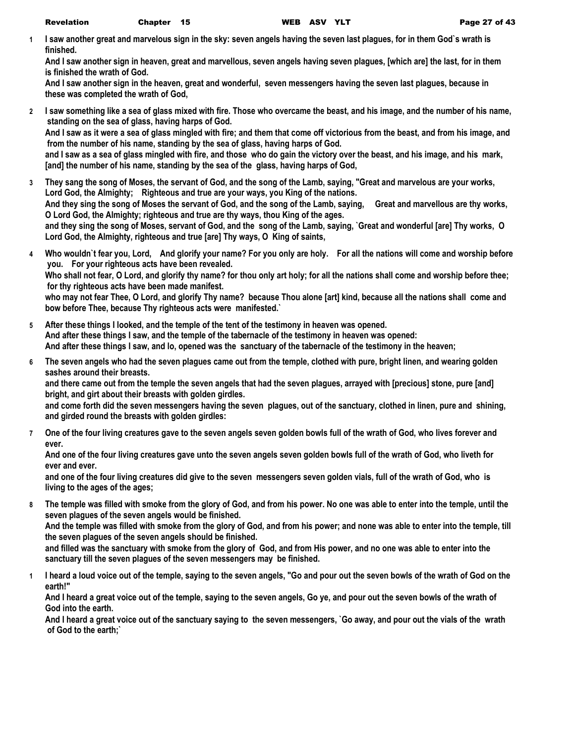**1** I saw another great and marvelous sign in the sky: seven angels having the seven last plagues, for in them God`s wrath is finished.
And I saw another sign in heaven, great and marvellous, seven angels having seven plagues, [which are] the last, for in them is finished the wrath of God.
And I saw another sign in the heaven, great and wonderful, seven messengers having the seven last plagues, because in these was completed the wrath of God,

**2** I saw something like a sea of glass mixed with fire. Those who overcame the beast, and his image, and the number of his name, standing on the sea of glass, having harps of God.
And I saw as it were a sea of glass mingled with fire; and them that come off victorious from the beast, and from his image, and from the number of his name, standing by the sea of glass, having harps of God.
and I saw as a sea of glass mingled with fire, and those who do gain the victory over the beast, and his image, and his mark, [and] the number of his name, standing by the sea of the glass, having harps of God,

**3** They sang the song of Moses, the servant of God, and the song of the Lamb, saying, "Great and marvelous are your works, Lord God, the Almighty; Righteous and true are your ways, you King of the nations.
And they sing the song of Moses the servant of God, and the song of the Lamb, saying, Great and marvellous are thy works, O Lord God, the Almighty; righteous and true are thy ways, thou King of the ages.
and they sing the song of Moses, servant of God, and the song of the Lamb, saying, `Great and wonderful [are] Thy works, O Lord God, the Almighty, righteous and true [are] Thy ways, O King of saints,

**4** Who wouldn`t fear you, Lord, And glorify your name? For you only are holy. For all the nations will come and worship before you. For your righteous acts have been revealed.
Who shall not fear, O Lord, and glorify thy name? for thou only art holy; for all the nations shall come and worship before thee; for thy righteous acts have been made manifest.
who may not fear Thee, O Lord, and glorify Thy name? because Thou alone [art] kind, because all the nations shall come and bow before Thee, because Thy righteous acts were manifested.`

**5** After these things I looked, and the temple of the tent of the testimony in heaven was opened.
And after these things I saw, and the temple of the tabernacle of the testimony in heaven was opened:
And after these things I saw, and lo, opened was the sanctuary of the tabernacle of the testimony in the heaven;

**6** The seven angels who had the seven plagues came out from the temple, clothed with pure, bright linen, and wearing golden sashes around their breasts.
and there came out from the temple the seven angels that had the seven plagues, arrayed with [precious] stone, pure [and] bright, and girt about their breasts with golden girdles.
and come forth did the seven messengers having the seven plagues, out of the sanctuary, clothed in linen, pure and shining, and girded round the breasts with golden girdles:

**7** One of the four living creatures gave to the seven angels seven golden bowls full of the wrath of God, who lives forever and ever.
And one of the four living creatures gave unto the seven angels seven golden bowls full of the wrath of God, who liveth for ever and ever.
and one of the four living creatures did give to the seven messengers seven golden vials, full of the wrath of God, who is living to the ages of the ages;

**8** The temple was filled with smoke from the glory of God, and from his power. No one was able to enter into the temple, until the seven plagues of the seven angels would be finished.
And the temple was filled with smoke from the glory of God, and from his power; and none was able to enter into the temple, till the seven plagues of the seven angels should be finished.
and filled was the sanctuary with smoke from the glory of God, and from His power, and no one was able to enter into the sanctuary till the seven plagues of the seven messengers may be finished.

**1** I heard a loud voice out of the temple, saying to the seven angels, "Go and pour out the seven bowls of the wrath of God on the earth!"
And I heard a great voice out of the temple, saying to the seven angels, Go ye, and pour out the seven bowls of the wrath of God into the earth.
And I heard a great voice out of the sanctuary saying to the seven messengers, `Go away, and pour out the vials of the wrath of God to the earth;`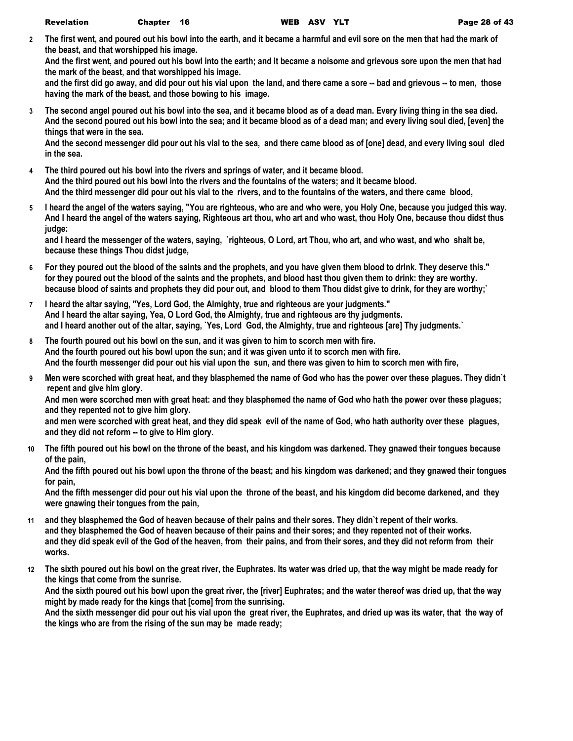**2** **The first went, and poured out his bowl into the earth, and it became a harmful and evil sore on the men that had the mark of the beast, and that worshipped his image.**
**And the first went, and poured out his bowl into the earth; and it became a noisome and grievous sore upon the men that had the mark of the beast, and that worshipped his image.**
**and the first did go away, and did pour out his vial upon the land, and there came a sore -- bad and grievous -- to men, those having the mark of the beast, and those bowing to his image.**

**3** **The second angel poured out his bowl into the sea, and it became blood as of a dead man. Every living thing in the sea died.**
**And the second poured out his bowl into the sea; and it became blood as of a dead man; and every living soul died, [even] the things that were in the sea.**
**And the second messenger did pour out his vial to the sea, and there came blood as of [one] dead, and every living soul died in the sea.**

**4** **The third poured out his bowl into the rivers and springs of water, and it became blood.**
**And the third poured out his bowl into the rivers and the fountains of the waters; and it became blood.**
**And the third messenger did pour out his vial to the rivers, and to the fountains of the waters, and there came blood,**

**5** **I heard the angel of the waters saying, "You are righteous, who are and who were, you Holy One, because you judged this way.**
**And I heard the angel of the waters saying, Righteous art thou, who art and who wast, thou Holy One, because thou didst thus judge:**
**and I heard the messenger of the waters, saying, `righteous, O Lord, art Thou, who art, and who wast, and who shalt be, because these things Thou didst judge,**

**6** **For they poured out the blood of the saints and the prophets, and you have given them blood to drink. They deserve this."**
**for they poured out the blood of the saints and the prophets, and blood hast thou given them to drink: they are worthy.**
**because blood of saints and prophets they did pour out, and blood to them Thou didst give to drink, for they are worthy;`**

**7** **I heard the altar saying, "Yes, Lord God, the Almighty, true and righteous are your judgments."**
**And I heard the altar saying, Yea, O Lord God, the Almighty, true and righteous are thy judgments.**
**and I heard another out of the altar, saying, `Yes, Lord God, the Almighty, true and righteous [are] Thy judgments.`**

**8** **The fourth poured out his bowl on the sun, and it was given to him to scorch men with fire.**
**And the fourth poured out his bowl upon the sun; and it was given unto it to scorch men with fire.**
**And the fourth messenger did pour out his vial upon the sun, and there was given to him to scorch men with fire,**

**9** **Men were scorched with great heat, and they blasphemed the name of God who has the power over these plagues. They didn`t repent and give him glory.**
**And men were scorched men with great heat: and they blasphemed the name of God who hath the power over these plagues; and they repented not to give him glory.**
**and men were scorched with great heat, and they did speak evil of the name of God, who hath authority over these plagues, and they did not reform -- to give to Him glory.**

**10** **The fifth poured out his bowl on the throne of the beast, and his kingdom was darkened. They gnawed their tongues because of the pain,**
**And the fifth poured out his bowl upon the throne of the beast; and his kingdom was darkened; and they gnawed their tongues for pain,**
**And the fifth messenger did pour out his vial upon the throne of the beast, and his kingdom did become darkened, and they were gnawing their tongues from the pain,**

**11** **and they blasphemed the God of heaven because of their pains and their sores. They didn`t repent of their works.**
**and they blasphemed the God of heaven because of their pains and their sores; and they repented not of their works.**
**and they did speak evil of the God of the heaven, from their pains, and from their sores, and they did not reform from their works.**

**12** **The sixth poured out his bowl on the great river, the Euphrates. Its water was dried up, that the way might be made ready for the kings that come from the sunrise.**
**And the sixth poured out his bowl upon the great river, the [river] Euphrates; and the water thereof was dried up, that the way might by made ready for the kings that [come] from the sunrising.**
**And the sixth messenger did pour out his vial upon the great river, the Euphrates, and dried up was its water, that the way of the kings who are from the rising of the sun may be made ready;**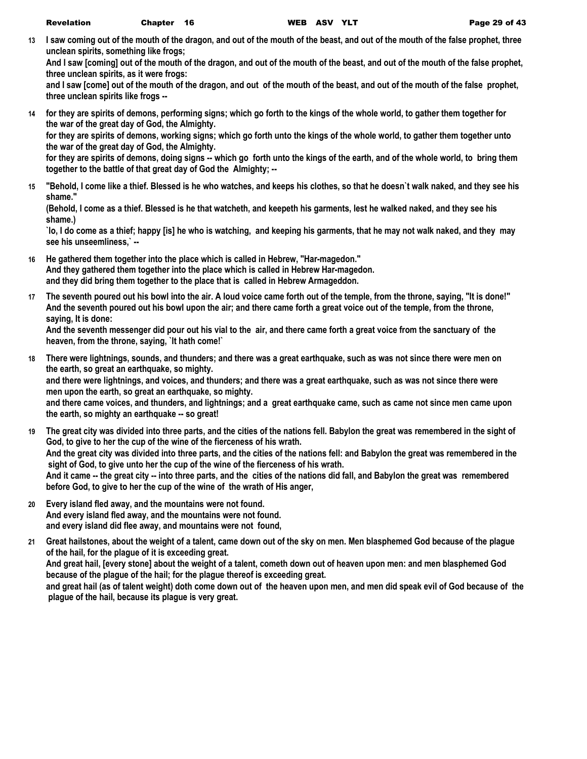**13** **I saw coming out of the mouth of the dragon, and out of the mouth of the beast, and out of the mouth of the false prophet, three unclean spirits, something like frogs;**
**And I saw [coming] out of the mouth of the dragon, and out of the mouth of the beast, and out of the mouth of the false prophet, three unclean spirits, as it were frogs:**
**and I saw [come] out of the mouth of the dragon, and out of the mouth of the beast, and out of the mouth of the false prophet, three unclean spirits like frogs --**

**14** **for they are spirits of demons, performing signs; which go forth to the kings of the whole world, to gather them together for the war of the great day of God, the Almighty.**
**for they are spirits of demons, working signs; which go forth unto the kings of the whole world, to gather them together unto the war of the great day of God, the Almighty.**
**for they are spirits of demons, doing signs -- which go forth unto the kings of the earth, and of the whole world, to bring them together to the battle of that great day of God the Almighty; --**

**15** **"Behold, I come like a thief. Blessed is he who watches, and keeps his clothes, so that he doesn`t walk naked, and they see his shame."**
**(Behold, I come as a thief. Blessed is he that watcheth, and keepeth his garments, lest he walked naked, and they see his shame.)**
**`lo, I do come as a thief; happy [is] he who is watching, and keeping his garments, that he may not walk naked, and they may see his unseemliness,` --**

**16** **He gathered them together into the place which is called in Hebrew, "Har-magedon."**
**And they gathered them together into the place which is called in Hebrew Har-magedon.**
**and they did bring them together to the place that is called in Hebrew Armageddon.**

**17** **The seventh poured out his bowl into the air. A loud voice came forth out of the temple, from the throne, saying, "It is done!"**
**And the seventh poured out his bowl upon the air; and there came forth a great voice out of the temple, from the throne, saying, It is done:**
**And the seventh messenger did pour out his vial to the air, and there came forth a great voice from the sanctuary of the heaven, from the throne, saying, `It hath come!`**

**18** **There were lightnings, sounds, and thunders; and there was a great earthquake, such as was not since there were men on the earth, so great an earthquake, so mighty.**
**and there were lightnings, and voices, and thunders; and there was a great earthquake, such as was not since there were men upon the earth, so great an earthquake, so mighty.**
**and there came voices, and thunders, and lightnings; and a great earthquake came, such as came not since men came upon the earth, so mighty an earthquake -- so great!**

**19** **The great city was divided into three parts, and the cities of the nations fell. Babylon the great was remembered in the sight of God, to give to her the cup of the wine of the fierceness of his wrath.**
**And the great city was divided into three parts, and the cities of the nations fell: and Babylon the great was remembered in the sight of God, to give unto her the cup of the wine of the fierceness of his wrath.**
**And it came -- the great city -- into three parts, and the cities of the nations did fall, and Babylon the great was remembered before God, to give to her the cup of the wine of the wrath of His anger,**

**20** **Every island fled away, and the mountains were not found.**
**And every island fled away, and the mountains were not found.**
**and every island did flee away, and mountains were not found,**

**21** **Great hailstones, about the weight of a talent, came down out of the sky on men. Men blasphemed God because of the plague of the hail, for the plague of it is exceeding great.**
**And great hail, [every stone] about the weight of a talent, cometh down out of heaven upon men: and men blasphemed God because of the plague of the hail; for the plague thereof is exceeding great.**
**and great hail (as of talent weight) doth come down out of the heaven upon men, and men did speak evil of God because of the plague of the hail, because its plague is very great.**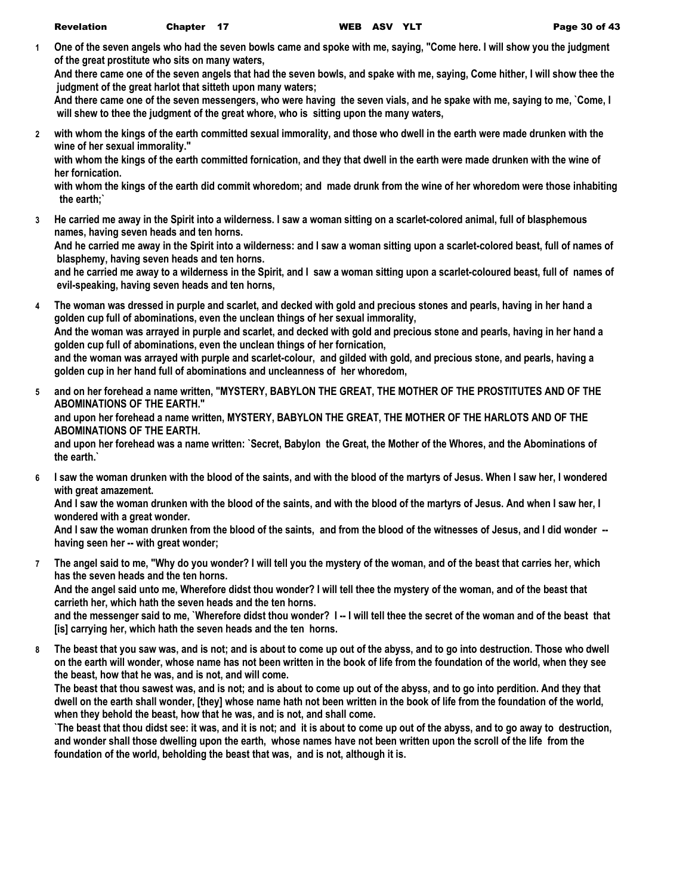**1** **One of the seven angels who had the seven bowls came and spoke with me, saying, "Come here. I will show you the judgment of the great prostitute who sits on many waters,**

**And there came one of the seven angels that had the seven bowls, and spake with me, saying, Come hither, I will show thee the judgment of the great harlot that sitteth upon many waters;**

**And there came one of the seven messengers, who were having the seven vials, and he spake with me, saying to me, `Come, I will shew to thee the judgment of the great whore, who is sitting upon the many waters,**

**2** **with whom the kings of the earth committed sexual immorality, and those who dwell in the earth were made drunken with the wine of her sexual immorality."**

**with whom the kings of the earth committed fornication, and they that dwell in the earth were made drunken with the wine of her fornication.**

**with whom the kings of the earth did commit whoredom; and made drunk from the wine of her whoredom were those inhabiting the earth;`**

**3** **He carried me away in the Spirit into a wilderness. I saw a woman sitting on a scarlet-colored animal, full of blasphemous names, having seven heads and ten horns.**

**And he carried me away in the Spirit into a wilderness: and I saw a woman sitting upon a scarlet-colored beast, full of names of blasphemy, having seven heads and ten horns.**

**and he carried me away to a wilderness in the Spirit, and I saw a woman sitting upon a scarlet-coloured beast, full of names of evil-speaking, having seven heads and ten horns,**

**4** **The woman was dressed in purple and scarlet, and decked with gold and precious stones and pearls, having in her hand a golden cup full of abominations, even the unclean things of her sexual immorality,**

**And the woman was arrayed in purple and scarlet, and decked with gold and precious stone and pearls, having in her hand a golden cup full of abominations, even the unclean things of her fornication,**

**and the woman was arrayed with purple and scarlet-colour, and gilded with gold, and precious stone, and pearls, having a golden cup in her hand full of abominations and uncleanness of her whoredom,**

**5** **and on her forehead a name written, "MYSTERY, BABYLON THE GREAT, THE MOTHER OF THE PROSTITUTES AND OF THE ABOMINATIONS OF THE EARTH."**

**and upon her forehead a name written, MYSTERY, BABYLON THE GREAT, THE MOTHER OF THE HARLOTS AND OF THE ABOMINATIONS OF THE EARTH.**

**and upon her forehead was a name written: `Secret, Babylon the Great, the Mother of the Whores, and the Abominations of the earth.`**

**6** **I saw the woman drunken with the blood of the saints, and with the blood of the martyrs of Jesus. When I saw her, I wondered with great amazement.**

**And I saw the woman drunken with the blood of the saints, and with the blood of the martyrs of Jesus. And when I saw her, I wondered with a great wonder.**

**And I saw the woman drunken from the blood of the saints, and from the blood of the witnesses of Jesus, and I did wonder -- having seen her -- with great wonder;**

**7** **The angel said to me, "Why do you wonder? I will tell you the mystery of the woman, and of the beast that carries her, which has the seven heads and the ten horns.**

**And the angel said unto me, Wherefore didst thou wonder? I will tell thee the mystery of the woman, and of the beast that carrieth her, which hath the seven heads and the ten horns.**

**and the messenger said to me, `Wherefore didst thou wonder? I -- I will tell thee the secret of the woman and of the beast that [is] carrying her, which hath the seven heads and the ten horns.**

**8** **The beast that you saw was, and is not; and is about to come up out of the abyss, and to go into destruction. Those who dwell on the earth will wonder, whose name has not been written in the book of life from the foundation of the world, when they see the beast, how that he was, and is not, and will come.**

**The beast that thou sawest was, and is not; and is about to come up out of the abyss, and to go into perdition. And they that dwell on the earth shall wonder, [they] whose name hath not been written in the book of life from the foundation of the world, when they behold the beast, how that he was, and is not, and shall come.**

**`The beast that thou didst see: it was, and it is not; and it is about to come up out of the abyss, and to go away to destruction, and wonder shall those dwelling upon the earth, whose names have not been written upon the scroll of the life from the foundation of the world, beholding the beast that was, and is not, although it is.**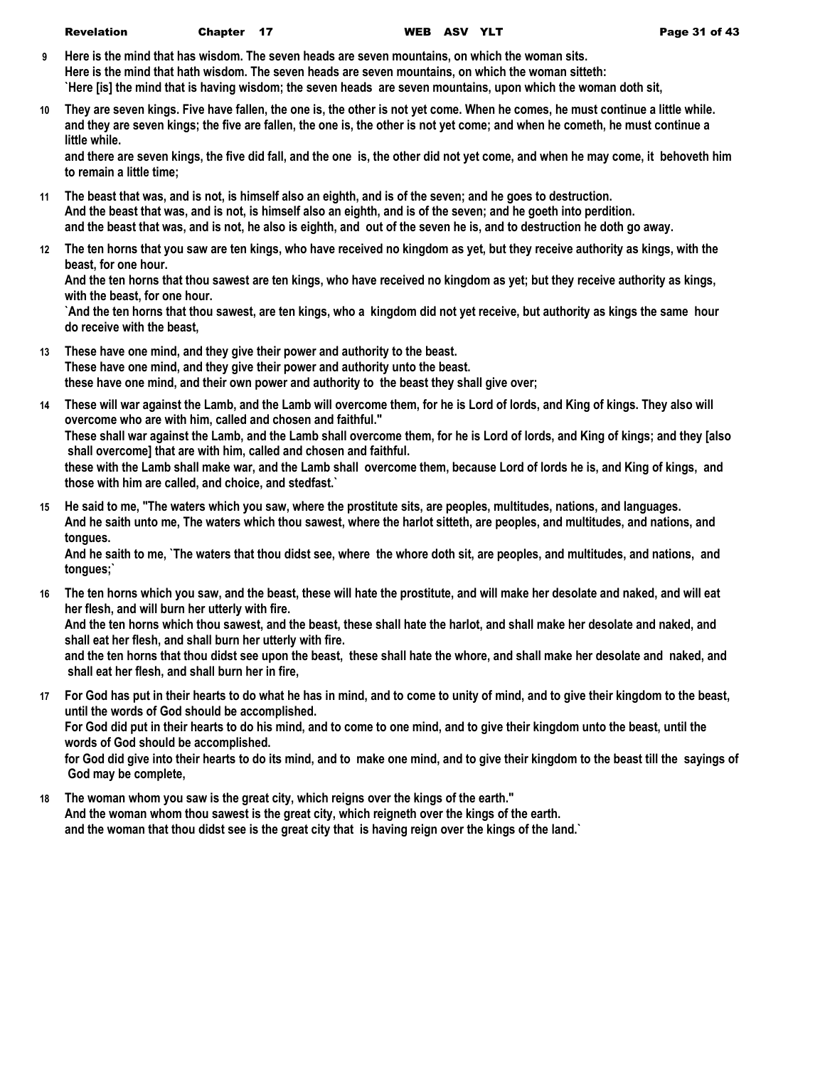**9** **Here is the mind that has wisdom. The seven heads are seven mountains, on which the woman sits.**
**Here is the mind that hath wisdom. The seven heads are seven mountains, on which the woman sitteth:**
**`Here [is] the mind that is having wisdom; the seven heads are seven mountains, upon which the woman doth sit,**

**10** **They are seven kings. Five have fallen, the one is, the other is not yet come. When he comes, he must continue a little while.**
**and they are seven kings; the five are fallen, the one is, the other is not yet come; and when he cometh, he must continue a little while.**
**and there are seven kings, the five did fall, and the one is, the other did not yet come, and when he may come, it behoveth him to remain a little time;**

**11** **The beast that was, and is not, is himself also an eighth, and is of the seven; and he goes to destruction.**
**And the beast that was, and is not, is himself also an eighth, and is of the seven; and he goeth into perdition.**
**and the beast that was, and is not, he also is eighth, and out of the seven he is, and to destruction he doth go away.**

**12** **The ten horns that you saw are ten kings, who have received no kingdom as yet, but they receive authority as kings, with the beast, for one hour.**
**And the ten horns that thou sawest are ten kings, who have received no kingdom as yet; but they receive authority as kings, with the beast, for one hour.**
**`And the ten horns that thou sawest, are ten kings, who a kingdom did not yet receive, but authority as kings the same hour do receive with the beast,**

**13** **These have one mind, and they give their power and authority to the beast.**
**These have one mind, and they give their power and authority unto the beast.**
**these have one mind, and their own power and authority to the beast they shall give over;**

**14** **These will war against the Lamb, and the Lamb will overcome them, for he is Lord of lords, and King of kings. They also will overcome who are with him, called and chosen and faithful."**
**These shall war against the Lamb, and the Lamb shall overcome them, for he is Lord of lords, and King of kings; and they [also shall overcome] that are with him, called and chosen and faithful.**
**these with the Lamb shall make war, and the Lamb shall overcome them, because Lord of lords he is, and King of kings, and those with him are called, and choice, and stedfast.`**

**15** **He said to me, "The waters which you saw, where the prostitute sits, are peoples, multitudes, nations, and languages.**
**And he saith unto me, The waters which thou sawest, where the harlot sitteth, are peoples, and multitudes, and nations, and tongues.**
**And he saith to me, `The waters that thou didst see, where the whore doth sit, are peoples, and multitudes, and nations, and tongues;`**

**16** **The ten horns which you saw, and the beast, these will hate the prostitute, and will make her desolate and naked, and will eat her flesh, and will burn her utterly with fire.**
**And the ten horns which thou sawest, and the beast, these shall hate the harlot, and shall make her desolate and naked, and shall eat her flesh, and shall burn her utterly with fire.**
**and the ten horns that thou didst see upon the beast, these shall hate the whore, and shall make her desolate and naked, and shall eat her flesh, and shall burn her in fire,**

**17** **For God has put in their hearts to do what he has in mind, and to come to unity of mind, and to give their kingdom to the beast, until the words of God should be accomplished.**
**For God did put in their hearts to do his mind, and to come to one mind, and to give their kingdom unto the beast, until the words of God should be accomplished.**
**for God did give into their hearts to do its mind, and to make one mind, and to give their kingdom to the beast till the sayings of God may be complete,**

**18** **The woman whom you saw is the great city, which reigns over the kings of the earth."**
**And the woman whom thou sawest is the great city, which reigneth over the kings of the earth.**
**and the woman that thou didst see is the great city that is having reign over the kings of the land.`**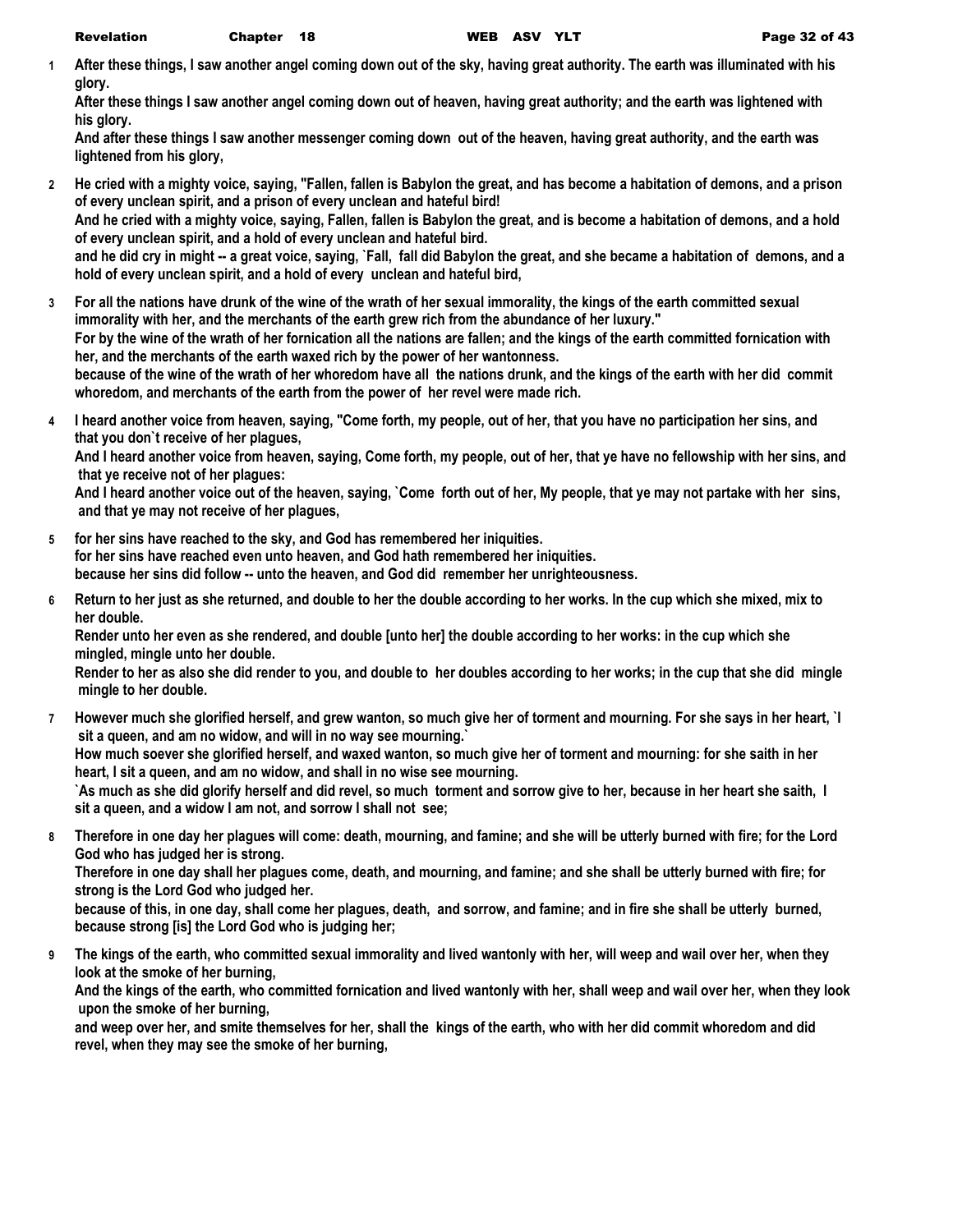1 After these things, I saw another angel coming down out of the sky, having great authority. The earth was illuminated with his glory.
After these things I saw another angel coming down out of heaven, having great authority; and the earth was lightened with his glory.
And after these things I saw another messenger coming down out of the heaven, having great authority, and the earth was lightened from his glory,

2 He cried with a mighty voice, saying, "Fallen, fallen is Babylon the great, and has become a habitation of demons, and a prison of every unclean spirit, and a prison of every unclean and hateful bird!
And he cried with a mighty voice, saying, Fallen, fallen is Babylon the great, and is become a habitation of demons, and a hold of every unclean spirit, and a hold of every unclean and hateful bird.
and he did cry in might -- a great voice, saying, `Fall, fall did Babylon the great, and she became a habitation of demons, and a hold of every unclean spirit, and a hold of every unclean and hateful bird,

3 For all the nations have drunk of the wine of the wrath of her sexual immorality, the kings of the earth committed sexual immorality with her, and the merchants of the earth grew rich from the abundance of her luxury."
For by the wine of the wrath of her fornication all the nations are fallen; and the kings of the earth committed fornication with her, and the merchants of the earth waxed rich by the power of her wantonness.
because of the wine of the wrath of her whoredom have all the nations drunk, and the kings of the earth with her did commit whoredom, and merchants of the earth from the power of her revel were made rich.

4 I heard another voice from heaven, saying, "Come forth, my people, out of her, that you have no participation her sins, and that you don`t receive of her plagues,
And I heard another voice from heaven, saying, Come forth, my people, out of her, that ye have no fellowship with her sins, and that ye receive not of her plagues:
And I heard another voice out of the heaven, saying, `Come forth out of her, My people, that ye may not partake with her sins, and that ye may not receive of her plagues,

5 for her sins have reached to the sky, and God has remembered her iniquities.
for her sins have reached even unto heaven, and God hath remembered her iniquities.
because her sins did follow -- unto the heaven, and God did remember her unrighteousness.

6 Return to her just as she returned, and double to her the double according to her works. In the cup which she mixed, mix to her double.
Render unto her even as she rendered, and double [unto her] the double according to her works: in the cup which she mingled, mingle unto her double.
Render to her as also she did render to you, and double to her doubles according to her works; in the cup that she did mingle mingle to her double.

7 However much she glorified herself, and grew wanton, so much give her of torment and mourning. For she says in her heart, `I sit a queen, and am no widow, and will in no way see mourning.`
How much soever she glorified herself, and waxed wanton, so much give her of torment and mourning: for she saith in her heart, I sit a queen, and am no widow, and shall in no wise see mourning.
`As much as she did glorify herself and did revel, so much torment and sorrow give to her, because in her heart she saith, I sit a queen, and a widow I am not, and sorrow I shall not see;

8 Therefore in one day her plagues will come: death, mourning, and famine; and she will be utterly burned with fire; for the Lord God who has judged her is strong.
Therefore in one day shall her plagues come, death, and mourning, and famine; and she shall be utterly burned with fire; for strong is the Lord God who judged her.
because of this, in one day, shall come her plagues, death, and sorrow, and famine; and in fire she shall be utterly burned, because strong [is] the Lord God who is judging her;

9 The kings of the earth, who committed sexual immorality and lived wantonly with her, will weep and wail over her, when they look at the smoke of her burning,
And the kings of the earth, who committed fornication and lived wantonly with her, shall weep and wail over her, when they look upon the smoke of her burning,
and weep over her, and smite themselves for her, shall the kings of the earth, who with her did commit whoredom and did revel, when they may see the smoke of her burning,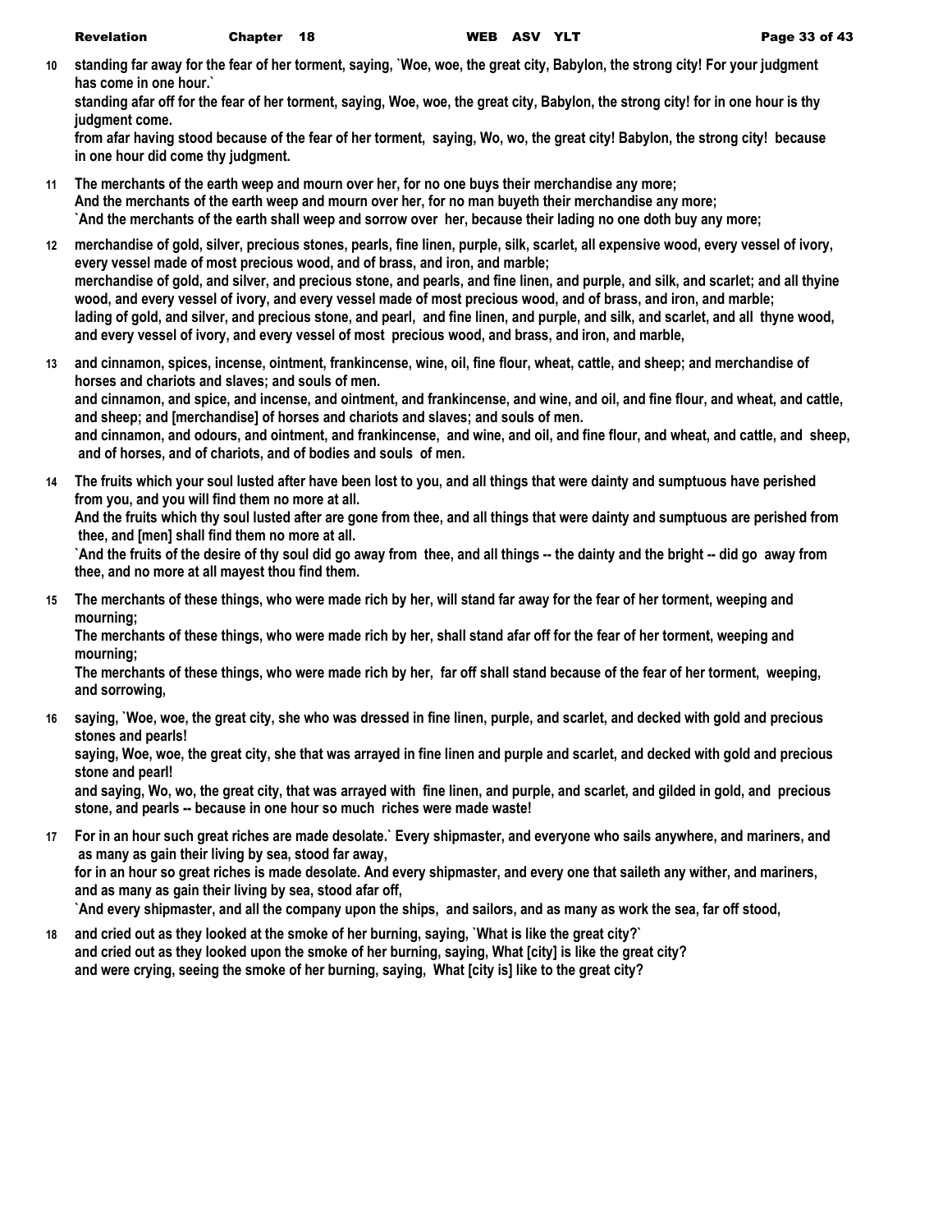**10** **standing far away for the fear of her torment, saying, `Woe, woe, the great city, Babylon, the strong city! For your judgment has come in one hour.`**
**standing afar off for the fear of her torment, saying, Woe, woe, the great city, Babylon, the strong city! for in one hour is thy judgment come.**
**from afar having stood because of the fear of her torment, saying, Wo, wo, the great city! Babylon, the strong city! because in one hour did come thy judgment.**

**11** **The merchants of the earth weep and mourn over her, for no one buys their merchandise any more;**
**And the merchants of the earth weep and mourn over her, for no man buyeth their merchandise any more;**
**`And the merchants of the earth shall weep and sorrow over her, because their lading no one doth buy any more;**

**12** **merchandise of gold, silver, precious stones, pearls, fine linen, purple, silk, scarlet, all expensive wood, every vessel of ivory, every vessel made of most precious wood, and of brass, and iron, and marble;**
**merchandise of gold, and silver, and precious stone, and pearls, and fine linen, and purple, and silk, and scarlet; and all thyine wood, and every vessel of ivory, and every vessel made of most precious wood, and of brass, and iron, and marble;**
**lading of gold, and silver, and precious stone, and pearl, and fine linen, and purple, and silk, and scarlet, and all thyne wood, and every vessel of ivory, and every vessel of most precious wood, and brass, and iron, and marble,**

**13** **and cinnamon, spices, incense, ointment, frankincense, wine, oil, fine flour, wheat, cattle, and sheep; and merchandise of horses and chariots and slaves; and souls of men.**
**and cinnamon, and spice, and incense, and ointment, and frankincense, and wine, and oil, and fine flour, and wheat, and cattle, and sheep; and [merchandise] of horses and chariots and slaves; and souls of men.**
**and cinnamon, and odours, and ointment, and frankincense, and wine, and oil, and fine flour, and wheat, and cattle, and sheep, and of horses, and of chariots, and of bodies and souls of men.**

**14** **The fruits which your soul lusted after have been lost to you, and all things that were dainty and sumptuous have perished from you, and you will find them no more at all.**
**And the fruits which thy soul lusted after are gone from thee, and all things that were dainty and sumptuous are perished from thee, and [men] shall find them no more at all.**
**`And the fruits of the desire of thy soul did go away from thee, and all things -- the dainty and the bright -- did go away from thee, and no more at all mayest thou find them.**

**15** **The merchants of these things, who were made rich by her, will stand far away for the fear of her torment, weeping and mourning;**
**The merchants of these things, who were made rich by her, shall stand afar off for the fear of her torment, weeping and mourning;**
**The merchants of these things, who were made rich by her, far off shall stand because of the fear of her torment, weeping, and sorrowing,**

**16** **saying, `Woe, woe, the great city, she who was dressed in fine linen, purple, and scarlet, and decked with gold and precious stones and pearls!**
**saying, Woe, woe, the great city, she that was arrayed in fine linen and purple and scarlet, and decked with gold and precious stone and pearl!**
**and saying, Wo, wo, the great city, that was arrayed with fine linen, and purple, and scarlet, and gilded in gold, and precious stone, and pearls -- because in one hour so much riches were made waste!**

**17** **For in an hour such great riches are made desolate.` Every shipmaster, and everyone who sails anywhere, and mariners, and as many as gain their living by sea, stood far away,**
**for in an hour so great riches is made desolate. And every shipmaster, and every one that saileth any wither, and mariners, and as many as gain their living by sea, stood afar off,**
**`And every shipmaster, and all the company upon the ships, and sailors, and as many as work the sea, far off stood,**

**18** **and cried out as they looked at the smoke of her burning, saying, `What is like the great city?`**
**and cried out as they looked upon the smoke of her burning, saying, What [city] is like the great city?**
**and were crying, seeing the smoke of her burning, saying, What [city is] like to the great city?**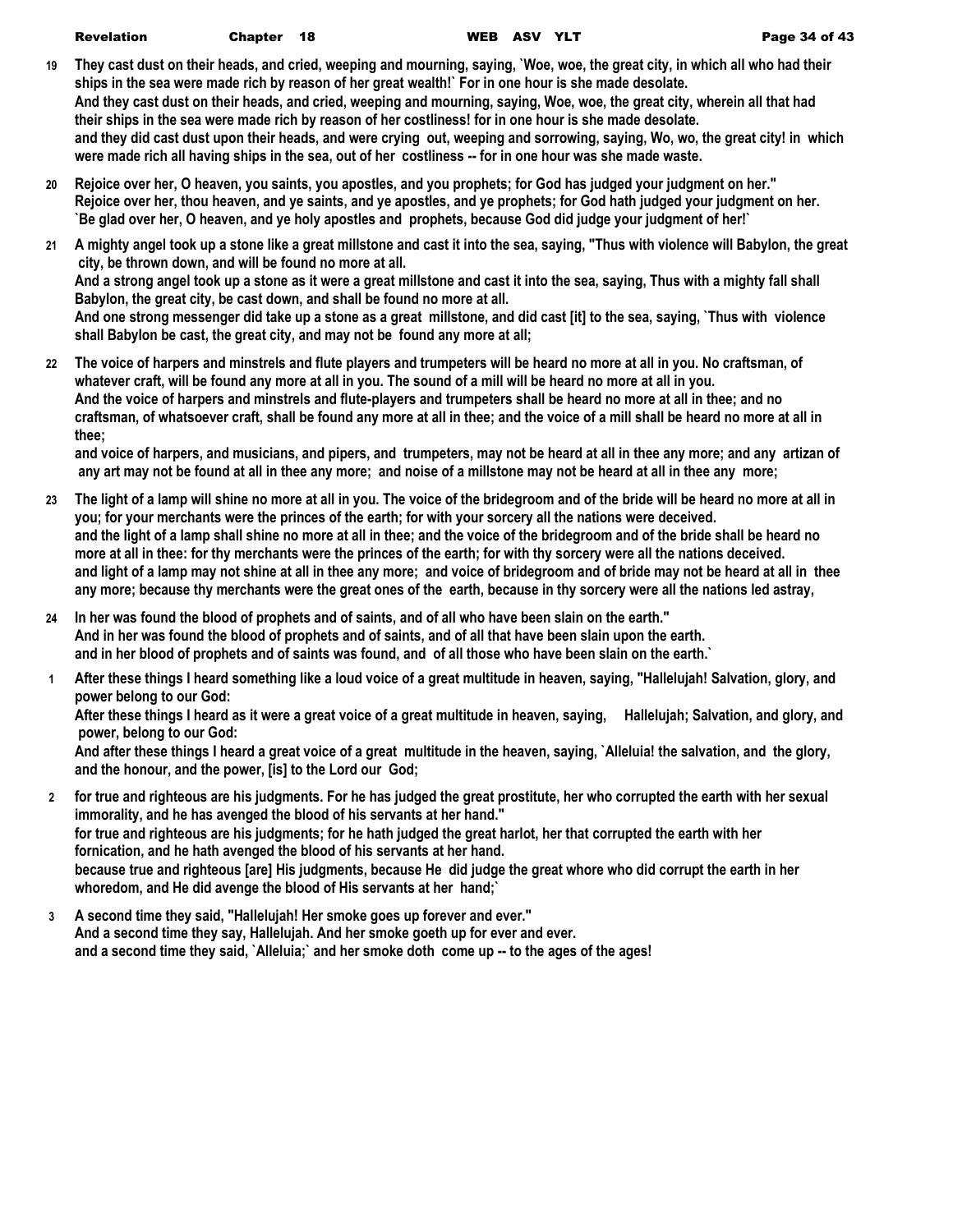**19** They cast dust on their heads, and cried, weeping and mourning, saying, `Woe, woe, the great city, in which all who had their ships in the sea were made rich by reason of her great wealth!` For in one hour is she made desolate.
And they cast dust on their heads, and cried, weeping and mourning, saying, Woe, woe, the great city, wherein all that had their ships in the sea were made rich by reason of her costliness! for in one hour is she made desolate.
and they did cast dust upon their heads, and were crying out, weeping and sorrowing, saying, Wo, wo, the great city! in which were made rich all having ships in the sea, out of her costliness -- for in one hour was she made waste.

**20** Rejoice over her, O heaven, you saints, you apostles, and you prophets; for God has judged your judgment on her."
Rejoice over her, thou heaven, and ye saints, and ye apostles, and ye prophets; for God hath judged your judgment on her.
`Be glad over her, O heaven, and ye holy apostles and prophets, because God did judge your judgment of her!`

**21** A mighty angel took up a stone like a great millstone and cast it into the sea, saying, "Thus with violence will Babylon, the great city, be thrown down, and will be found no more at all.
And a strong angel took up a stone as it were a great millstone and cast it into the sea, saying, Thus with a mighty fall shall Babylon, the great city, be cast down, and shall be found no more at all.
And one strong messenger did take up a stone as a great millstone, and did cast [it] to the sea, saying, `Thus with violence shall Babylon be cast, the great city, and may not be found any more at all;

**22** The voice of harpers and minstrels and flute players and trumpeters will be heard no more at all in you. No craftsman, of whatever craft, will be found any more at all in you. The sound of a mill will be heard no more at all in you.
And the voice of harpers and minstrels and flute-players and trumpeters shall be heard no more at all in thee; and no craftsman, of whatsoever craft, shall be found any more at all in thee; and the voice of a mill shall be heard no more at all in thee;
and voice of harpers, and musicians, and pipers, and trumpeters, may not be heard at all in thee any more; and any artizan of any art may not be found at all in thee any more; and noise of a millstone may not be heard at all in thee any more;

**23** The light of a lamp will shine no more at all in you. The voice of the bridegroom and of the bride will be heard no more at all in you; for your merchants were the princes of the earth; for with your sorcery all the nations were deceived.
and the light of a lamp shall shine no more at all in thee; and the voice of the bridegroom and of the bride shall be heard no more at all in thee: for thy merchants were the princes of the earth; for with thy sorcery were all the nations deceived.
and light of a lamp may not shine at all in thee any more; and voice of bridegroom and of bride may not be heard at all in thee any more; because thy merchants were the great ones of the earth, because in thy sorcery were all the nations led astray,

**24** In her was found the blood of prophets and of saints, and of all who have been slain on the earth."
And in her was found the blood of prophets and of saints, and of all that have been slain upon the earth.
and in her blood of prophets and of saints was found, and of all those who have been slain on the earth.`

**1** After these things I heard something like a loud voice of a great multitude in heaven, saying, "Hallelujah! Salvation, glory, and power belong to our God:
After these things I heard as it were a great voice of a great multitude in heaven, saying, Hallelujah; Salvation, and glory, and power, belong to our God:
And after these things I heard a great voice of a great multitude in the heaven, saying, `Alleluia! the salvation, and the glory, and the honour, and the power, [is] to the Lord our God;

**2** for true and righteous are his judgments. For he has judged the great prostitute, her who corrupted the earth with her sexual immorality, and he has avenged the blood of his servants at her hand."
for true and righteous are his judgments; for he hath judged the great harlot, her that corrupted the earth with her fornication, and he hath avenged the blood of his servants at her hand.
because true and righteous [are] His judgments, because He did judge the great whore who did corrupt the earth in her whoredom, and He did avenge the blood of His servants at her hand;`

**3** A second time they said, "Hallelujah! Her smoke goes up forever and ever."
And a second time they say, Hallelujah. And her smoke goeth up for ever and ever.
and a second time they said, `Alleluia;` and her smoke doth come up -- to the ages of the ages!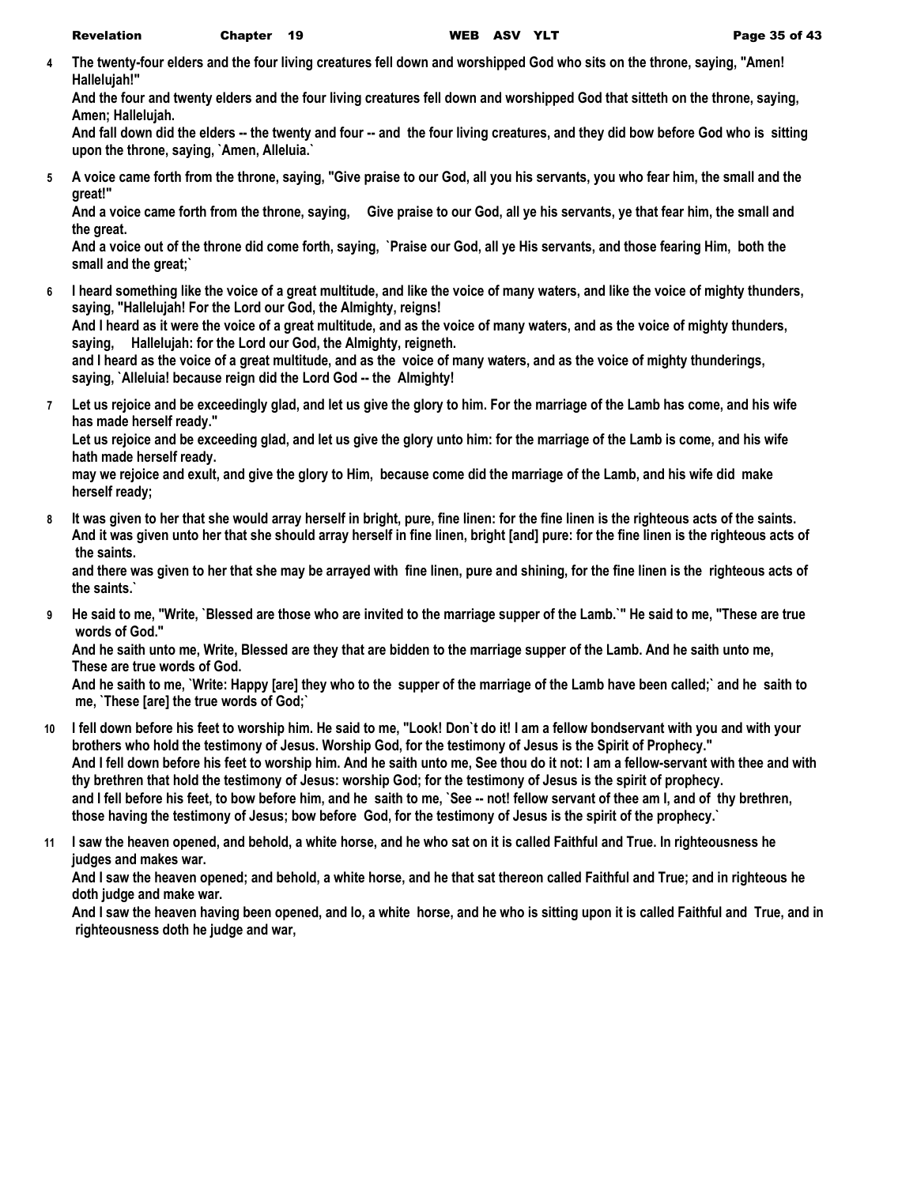**4** **The twenty-four elders and the four living creatures fell down and worshipped God who sits on the throne, saying, "Amen! Hallelujah!"**
**And the four and twenty elders and the four living creatures fell down and worshipped God that sitteth on the throne, saying, Amen; Hallelujah.**
**And fall down did the elders -- the twenty and four -- and the four living creatures, and they did bow before God who is sitting upon the throne, saying, `Amen, Alleluia.`**

**5** **A voice came forth from the throne, saying, "Give praise to our God, all you his servants, you who fear him, the small and the great!"**
**And a voice came forth from the throne, saying, Give praise to our God, all ye his servants, ye that fear him, the small and the great.**
**And a voice out of the throne did come forth, saying, `Praise our God, all ye His servants, and those fearing Him, both the small and the great;`**

**6** **I heard something like the voice of a great multitude, and like the voice of many waters, and like the voice of mighty thunders, saying, "Hallelujah! For the Lord our God, the Almighty, reigns!**
**And I heard as it were the voice of a great multitude, and as the voice of many waters, and as the voice of mighty thunders, saying, Hallelujah: for the Lord our God, the Almighty, reigneth.**
**and I heard as the voice of a great multitude, and as the voice of many waters, and as the voice of mighty thunderings, saying, `Alleluia! because reign did the Lord God -- the Almighty!**

**7** **Let us rejoice and be exceedingly glad, and let us give the glory to him. For the marriage of the Lamb has come, and his wife has made herself ready."**
**Let us rejoice and be exceeding glad, and let us give the glory unto him: for the marriage of the Lamb is come, and his wife hath made herself ready.**
**may we rejoice and exult, and give the glory to Him, because come did the marriage of the Lamb, and his wife did make herself ready;**

**8** **It was given to her that she would array herself in bright, pure, fine linen: for the fine linen is the righteous acts of the saints.**
**And it was given unto her that she should array herself in fine linen, bright [and] pure: for the fine linen is the righteous acts of the saints.**
**and there was given to her that she may be arrayed with fine linen, pure and shining, for the fine linen is the righteous acts of the saints.`**

**9** **He said to me, "Write, `Blessed are those who are invited to the marriage supper of the Lamb.`" He said to me, "These are true words of God."**
**And he saith unto me, Write, Blessed are they that are bidden to the marriage supper of the Lamb. And he saith unto me, These are true words of God.**
**And he saith to me, `Write: Happy [are] they who to the supper of the marriage of the Lamb have been called;` and he saith to me, `These [are] the true words of God;`**

**10** **I fell down before his feet to worship him. He said to me, "Look! Don`t do it! I am a fellow bondservant with you and with your brothers who hold the testimony of Jesus. Worship God, for the testimony of Jesus is the Spirit of Prophecy."**
**And I fell down before his feet to worship him. And he saith unto me, See thou do it not: I am a fellow-servant with thee and with thy brethren that hold the testimony of Jesus: worship God; for the testimony of Jesus is the spirit of prophecy.**
**and I fell before his feet, to bow before him, and he saith to me, `See -- not! fellow servant of thee am I, and of thy brethren, those having the testimony of Jesus; bow before God, for the testimony of Jesus is the spirit of the prophecy.`**

**11** **I saw the heaven opened, and behold, a white horse, and he who sat on it is called Faithful and True. In righteousness he judges and makes war.**
**And I saw the heaven opened; and behold, a white horse, and he that sat thereon called Faithful and True; and in righteous he doth judge and make war.**
**And I saw the heaven having been opened, and lo, a white horse, and he who is sitting upon it is called Faithful and True, and in righteousness doth he judge and war,**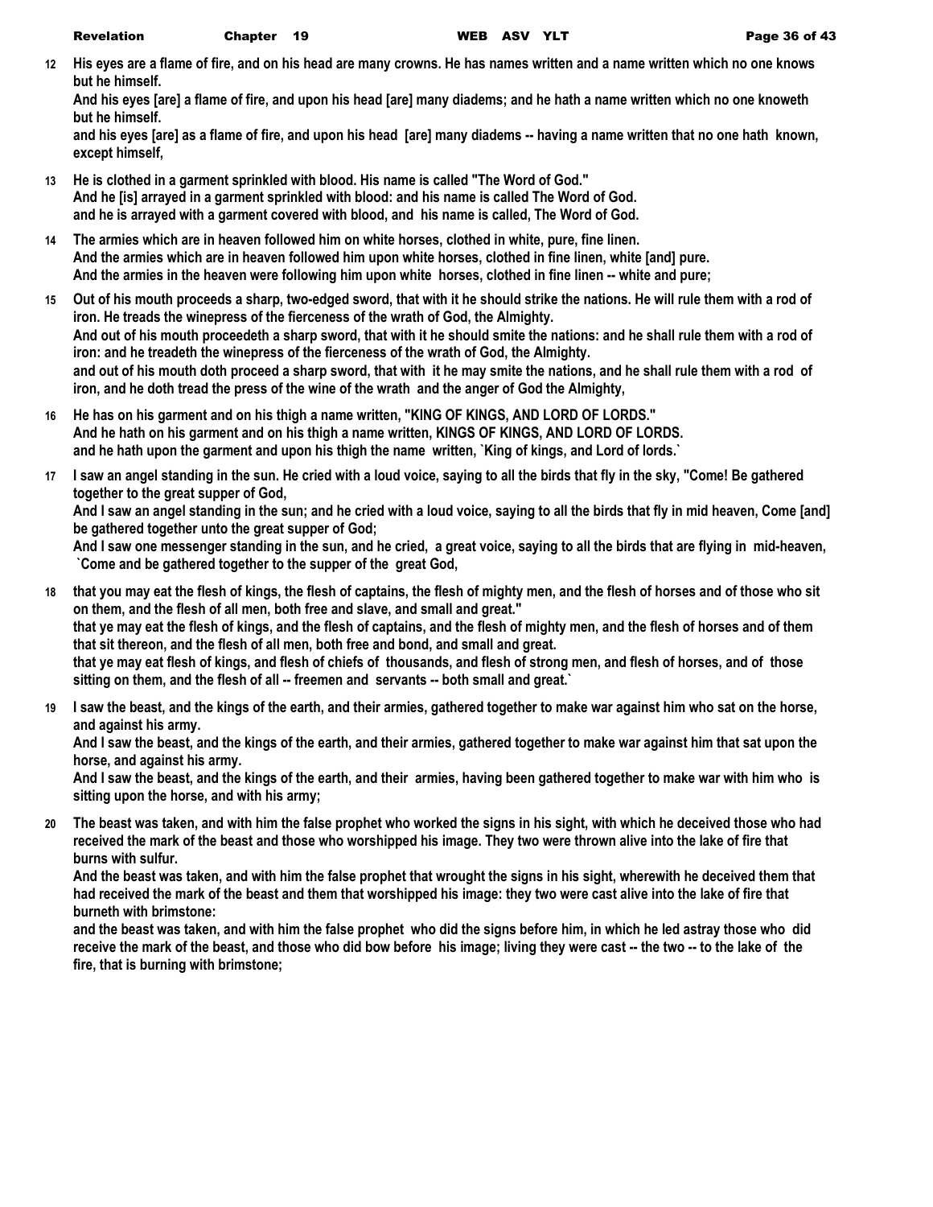**12** **His eyes are a flame of fire, and on his head are many crowns. He has names written and a name written which no one knows but he himself.**
**And his eyes [are] a flame of fire, and upon his head [are] many diadems; and he hath a name written which no one knoweth but he himself.**
**and his eyes [are] as a flame of fire, and upon his head [are] many diadems -- having a name written that no one hath known, except himself,**

**13** **He is clothed in a garment sprinkled with blood. His name is called "The Word of God."**
**And he [is] arrayed in a garment sprinkled with blood: and his name is called The Word of God.**
**and he is arrayed with a garment covered with blood, and his name is called, The Word of God.**

**14** **The armies which are in heaven followed him on white horses, clothed in white, pure, fine linen.**
**And the armies which are in heaven followed him upon white horses, clothed in fine linen, white [and] pure.**
**And the armies in the heaven were following him upon white horses, clothed in fine linen -- white and pure;**

**15** **Out of his mouth proceeds a sharp, two-edged sword, that with it he should strike the nations. He will rule them with a rod of iron. He treads the winepress of the fierceness of the wrath of God, the Almighty.**
**And out of his mouth proceedeth a sharp sword, that with it he should smite the nations: and he shall rule them with a rod of iron: and he treadeth the winepress of the fierceness of the wrath of God, the Almighty.**
**and out of his mouth doth proceed a sharp sword, that with it he may smite the nations, and he shall rule them with a rod of iron, and he doth tread the press of the wine of the wrath and the anger of God the Almighty,**

**16** **He has on his garment and on his thigh a name written, "KING OF KINGS, AND LORD OF LORDS."**
**And he hath on his garment and on his thigh a name written, KINGS OF KINGS, AND LORD OF LORDS.**
**and he hath upon the garment and upon his thigh the name written, `King of kings, and Lord of lords.`**

**17** **I saw an angel standing in the sun. He cried with a loud voice, saying to all the birds that fly in the sky, "Come! Be gathered together to the great supper of God,**
**And I saw an angel standing in the sun; and he cried with a loud voice, saying to all the birds that fly in mid heaven, Come [and] be gathered together unto the great supper of God;**
**And I saw one messenger standing in the sun, and he cried, a great voice, saying to all the birds that are flying in mid-heaven, `Come and be gathered together to the supper of the great God,**

**18** **that you may eat the flesh of kings, the flesh of captains, the flesh of mighty men, and the flesh of horses and of those who sit on them, and the flesh of all men, both free and slave, and small and great."**
**that ye may eat the flesh of kings, and the flesh of captains, and the flesh of mighty men, and the flesh of horses and of them that sit thereon, and the flesh of all men, both free and bond, and small and great.**
**that ye may eat flesh of kings, and flesh of chiefs of thousands, and flesh of strong men, and flesh of horses, and of those sitting on them, and the flesh of all -- freemen and servants -- both small and great.`**

**19** **I saw the beast, and the kings of the earth, and their armies, gathered together to make war against him who sat on the horse, and against his army.**
**And I saw the beast, and the kings of the earth, and their armies, gathered together to make war against him that sat upon the horse, and against his army.**
**And I saw the beast, and the kings of the earth, and their armies, having been gathered together to make war with him who is sitting upon the horse, and with his army;**

**20** **The beast was taken, and with him the false prophet who worked the signs in his sight, with which he deceived those who had received the mark of the beast and those who worshipped his image. They two were thrown alive into the lake of fire that burns with sulfur.**
**And the beast was taken, and with him the false prophet that wrought the signs in his sight, wherewith he deceived them that had received the mark of the beast and them that worshipped his image: they two were cast alive into the lake of fire that burneth with brimstone:**
**and the beast was taken, and with him the false prophet who did the signs before him, in which he led astray those who did receive the mark of the beast, and those who did bow before his image; living they were cast -- the two -- to the lake of the fire, that is burning with brimstone;**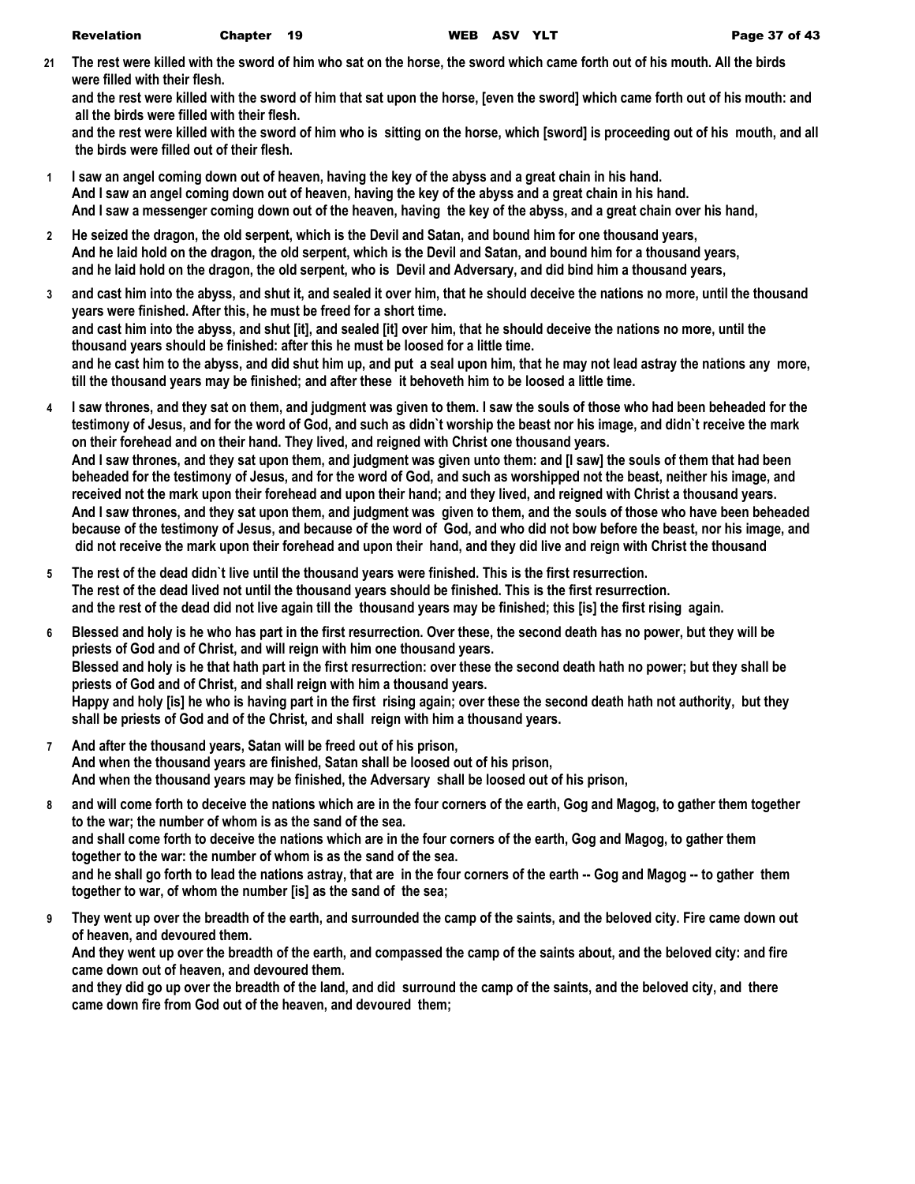**21** **The rest were killed with the sword of him who sat on the horse, the sword which came forth out of his mouth. All the birds were filled with their flesh.**
**and the rest were killed with the sword of him that sat upon the horse, [even the sword] which came forth out of his mouth: and all the birds were filled with their flesh.**
**and the rest were killed with the sword of him who is sitting on the horse, which [sword] is proceeding out of his mouth, and all the birds were filled out of their flesh.**

**1** **I saw an angel coming down out of heaven, having the key of the abyss and a great chain in his hand.**
**And I saw an angel coming down out of heaven, having the key of the abyss and a great chain in his hand.**
**And I saw a messenger coming down out of the heaven, having the key of the abyss, and a great chain over his hand,**

**2** **He seized the dragon, the old serpent, which is the Devil and Satan, and bound him for one thousand years,**
**And he laid hold on the dragon, the old serpent, which is the Devil and Satan, and bound him for a thousand years,**
**and he laid hold on the dragon, the old serpent, who is Devil and Adversary, and did bind him a thousand years,**

**3** **and cast him into the abyss, and shut it, and sealed it over him, that he should deceive the nations no more, until the thousand years were finished. After this, he must be freed for a short time.**
**and cast him into the abyss, and shut [it], and sealed [it] over him, that he should deceive the nations no more, until the thousand years should be finished: after this he must be loosed for a little time.**
**and he cast him to the abyss, and did shut him up, and put a seal upon him, that he may not lead astray the nations any more, till the thousand years may be finished; and after these it behoveth him to be loosed a little time.**

**4** **I saw thrones, and they sat on them, and judgment was given to them. I saw the souls of those who had been beheaded for the testimony of Jesus, and for the word of God, and such as didn`t worship the beast nor his image, and didn`t receive the mark on their forehead and on their hand. They lived, and reigned with Christ one thousand years.**
**And I saw thrones, and they sat upon them, and judgment was given unto them: and [I saw] the souls of them that had been beheaded for the testimony of Jesus, and for the word of God, and such as worshipped not the beast, neither his image, and received not the mark upon their forehead and upon their hand; and they lived, and reigned with Christ a thousand years.**
**And I saw thrones, and they sat upon them, and judgment was given to them, and the souls of those who have been beheaded because of the testimony of Jesus, and because of the word of God, and who did not bow before the beast, nor his image, and did not receive the mark upon their forehead and upon their hand, and they did live and reign with Christ the thousand**

**5** **The rest of the dead didn`t live until the thousand years were finished. This is the first resurrection.**
**The rest of the dead lived not until the thousand years should be finished. This is the first resurrection.**
**and the rest of the dead did not live again till the thousand years may be finished; this [is] the first rising again.**

**6** **Blessed and holy is he who has part in the first resurrection. Over these, the second death has no power, but they will be priests of God and of Christ, and will reign with him one thousand years.**
**Blessed and holy is he that hath part in the first resurrection: over these the second death hath no power; but they shall be priests of God and of Christ, and shall reign with him a thousand years.**
**Happy and holy [is] he who is having part in the first rising again; over these the second death hath not authority, but they shall be priests of God and of the Christ, and shall reign with him a thousand years.**

**7** **And after the thousand years, Satan will be freed out of his prison,**
**And when the thousand years are finished, Satan shall be loosed out of his prison,**
**And when the thousand years may be finished, the Adversary shall be loosed out of his prison,**

**8** **and will come forth to deceive the nations which are in the four corners of the earth, Gog and Magog, to gather them together to the war; the number of whom is as the sand of the sea.**
**and shall come forth to deceive the nations which are in the four corners of the earth, Gog and Magog, to gather them together to the war: the number of whom is as the sand of the sea.**
**and he shall go forth to lead the nations astray, that are in the four corners of the earth -- Gog and Magog -- to gather them together to war, of whom the number [is] as the sand of the sea;**

**9** **They went up over the breadth of the earth, and surrounded the camp of the saints, and the beloved city. Fire came down out of heaven, and devoured them.**
**And they went up over the breadth of the earth, and compassed the camp of the saints about, and the beloved city: and fire came down out of heaven, and devoured them.**
**and they did go up over the breadth of the land, and did surround the camp of the saints, and the beloved city, and there came down fire from God out of the heaven, and devoured them;**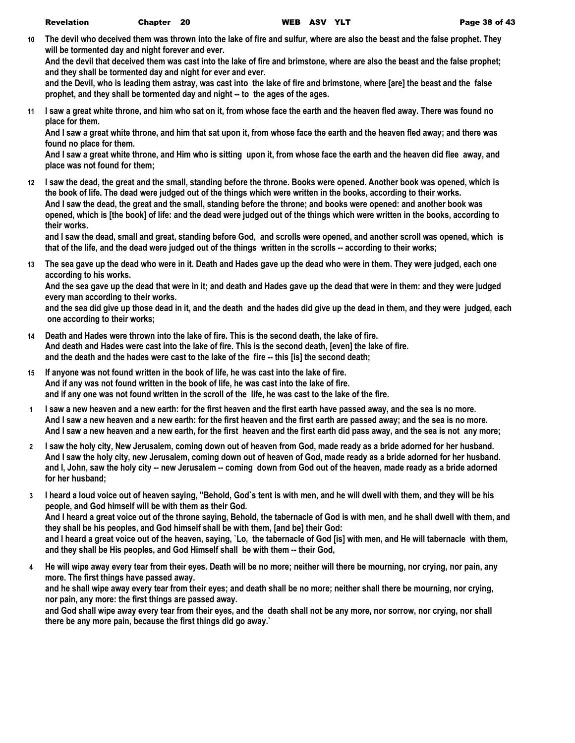**10** **The devil who deceived them was thrown into the lake of fire and sulfur, where are also the beast and the false prophet. They will be tormented day and night forever and ever.**
**And the devil that deceived them was cast into the lake of fire and brimstone, where are also the beast and the false prophet; and they shall be tormented day and night for ever and ever.**
**and the Devil, who is leading them astray, was cast into the lake of fire and brimstone, where [are] the beast and the false prophet, and they shall be tormented day and night -- to the ages of the ages.**

**11** **I saw a great white throne, and him who sat on it, from whose face the earth and the heaven fled away. There was found no place for them.**
**And I saw a great white throne, and him that sat upon it, from whose face the earth and the heaven fled away; and there was found no place for them.**
**And I saw a great white throne, and Him who is sitting upon it, from whose face the earth and the heaven did flee away, and place was not found for them;**

**12** **I saw the dead, the great and the small, standing before the throne. Books were opened. Another book was opened, which is the book of life. The dead were judged out of the things which were written in the books, according to their works.**
**And I saw the dead, the great and the small, standing before the throne; and books were opened: and another book was opened, which is [the book] of life: and the dead were judged out of the things which were written in the books, according to their works.**
**and I saw the dead, small and great, standing before God, and scrolls were opened, and another scroll was opened, which is that of the life, and the dead were judged out of the things written in the scrolls -- according to their works;**

**13** **The sea gave up the dead who were in it. Death and Hades gave up the dead who were in them. They were judged, each one according to his works.**
**And the sea gave up the dead that were in it; and death and Hades gave up the dead that were in them: and they were judged every man according to their works.**
**and the sea did give up those dead in it, and the death and the hades did give up the dead in them, and they were judged, each one according to their works;**

**14** **Death and Hades were thrown into the lake of fire. This is the second death, the lake of fire.**
**And death and Hades were cast into the lake of fire. This is the second death, [even] the lake of fire.**
**and the death and the hades were cast to the lake of the fire -- this [is] the second death;**

**15** **If anyone was not found written in the book of life, he was cast into the lake of fire.**
**And if any was not found written in the book of life, he was cast into the lake of fire.**
**and if any one was not found written in the scroll of the life, he was cast to the lake of the fire.**

**1** **I saw a new heaven and a new earth: for the first heaven and the first earth have passed away, and the sea is no more.**
**And I saw a new heaven and a new earth: for the first heaven and the first earth are passed away; and the sea is no more.**
**And I saw a new heaven and a new earth, for the first heaven and the first earth did pass away, and the sea is not any more;**

**2** **I saw the holy city, New Jerusalem, coming down out of heaven from God, made ready as a bride adorned for her husband.**
**And I saw the holy city, new Jerusalem, coming down out of heaven of God, made ready as a bride adorned for her husband.**
**and I, John, saw the holy city -- new Jerusalem -- coming down from God out of the heaven, made ready as a bride adorned for her husband;**

**3** **I heard a loud voice out of heaven saying, "Behold, God`s tent is with men, and he will dwell with them, and they will be his people, and God himself will be with them as their God.**
**And I heard a great voice out of the throne saying, Behold, the tabernacle of God is with men, and he shall dwell with them, and they shall be his peoples, and God himself shall be with them, [and be] their God:**
**and I heard a great voice out of the heaven, saying, `Lo, the tabernacle of God [is] with men, and He will tabernacle with them, and they shall be His peoples, and God Himself shall be with them -- their God,**

**4** **He will wipe away every tear from their eyes. Death will be no more; neither will there be mourning, nor crying, nor pain, any more. The first things have passed away.**
**and he shall wipe away every tear from their eyes; and death shall be no more; neither shall there be mourning, nor crying, nor pain, any more: the first things are passed away.**
**and God shall wipe away every tear from their eyes, and the death shall not be any more, nor sorrow, nor crying, nor shall there be any more pain, because the first things did go away.`**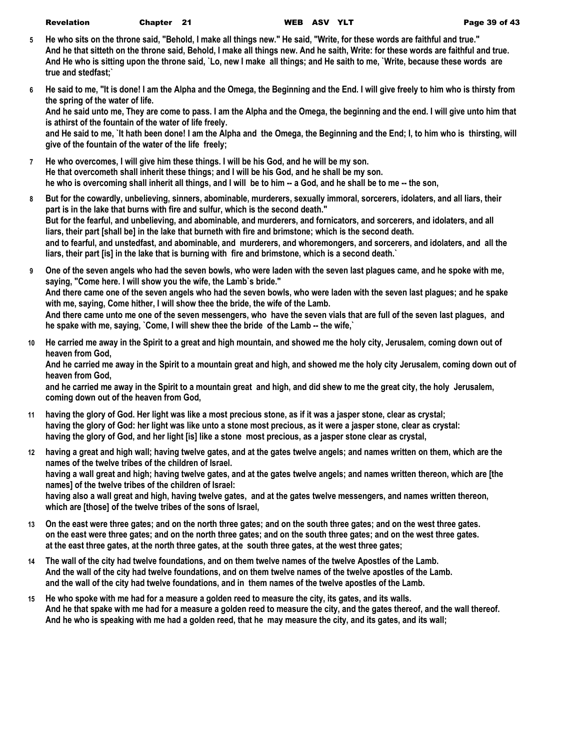**5** **He who sits on the throne said, "Behold, I make all things new." He said, "Write, for these words are faithful and true."**
**And he that sitteth on the throne said, Behold, I make all things new. And he saith, Write: for these words are faithful and true.**
**And He who is sitting upon the throne said, `Lo, new I make all things; and He saith to me, `Write, because these words are true and stedfast;`**

**6** **He said to me, "It is done! I am the Alpha and the Omega, the Beginning and the End. I will give freely to him who is thirsty from the spring of the water of life.**
**And he said unto me, They are come to pass. I am the Alpha and the Omega, the beginning and the end. I will give unto him that is athirst of the fountain of the water of life freely.**
**and He said to me, `It hath been done! I am the Alpha and the Omega, the Beginning and the End; I, to him who is thirsting, will give of the fountain of the water of the life freely;**

**7** **He who overcomes, I will give him these things. I will be his God, and he will be my son.**
**He that overcometh shall inherit these things; and I will be his God, and he shall be my son.**
**he who is overcoming shall inherit all things, and I will be to him -- a God, and he shall be to me -- the son,**

**8** **But for the cowardly, unbelieving, sinners, abominable, murderers, sexually immoral, sorcerers, idolaters, and all liars, their part is in the lake that burns with fire and sulfur, which is the second death."**
**But for the fearful, and unbelieving, and abominable, and murderers, and fornicators, and sorcerers, and idolaters, and all liars, their part [shall be] in the lake that burneth with fire and brimstone; which is the second death.**
**and to fearful, and unstedfast, and abominable, and murderers, and whoremongers, and sorcerers, and idolaters, and all the liars, their part [is] in the lake that is burning with fire and brimstone, which is a second death.`**

**9** **One of the seven angels who had the seven bowls, who were laden with the seven last plagues came, and he spoke with me, saying, "Come here. I will show you the wife, the Lamb`s bride."**
**And there came one of the seven angels who had the seven bowls, who were laden with the seven last plagues; and he spake with me, saying, Come hither, I will show thee the bride, the wife of the Lamb.**
**And there came unto me one of the seven messengers, who have the seven vials that are full of the seven last plagues, and he spake with me, saying, `Come, I will shew thee the bride of the Lamb -- the wife,`**

**10** **He carried me away in the Spirit to a great and high mountain, and showed me the holy city, Jerusalem, coming down out of heaven from God,**
**And he carried me away in the Spirit to a mountain great and high, and showed me the holy city Jerusalem, coming down out of heaven from God,**
**and he carried me away in the Spirit to a mountain great and high, and did shew to me the great city, the holy Jerusalem, coming down out of the heaven from God,**

**11** **having the glory of God. Her light was like a most precious stone, as if it was a jasper stone, clear as crystal;**
**having the glory of God: her light was like unto a stone most precious, as it were a jasper stone, clear as crystal:**
**having the glory of God, and her light [is] like a stone most precious, as a jasper stone clear as crystal,**

**12** **having a great and high wall; having twelve gates, and at the gates twelve angels; and names written on them, which are the names of the twelve tribes of the children of Israel.**
**having a wall great and high; having twelve gates, and at the gates twelve angels; and names written thereon, which are [the names] of the twelve tribes of the children of Israel:**
**having also a wall great and high, having twelve gates, and at the gates twelve messengers, and names written thereon, which are [those] of the twelve tribes of the sons of Israel,**

**13** **On the east were three gates; and on the north three gates; and on the south three gates; and on the west three gates.**
**on the east were three gates; and on the north three gates; and on the south three gates; and on the west three gates.**
**at the east three gates, at the north three gates, at the south three gates, at the west three gates;**

**14** **The wall of the city had twelve foundations, and on them twelve names of the twelve Apostles of the Lamb.**
**And the wall of the city had twelve foundations, and on them twelve names of the twelve apostles of the Lamb.**
**and the wall of the city had twelve foundations, and in them names of the twelve apostles of the Lamb.**

**15** **He who spoke with me had for a measure a golden reed to measure the city, its gates, and its walls.**
**And he that spake with me had for a measure a golden reed to measure the city, and the gates thereof, and the wall thereof.**
**And he who is speaking with me had a golden reed, that he may measure the city, and its gates, and its wall;**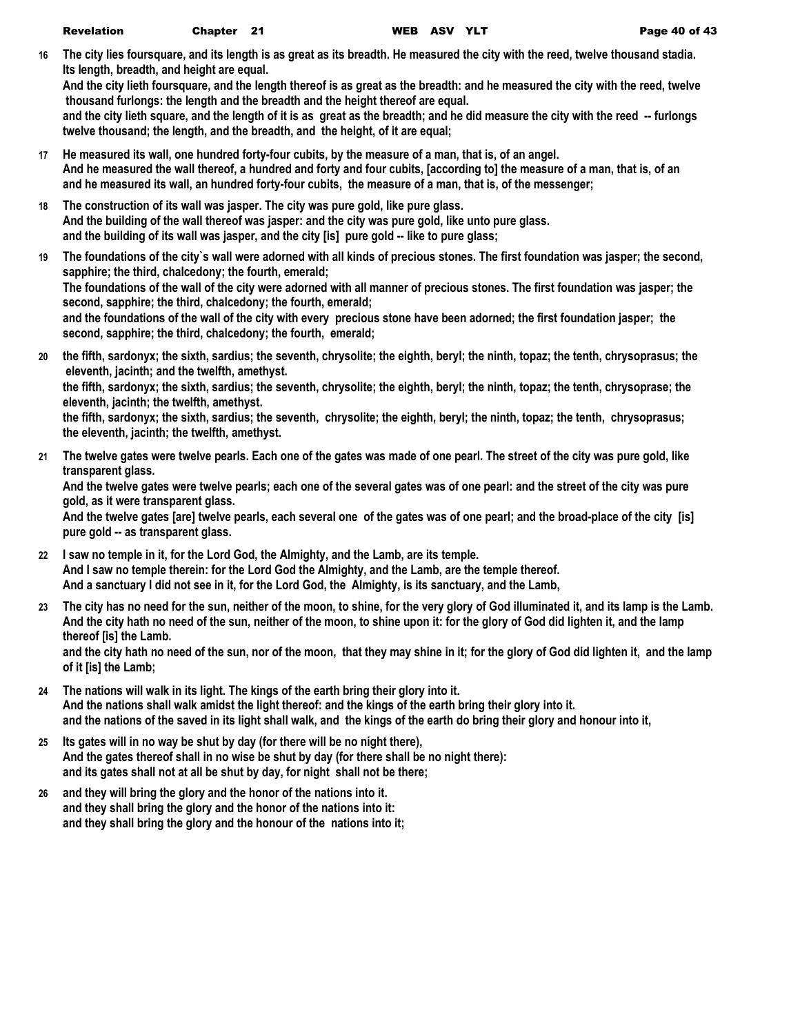**16** **The city lies foursquare, and its length is as great as its breadth. He measured the city with the reed, twelve thousand stadia. Its length, breadth, and height are equal.**
**And the city lieth foursquare, and the length thereof is as great as the breadth: and he measured the city with the reed, twelve thousand furlongs: the length and the breadth and the height thereof are equal.**
**and the city lieth square, and the length of it is as great as the breadth; and he did measure the city with the reed -- furlongs twelve thousand; the length, and the breadth, and the height, of it are equal;**

**17** **He measured its wall, one hundred forty-four cubits, by the measure of a man, that is, of an angel.**
**And he measured the wall thereof, a hundred and forty and four cubits, [according to] the measure of a man, that is, of an**
**and he measured its wall, an hundred forty-four cubits, the measure of a man, that is, of the messenger;**

**18** **The construction of its wall was jasper. The city was pure gold, like pure glass.**
**And the building of the wall thereof was jasper: and the city was pure gold, like unto pure glass.**
**and the building of its wall was jasper, and the city [is] pure gold -- like to pure glass;**

**19** **The foundations of the city`s wall were adorned with all kinds of precious stones. The first foundation was jasper; the second, sapphire; the third, chalcedony; the fourth, emerald;**
**The foundations of the wall of the city were adorned with all manner of precious stones. The first foundation was jasper; the second, sapphire; the third, chalcedony; the fourth, emerald;**
**and the foundations of the wall of the city with every precious stone have been adorned; the first foundation jasper; the second, sapphire; the third, chalcedony; the fourth, emerald;**

**20** **the fifth, sardonyx; the sixth, sardius; the seventh, chrysolite; the eighth, beryl; the ninth, topaz; the tenth, chrysoprasus; the eleventh, jacinth; and the twelfth, amethyst.**
**the fifth, sardonyx; the sixth, sardius; the seventh, chrysolite; the eighth, beryl; the ninth, topaz; the tenth, chrysoprase; the eleventh, jacinth; the twelfth, amethyst.**
**the fifth, sardonyx; the sixth, sardius; the seventh, chrysolite; the eighth, beryl; the ninth, topaz; the tenth, chrysoprasus; the eleventh, jacinth; the twelfth, amethyst.**

**21** **The twelve gates were twelve pearls. Each one of the gates was made of one pearl. The street of the city was pure gold, like transparent glass.**
**And the twelve gates were twelve pearls; each one of the several gates was of one pearl: and the street of the city was pure gold, as it were transparent glass.**
**And the twelve gates [are] twelve pearls, each several one of the gates was of one pearl; and the broad-place of the city [is] pure gold -- as transparent glass.**

**22** **I saw no temple in it, for the Lord God, the Almighty, and the Lamb, are its temple.**
**And I saw no temple therein: for the Lord God the Almighty, and the Lamb, are the temple thereof.**
**And a sanctuary I did not see in it, for the Lord God, the Almighty, is its sanctuary, and the Lamb,**

**23** **The city has no need for the sun, neither of the moon, to shine, for the very glory of God illuminated it, and its lamp is the Lamb.**
**And the city hath no need of the sun, neither of the moon, to shine upon it: for the glory of God did lighten it, and the lamp thereof [is] the Lamb.**
**and the city hath no need of the sun, nor of the moon, that they may shine in it; for the glory of God did lighten it, and the lamp of it [is] the Lamb;**

**24** **The nations will walk in its light. The kings of the earth bring their glory into it.**
**And the nations shall walk amidst the light thereof: and the kings of the earth bring their glory into it.**
**and the nations of the saved in its light shall walk, and the kings of the earth do bring their glory and honour into it,**

**25** **Its gates will in no way be shut by day (for there will be no night there),**
**And the gates thereof shall in no wise be shut by day (for there shall be no night there):**
**and its gates shall not at all be shut by day, for night shall not be there;**

**26** **and they will bring the glory and the honor of the nations into it.**
**and they shall bring the glory and the honor of the nations into it:**
**and they shall bring the glory and the honour of the nations into it;**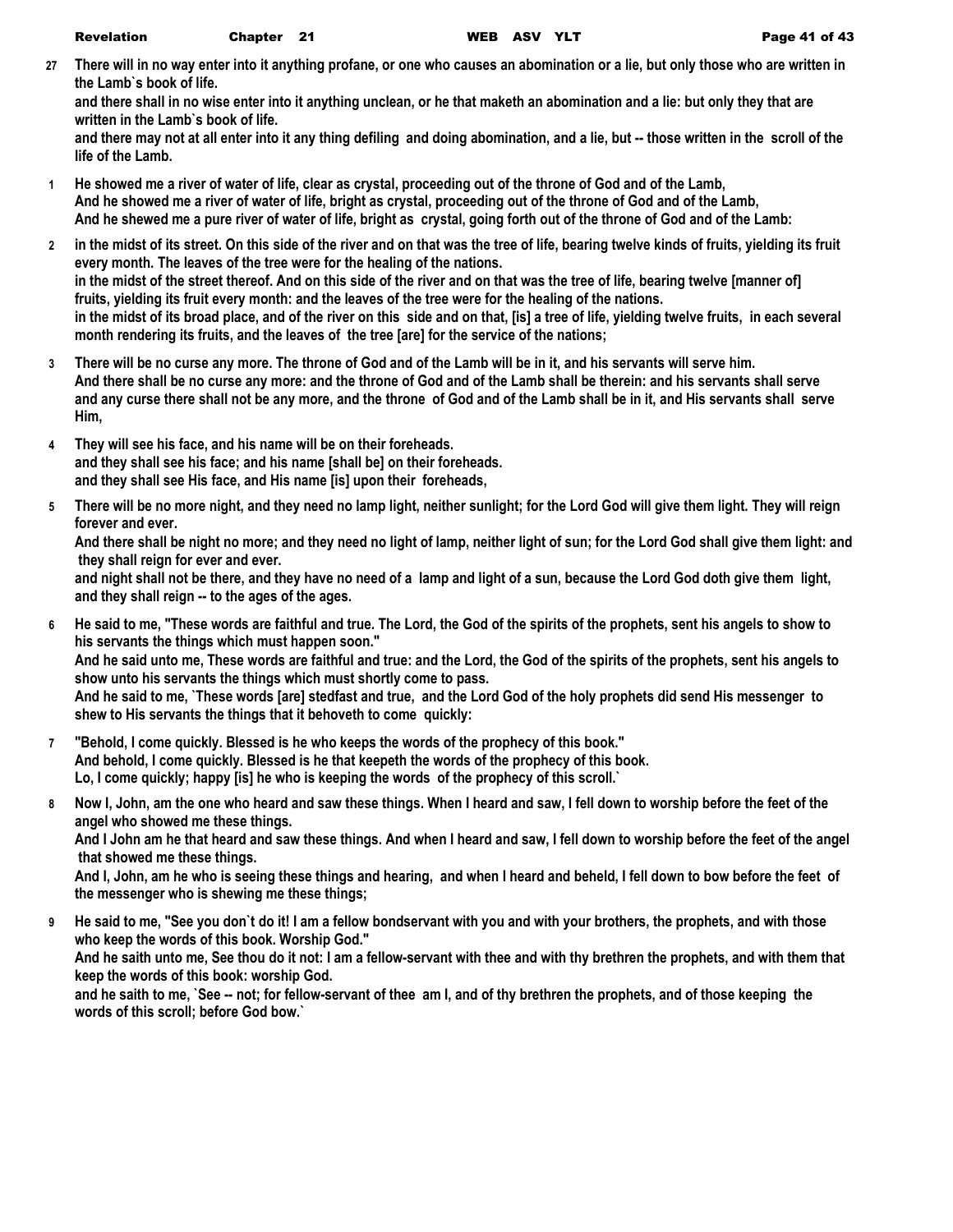**27** **There will in no way enter into it anything profane, or one who causes an abomination or a lie, but only those who are written in the Lamb`s book of life.**
**and there shall in no wise enter into it anything unclean, or he that maketh an abomination and a lie: but only they that are written in the Lamb`s book of life.**
**and there may not at all enter into it any thing defiling and doing abomination, and a lie, but -- those written in the scroll of the life of the Lamb.**

**1** **He showed me a river of water of life, clear as crystal, proceeding out of the throne of God and of the Lamb,**
**And he showed me a river of water of life, bright as crystal, proceeding out of the throne of God and of the Lamb,**
**And he shewed me a pure river of water of life, bright as crystal, going forth out of the throne of God and of the Lamb:**

**2** **in the midst of its street. On this side of the river and on that was the tree of life, bearing twelve kinds of fruits, yielding its fruit every month. The leaves of the tree were for the healing of the nations.**
**in the midst of the street thereof. And on this side of the river and on that was the tree of life, bearing twelve [manner of] fruits, yielding its fruit every month: and the leaves of the tree were for the healing of the nations.**
**in the midst of its broad place, and of the river on this side and on that, [is] a tree of life, yielding twelve fruits, in each several month rendering its fruits, and the leaves of the tree [are] for the service of the nations;**

**3** **There will be no curse any more. The throne of God and of the Lamb will be in it, and his servants will serve him.**
**And there shall be no curse any more: and the throne of God and of the Lamb shall be therein: and his servants shall serve**
**and any curse there shall not be any more, and the throne of God and of the Lamb shall be in it, and His servants shall serve Him,**

**4** **They will see his face, and his name will be on their foreheads.**
**and they shall see his face; and his name [shall be] on their foreheads.**
**and they shall see His face, and His name [is] upon their foreheads,**

**5** **There will be no more night, and they need no lamp light, neither sunlight; for the Lord God will give them light. They will reign forever and ever.**
**And there shall be night no more; and they need no light of lamp, neither light of sun; for the Lord God shall give them light: and they shall reign for ever and ever.**
**and night shall not be there, and they have no need of a lamp and light of a sun, because the Lord God doth give them light, and they shall reign -- to the ages of the ages.**

**6** **He said to me, "These words are faithful and true. The Lord, the God of the spirits of the prophets, sent his angels to show to his servants the things which must happen soon."**
**And he said unto me, These words are faithful and true: and the Lord, the God of the spirits of the prophets, sent his angels to show unto his servants the things which must shortly come to pass.**
**And he said to me, `These words [are] stedfast and true, and the Lord God of the holy prophets did send His messenger to shew to His servants the things that it behoveth to come quickly:**

**7** **"Behold, I come quickly. Blessed is he who keeps the words of the prophecy of this book."**
**And behold, I come quickly. Blessed is he that keepeth the words of the prophecy of this book.**
**Lo, I come quickly; happy [is] he who is keeping the words of the prophecy of this scroll.`**

**8** **Now I, John, am the one who heard and saw these things. When I heard and saw, I fell down to worship before the feet of the angel who showed me these things.**
**And I John am he that heard and saw these things. And when I heard and saw, I fell down to worship before the feet of the angel that showed me these things.**
**And I, John, am he who is seeing these things and hearing, and when I heard and beheld, I fell down to bow before the feet of the messenger who is shewing me these things;**

**9** **He said to me, "See you don`t do it! I am a fellow bondservant with you and with your brothers, the prophets, and with those who keep the words of this book. Worship God."**
**And he saith unto me, See thou do it not: I am a fellow-servant with thee and with thy brethren the prophets, and with them that keep the words of this book: worship God.**
**and he saith to me, `See -- not; for fellow-servant of thee am I, and of thy brethren the prophets, and of those keeping the words of this scroll; before God bow.`**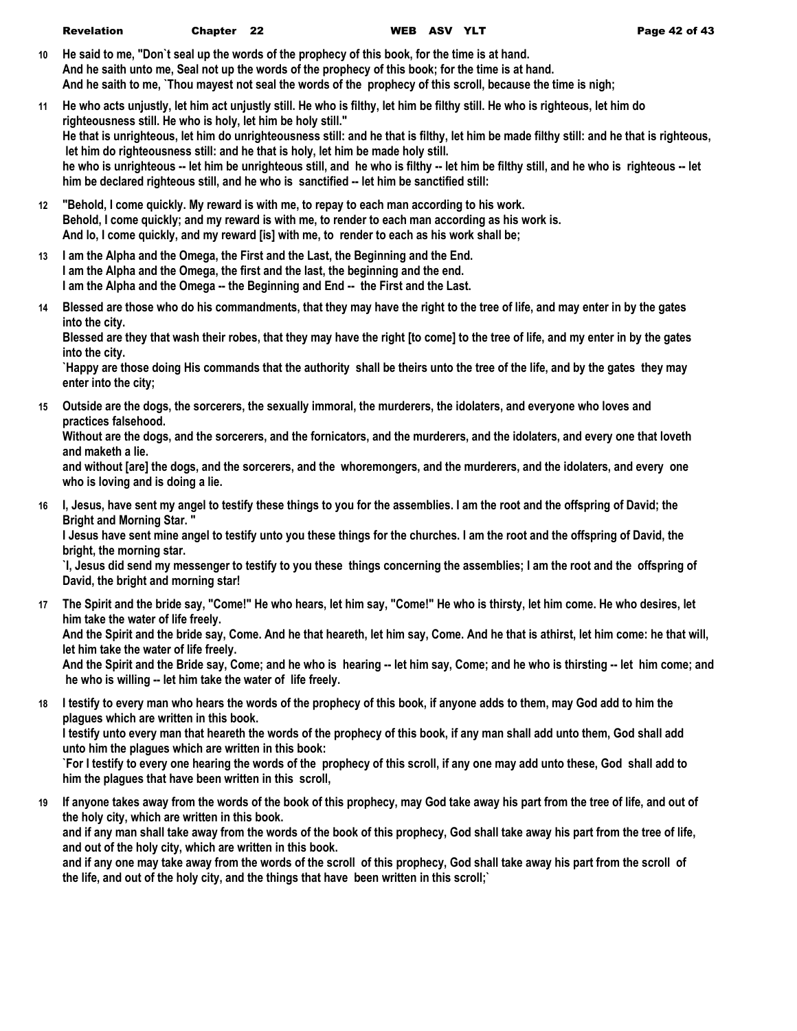**10** He said to me, "Don`t seal up the words of the prophecy of this book, for the time is at hand.
And he saith unto me, Seal not up the words of the prophecy of this book; for the time is at hand.
And he saith to me, `Thou mayest not seal the words of the prophecy of this scroll, because the time is nigh;

**11** He who acts unjustly, let him act unjustly still. He who is filthy, let him be filthy still. He who is righteous, let him do righteousness still. He who is holy, let him be holy still."
He that is unrighteous, let him do unrighteousness still: and he that is filthy, let him be made filthy still: and he that is righteous, let him do righteousness still: and he that is holy, let him be made holy still.
he who is unrighteous -- let him be unrighteous still, and he who is filthy -- let him be filthy still, and he who is righteous -- let him be declared righteous still, and he who is sanctified -- let him be sanctified still:

**12** "Behold, I come quickly. My reward is with me, to repay to each man according to his work.
Behold, I come quickly; and my reward is with me, to render to each man according as his work is.
And lo, I come quickly, and my reward [is] with me, to render to each as his work shall be;

**13** I am the Alpha and the Omega, the First and the Last, the Beginning and the End.
I am the Alpha and the Omega, the first and the last, the beginning and the end.
I am the Alpha and the Omega -- the Beginning and End -- the First and the Last.

**14** Blessed are those who do his commandments, that they may have the right to the tree of life, and may enter in by the gates into the city.
Blessed are they that wash their robes, that they may have the right [to come] to the tree of life, and my enter in by the gates into the city.
`Happy are those doing His commands that the authority shall be theirs unto the tree of the life, and by the gates they may enter into the city;

**15** Outside are the dogs, the sorcerers, the sexually immoral, the murderers, the idolaters, and everyone who loves and practices falsehood.
Without are the dogs, and the sorcerers, and the fornicators, and the murderers, and the idolaters, and every one that loveth and maketh a lie.
and without [are] the dogs, and the sorcerers, and the whoremongers, and the murderers, and the idolaters, and every one who is loving and is doing a lie.

**16** I, Jesus, have sent my angel to testify these things to you for the assemblies. I am the root and the offspring of David; the Bright and Morning Star. "
I Jesus have sent mine angel to testify unto you these things for the churches. I am the root and the offspring of David, the bright, the morning star.
`I, Jesus did send my messenger to testify to you these things concerning the assemblies; I am the root and the offspring of David, the bright and morning star!

**17** The Spirit and the bride say, "Come!" He who hears, let him say, "Come!" He who is thirsty, let him come. He who desires, let him take the water of life freely.
And the Spirit and the bride say, Come. And he that heareth, let him say, Come. And he that is athirst, let him come: he that will, let him take the water of life freely.
And the Spirit and the Bride say, Come; and he who is hearing -- let him say, Come; and he who is thirsting -- let him come; and he who is willing -- let him take the water of life freely.

**18** I testify to every man who hears the words of the prophecy of this book, if anyone adds to them, may God add to him the plagues which are written in this book.
I testify unto every man that heareth the words of the prophecy of this book, if any man shall add unto them, God shall add unto him the plagues which are written in this book:
`For I testify to every one hearing the words of the prophecy of this scroll, if any one may add unto these, God shall add to him the plagues that have been written in this scroll,

**19** If anyone takes away from the words of the book of this prophecy, may God take away his part from the tree of life, and out of the holy city, which are written in this book.
and if any man shall take away from the words of the book of this prophecy, God shall take away his part from the tree of life, and out of the holy city, which are written in this book.
and if any one may take away from the words of the scroll of this prophecy, God shall take away his part from the scroll of the life, and out of the holy city, and the things that have been written in this scroll;`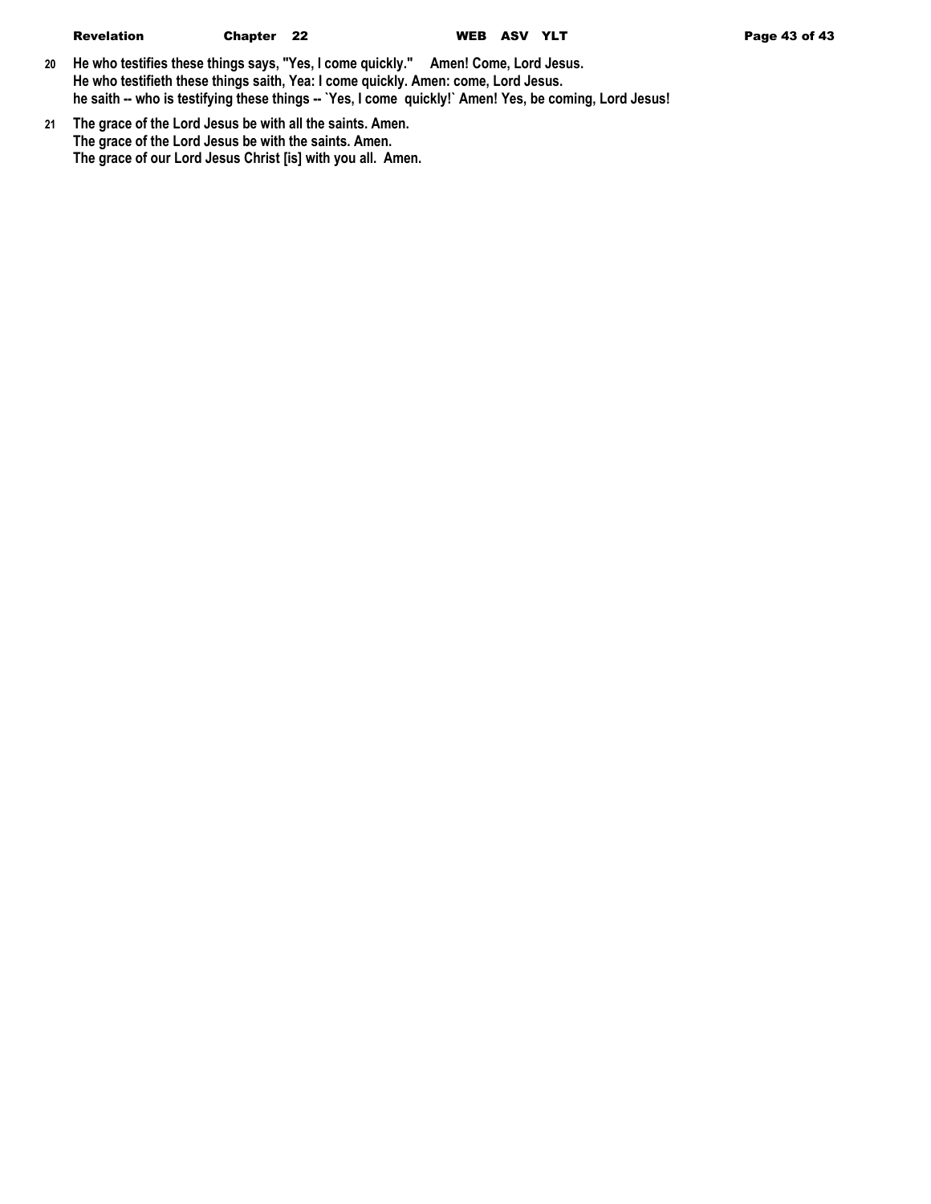20 He who testifies these things says, "Yes, I come quickly."     Amen! Come, Lord Jesus.
He who testifieth these things saith, Yea: I come quickly. Amen: come, Lord Jesus.
he saith -- who is testifying these things -- `Yes, I come  quickly!` Amen! Yes, be coming, Lord Jesus!

21 The grace of the Lord Jesus be with all the saints. Amen.
The grace of the Lord Jesus be with the saints. Amen.
The grace of our Lord Jesus Christ [is] with you all.  Amen.